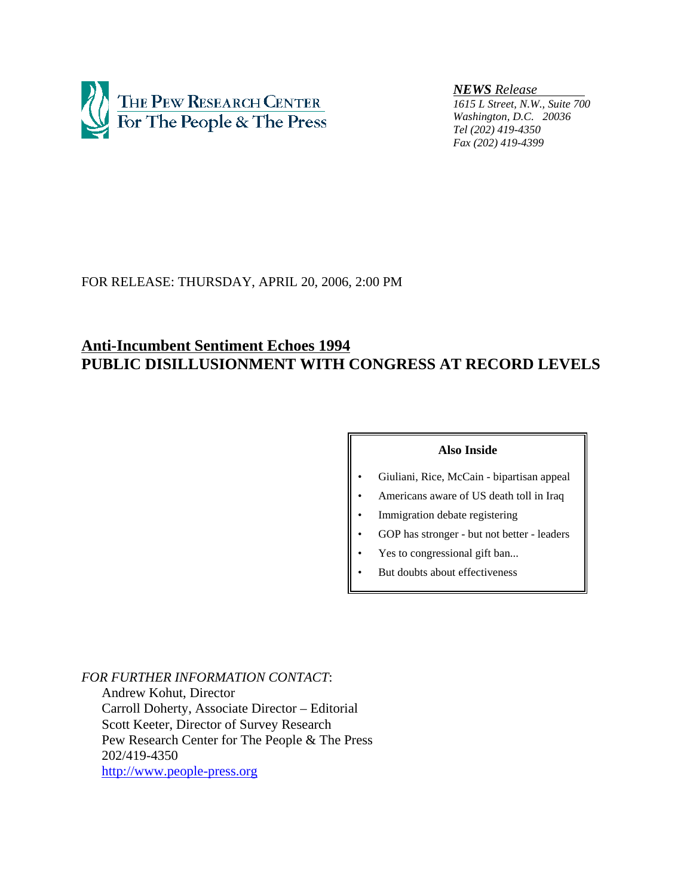THE PEW RESEARCH CENTER
For The People & The Press

***NEWS** Release*
*1615 L Street, N.W., Suite 700*
*Washington, D.C. 20036*
*Tel (202) 419-4350*
*Fax (202) 419-4399*

FOR RELEASE: THURSDAY, APRIL 20, 2006, 2:00 PM

# Anti-Incumbent Sentiment Echoes 1994
# PUBLIC DISILLUSIONMENT WITH CONGRESS AT RECORD LEVELS

**Also Inside**

- Giuliani, Rice, McCain - bipartisan appeal
- Americans aware of US death toll in Iraq
- Immigration debate registering
- GOP has stronger - but not better - leaders
- Yes to congressional gift ban...
- But doubts about effectiveness

*FOR FURTHER INFORMATION CONTACT*:

Andrew Kohut, Director
Carroll Doherty, Associate Director – Editorial
Scott Keeter, Director of Survey Research
Pew Research Center for The People & The Press
202/419-4350
http://www.people-press.org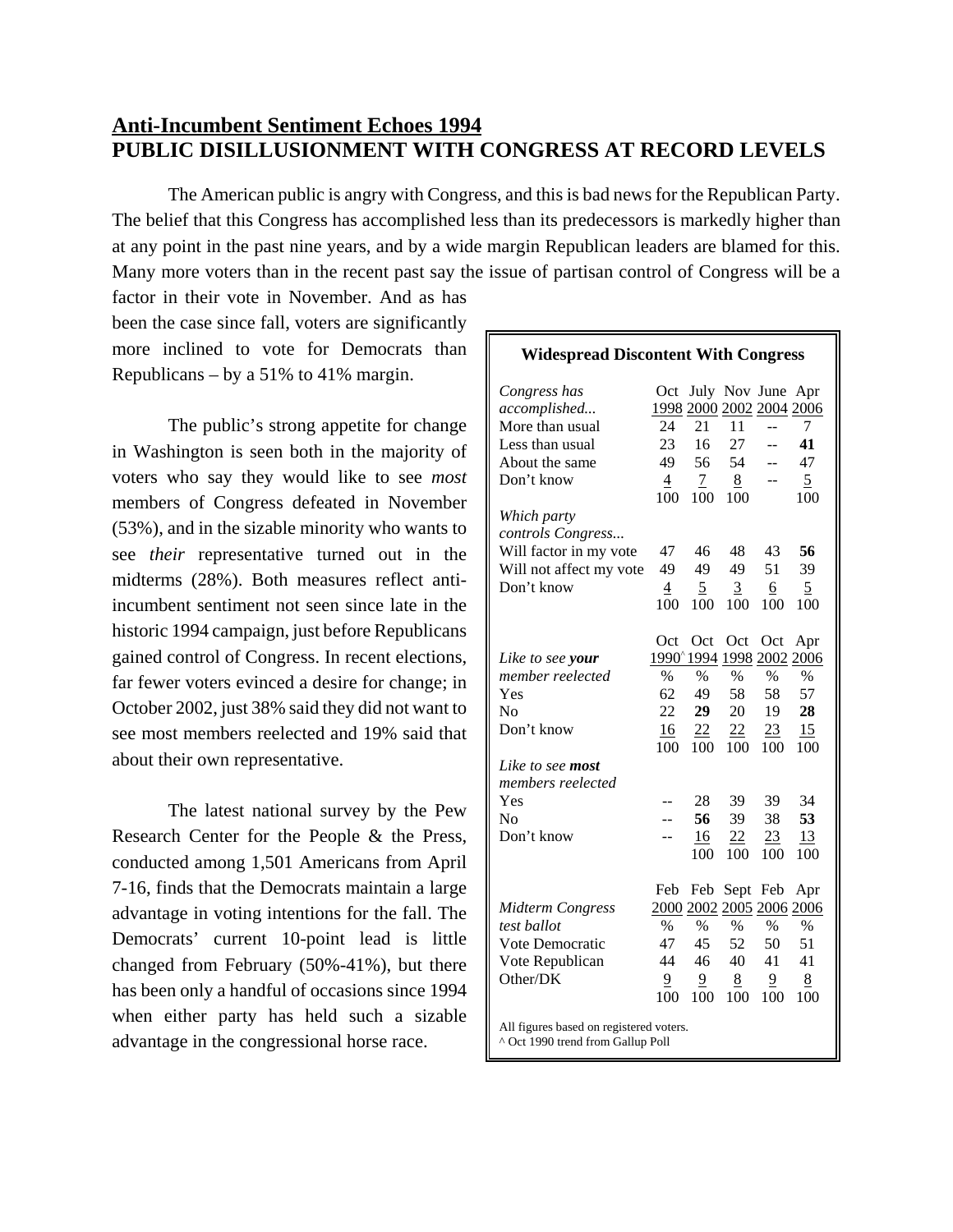## Anti-Incumbent Sentiment Echoes 1994

## PUBLIC DISILLUSIONMENT WITH CONGRESS AT RECORD LEVELS

The American public is angry with Congress, and this is bad news for the Republican Party. The belief that this Congress has accomplished less than its predecessors is markedly higher than at any point in the past nine years, and by a wide margin Republican leaders are blamed for this. Many more voters than in the recent past say the issue of partisan control of Congress will be a factor in their vote in November. And as has been the case since fall, voters are significantly more inclined to vote for Democrats than Republicans – by a 51% to 41% margin.

The public's strong appetite for change in Washington is seen both in the majority of voters who say they would like to see *most* members of Congress defeated in November (53%), and in the sizable minority who wants to see *their* representative turned out in the midterms (28%). Both measures reflect anti-incumbent sentiment not seen since late in the historic 1994 campaign, just before Republicans gained control of Congress. In recent elections, far fewer voters evinced a desire for change; in October 2002, just 38% said they did not want to see most members reelected and 19% said that about their own representative.

The latest national survey by the Pew Research Center for the People & the Press, conducted among 1,501 Americans from April 7-16, finds that the Democrats maintain a large advantage in voting intentions for the fall. The Democrats' current 10-point lead is little changed from February (50%-41%), but there has been only a handful of occasions since 1994 when either party has held such a sizable advantage in the congressional horse race.

**Widespread Discontent With Congress**

| *Congress has accomplished...* | Oct 1998 | July 2000 | Nov 2002 | June 2004 | Apr 2006 |
|---|---|---|---|---|---|
| More than usual | 24 | 21 | 11 | -- | 7 |
| Less than usual | 23 | 16 | 27 | -- | **41** |
| About the same | 49 | 56 | 54 | -- | 47 |
| Don't know | 4 | 7 | 8 | -- | 5 |
| | 100 | 100 | 100 | | 100 |
| *Which party controls Congress...* | | | | | |
| Will factor in my vote | 47 | 46 | 48 | 43 | **56** |
| Will not affect my vote | 49 | 49 | 49 | 51 | 39 |
| Don't know | 4 | 5 | 3 | 6 | 5 |
| | 100 | 100 | 100 | 100 | 100 |

| *Like to see **your** member reelected* | Oct 1990^ | Oct 1994 | Oct 1998 | Oct 2002 | Apr 2006 |
|---|---|---|---|---|---|
| | % | % | % | % | % |
| Yes | 62 | 49 | 58 | 58 | 57 |
| No | 22 | **29** | 20 | 19 | **28** |
| Don't know | 16 | 22 | 22 | 23 | 15 |
| | 100 | 100 | 100 | 100 | 100 |
| *Like to see **most** members reelected* | | | | | |
| Yes | -- | 28 | 39 | 39 | 34 |
| No | -- | **56** | 39 | 38 | **53** |
| Don't know | -- | 16 | 22 | 23 | 13 |
| | | 100 | 100 | 100 | 100 |

| *Midterm Congress test ballot* | Feb 2000 | Feb 2002 | Sept 2005 | Feb 2006 | Apr 2006 |
|---|---|---|---|---|---|
| | % | % | % | % | % |
| Vote Democratic | 47 | 45 | 52 | 50 | 51 |
| Vote Republican | 44 | 46 | 40 | 41 | 41 |
| Other/DK | 9 | 9 | 8 | 9 | 8 |
| | 100 | 100 | 100 | 100 | 100 |

All figures based on registered voters.
^ Oct 1990 trend from Gallup Poll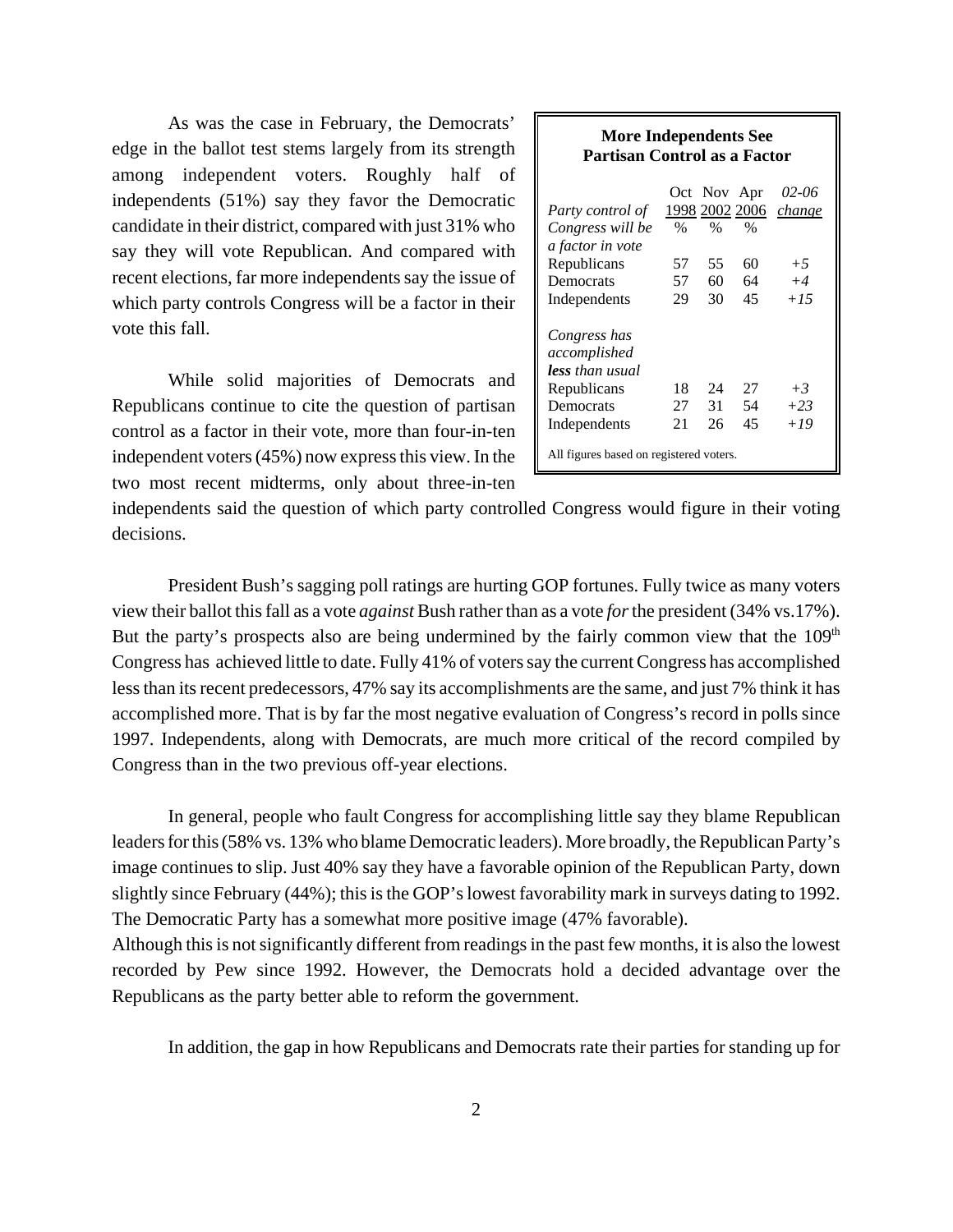As was the case in February, the Democrats' edge in the ballot test stems largely from its strength among independent voters. Roughly half of independents (51%) say they favor the Democratic candidate in their district, compared with just 31% who say they will vote Republican. And compared with recent elections, far more independents say the issue of which party controls Congress will be a factor in their vote this fall.

**More Independents See Partisan Control as a Factor**

| | Oct 1998 | Nov 2002 | Apr 2006 | *02-06 change* |
|---|---|---|---|---|
| *Party control of Congress will be a factor in vote* | % | % | % | |
| Republicans | 57 | 55 | 60 | *+5* |
| Democrats | 57 | 60 | 64 | *+4* |
| Independents | 29 | 30 | 45 | *+15* |
| *Congress has accomplished **less** than usual* | | | | |
| Republicans | 18 | 24 | 27 | *+3* |
| Democrats | 27 | 31 | 54 | *+23* |
| Independents | 21 | 26 | 45 | *+19* |

All figures based on registered voters.

While solid majorities of Democrats and Republicans continue to cite the question of partisan control as a factor in their vote, more than four-in-ten independent voters (45%) now express this view. In the two most recent midterms, only about three-in-ten independents said the question of which party controlled Congress would figure in their voting decisions.

President Bush's sagging poll ratings are hurting GOP fortunes. Fully twice as many voters view their ballot this fall as a vote *against* Bush rather than as a vote *for* the president (34% vs.17%). But the party's prospects also are being undermined by the fairly common view that the 109th Congress has achieved little to date. Fully 41% of voters say the current Congress has accomplished less than its recent predecessors, 47% say its accomplishments are the same, and just 7% think it has accomplished more. That is by far the most negative evaluation of Congress's record in polls since 1997. Independents, along with Democrats, are much more critical of the record compiled by Congress than in the two previous off-year elections.

In general, people who fault Congress for accomplishing little say they blame Republican leaders for this (58% vs. 13% who blame Democratic leaders). More broadly, the Republican Party's image continues to slip. Just 40% say they have a favorable opinion of the Republican Party, down slightly since February (44%); this is the GOP's lowest favorability mark in surveys dating to 1992. The Democratic Party has a somewhat more positive image (47% favorable).
Although this is not significantly different from readings in the past few months, it is also the lowest recorded by Pew since 1992. However, the Democrats hold a decided advantage over the Republicans as the party better able to reform the government.

In addition, the gap in how Republicans and Democrats rate their parties for standing up for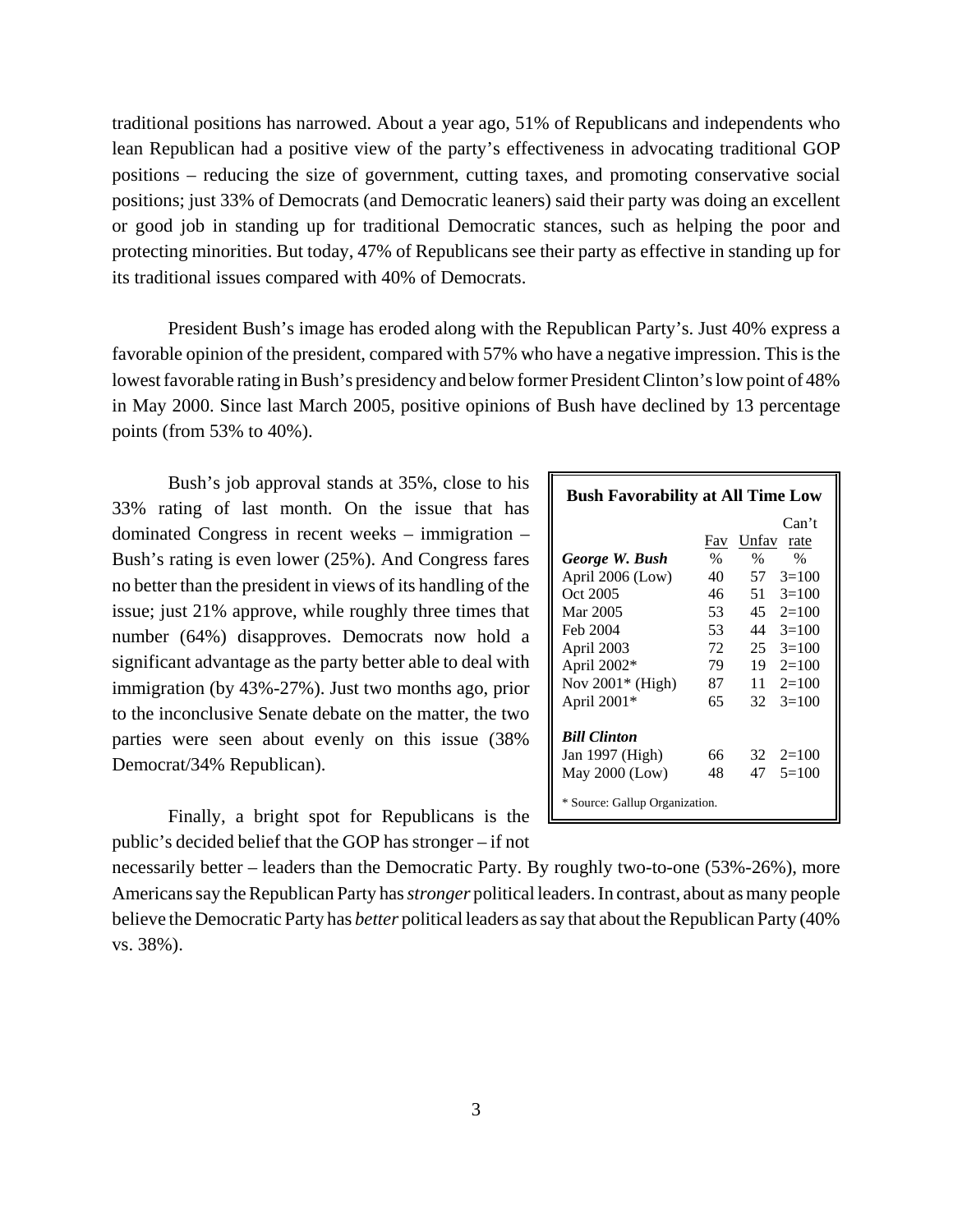traditional positions has narrowed. About a year ago, 51% of Republicans and independents who lean Republican had a positive view of the party's effectiveness in advocating traditional GOP positions – reducing the size of government, cutting taxes, and promoting conservative social positions; just 33% of Democrats (and Democratic leaners) said their party was doing an excellent or good job in standing up for traditional Democratic stances, such as helping the poor and protecting minorities. But today, 47% of Republicans see their party as effective in standing up for its traditional issues compared with 40% of Democrats.

President Bush's image has eroded along with the Republican Party's. Just 40% express a favorable opinion of the president, compared with 57% who have a negative impression. This is the lowest favorable rating in Bush's presidency and below former President Clinton's low point of 48% in May 2000. Since last March 2005, positive opinions of Bush have declined by 13 percentage points (from 53% to 40%).

Bush's job approval stands at 35%, close to his 33% rating of last month. On the issue that has dominated Congress in recent weeks – immigration – Bush's rating is even lower (25%). And Congress fares no better than the president in views of its handling of the issue; just 21% approve, while roughly three times that number (64%) disapproves. Democrats now hold a significant advantage as the party better able to deal with immigration (by 43%-27%). Just two months ago, prior to the inconclusive Senate debate on the matter, the two parties were seen about evenly on this issue (38% Democrat/34% Republican).

**Bush Favorability at All Time Low**

| | Fav | Unfav | Can't rate |
|---|---|---|---|
| ***George W. Bush*** | % | % | % |
| April 2006 (Low) | 40 | 57 | 3=100 |
| Oct 2005 | 46 | 51 | 3=100 |
| Mar 2005 | 53 | 45 | 2=100 |
| Feb 2004 | 53 | 44 | 3=100 |
| April 2003 | 72 | 25 | 3=100 |
| April 2002* | 79 | 19 | 2=100 |
| Nov 2001* (High) | 87 | 11 | 2=100 |
| April 2001* | 65 | 32 | 3=100 |
| ***Bill Clinton*** | | | |
| Jan 1997 (High) | 66 | 32 | 2=100 |
| May 2000 (Low) | 48 | 47 | 5=100 |

* Source: Gallup Organization.

Finally, a bright spot for Republicans is the public's decided belief that the GOP has stronger – if not necessarily better – leaders than the Democratic Party. By roughly two-to-one (53%-26%), more Americans say the Republican Party has *stronger* political leaders. In contrast, about as many people believe the Democratic Party has *better* political leaders as say that about the Republican Party (40% vs. 38%).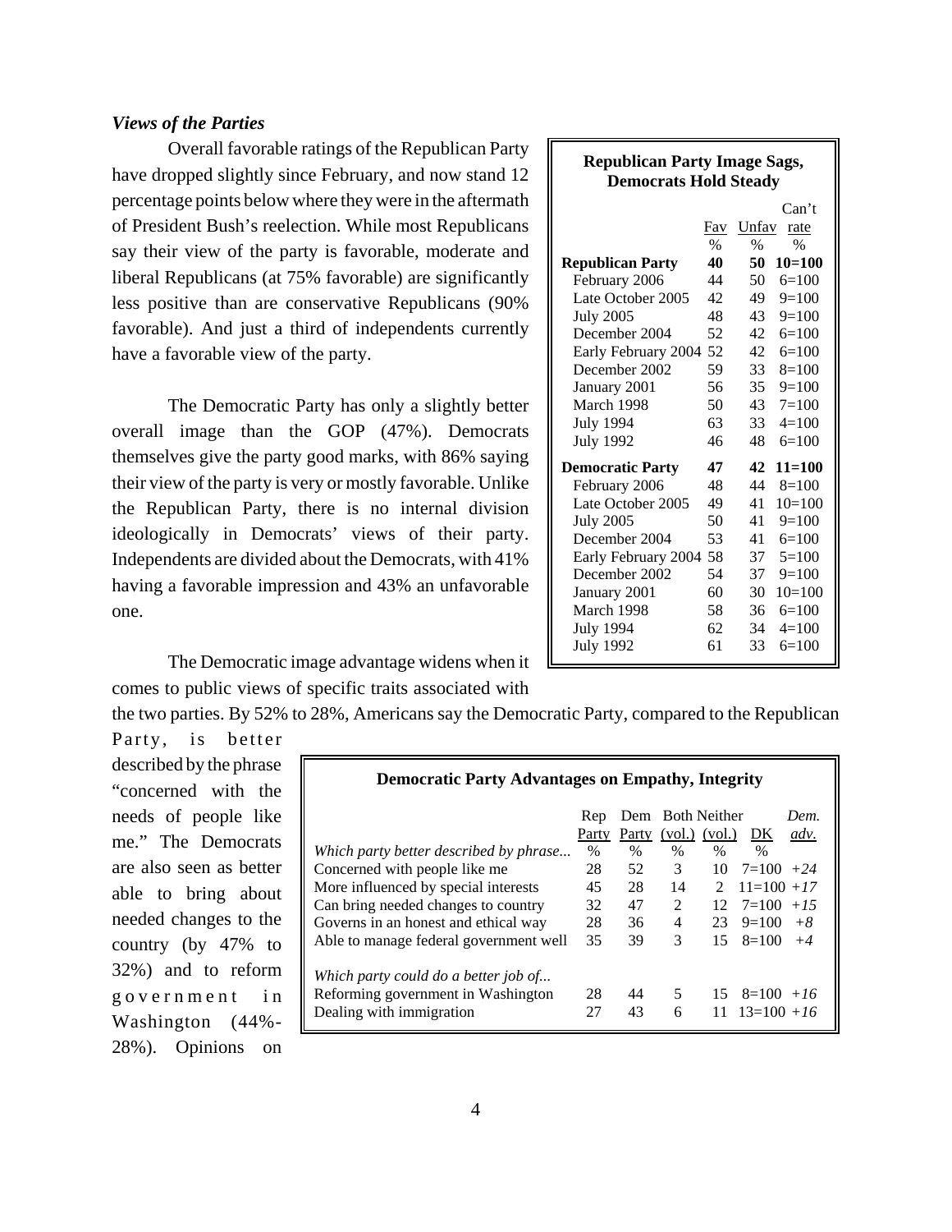### *Views of the Parties*

Overall favorable ratings of the Republican Party have dropped slightly since February, and now stand 12 percentage points below where they were in the aftermath of President Bush's reelection. While most Republicans say their view of the party is favorable, moderate and liberal Republicans (at 75% favorable) are significantly less positive than are conservative Republicans (90% favorable). And just a third of independents currently have a favorable view of the party.

The Democratic Party has only a slightly better overall image than the GOP (47%). Democrats themselves give the party good marks, with 86% saying their view of the party is very or mostly favorable. Unlike the Republican Party, there is no internal division ideologically in Democrats' views of their party. Independents are divided about the Democrats, with 41% having a favorable impression and 43% an unfavorable one.

**Republican Party Image Sags, Democrats Hold Steady**

| | Fav | Unfav | Can't rate |
|---|---|---|---|
| | % | % | % |
| **Republican Party** | **40** | **50** | **10=100** |
| February 2006 | 44 | 50 | 6=100 |
| Late October 2005 | 42 | 49 | 9=100 |
| July 2005 | 48 | 43 | 9=100 |
| December 2004 | 52 | 42 | 6=100 |
| Early February 2004 | 52 | 42 | 6=100 |
| December 2002 | 59 | 33 | 8=100 |
| January 2001 | 56 | 35 | 9=100 |
| March 1998 | 50 | 43 | 7=100 |
| July 1994 | 63 | 33 | 4=100 |
| July 1992 | 46 | 48 | 6=100 |
| **Democratic Party** | **47** | **42** | **11=100** |
| February 2006 | 48 | 44 | 8=100 |
| Late October 2005 | 49 | 41 | 10=100 |
| July 2005 | 50 | 41 | 9=100 |
| December 2004 | 53 | 41 | 6=100 |
| Early February 2004 | 58 | 37 | 5=100 |
| December 2002 | 54 | 37 | 9=100 |
| January 2001 | 60 | 30 | 10=100 |
| March 1998 | 58 | 36 | 6=100 |
| July 1994 | 62 | 34 | 4=100 |
| July 1992 | 61 | 33 | 6=100 |

The Democratic image advantage widens when it comes to public views of specific traits associated with the two parties. By 52% to 28%, Americans say the Democratic Party, compared to the Republican Party, is better described by the phrase "concerned with the needs of people like me." The Democrats are also seen as better able to bring about needed changes to the country (by 47% to 32%) and to reform government in Washington (44%-28%). Opinions on

**Democratic Party Advantages on Empathy, Integrity**

| | Rep Party | Dem Party | Both (vol.) | Neither (vol.) | DK | *Dem. adv.* |
|---|---|---|---|---|---|---|
| *Which party better described by phrase...* | % | % | % | % | % | |
| Concerned with people like me | 28 | 52 | 3 | 10 | 7=100 | *+24* |
| More influenced by special interests | 45 | 28 | 14 | 2 | 11=100 | *+17* |
| Can bring needed changes to country | 32 | 47 | 2 | 12 | 7=100 | *+15* |
| Governs in an honest and ethical way | 28 | 36 | 4 | 23 | 9=100 | *+8* |
| Able to manage federal government well | 35 | 39 | 3 | 15 | 8=100 | *+4* |
| *Which party could do a better job of...* | | | | | | |
| Reforming government in Washington | 28 | 44 | 5 | 15 | 8=100 | *+16* |
| Dealing with immigration | 27 | 43 | 6 | 11 | 13=100 | *+16* |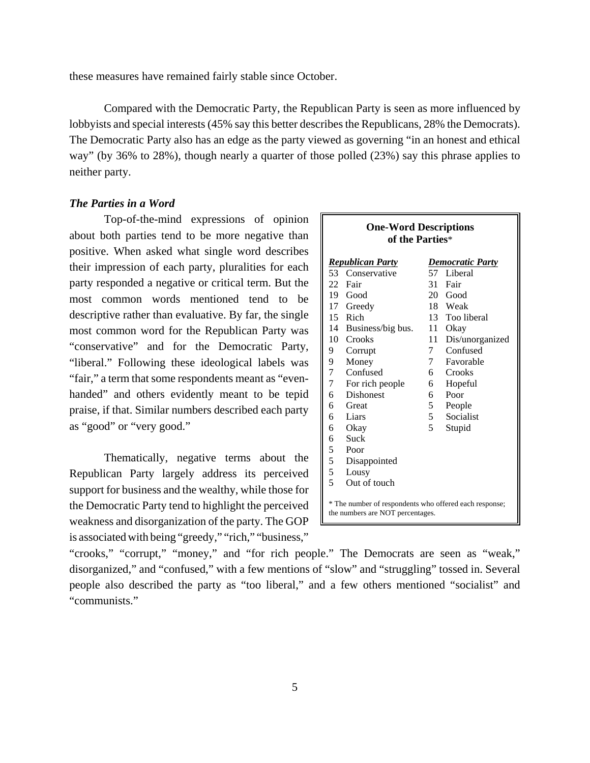these measures have remained fairly stable since October.

Compared with the Democratic Party, the Republican Party is seen as more influenced by lobbyists and special interests (45% say this better describes the Republicans, 28% the Democrats). The Democratic Party also has an edge as the party viewed as governing "in an honest and ethical way" (by 36% to 28%), though nearly a quarter of those polled (23%) say this phrase applies to neither party.

### *The Parties in a Word*

Top-of-the-mind expressions of opinion about both parties tend to be more negative than positive. When asked what single word describes their impression of each party, pluralities for each party responded a negative or critical term. But the most common words mentioned tend to be descriptive rather than evaluative. By far, the single most common word for the Republican Party was "conservative" and for the Democratic Party, "liberal." Following these ideological labels was "fair," a term that some respondents meant as "even-handed" and others evidently meant to be tepid praise, if that. Similar numbers described each party as "good" or "very good."

**One-Word Descriptions of the Parties***

| ***Republican Party*** | | ***Democratic Party*** | |
|---|---|---|---|
| 53 | Conservative | 57 | Liberal |
| 22 | Fair | 31 | Fair |
| 19 | Good | 20 | Good |
| 17 | Greedy | 18 | Weak |
| 15 | Rich | 13 | Too liberal |
| 14 | Business/big bus. | 11 | Okay |
| 10 | Crooks | 11 | Dis/unorganized |
| 9 | Corrupt | 7 | Confused |
| 9 | Money | 7 | Favorable |
| 7 | Confused | 6 | Crooks |
| 7 | For rich people | 6 | Hopeful |
| 6 | Dishonest | 6 | Poor |
| 6 | Great | 5 | People |
| 6 | Liars | 5 | Socialist |
| 6 | Okay | 5 | Stupid |
| 6 | Suck | | |
| 5 | Poor | | |
| 5 | Disappointed | | |
| 5 | Lousy | | |
| 5 | Out of touch | | |

* The number of respondents who offered each response; the numbers are NOT percentages.

Thematically, negative terms about the Republican Party largely address its perceived support for business and the wealthy, while those for the Democratic Party tend to highlight the perceived weakness and disorganization of the party. The GOP is associated with being "greedy," "rich," "business," "crooks," "corrupt," "money," and "for rich people." The Democrats are seen as "weak," disorganized," and "confused," with a few mentions of "slow" and "struggling" tossed in. Several people also described the party as "too liberal," and a few others mentioned "socialist" and "communists."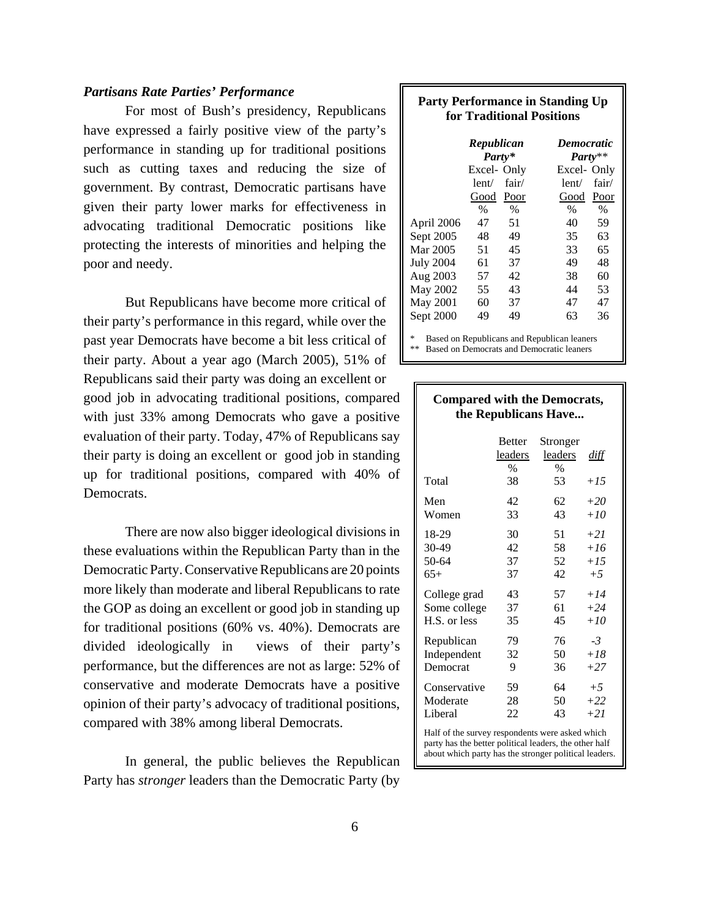### *Partisans Rate Parties' Performance*

For most of Bush's presidency, Republicans have expressed a fairly positive view of the party's performance in standing up for traditional positions such as cutting taxes and reducing the size of government. By contrast, Democratic partisans have given their party lower marks for effectiveness in advocating traditional Democratic positions like protecting the interests of minorities and helping the poor and needy.

But Republicans have become more critical of their party's performance in this regard, while over the past year Democrats have become a bit less critical of their party. About a year ago (March 2005), 51% of Republicans said their party was doing an excellent or good job in advocating traditional positions, compared with just 33% among Democrats who gave a positive evaluation of their party. Today, 47% of Republicans say their party is doing an excellent or good job in standing up for traditional positions, compared with 40% of Democrats.

There are now also bigger ideological divisions in these evaluations within the Republican Party than in the Democratic Party. Conservative Republicans are 20 points more likely than moderate and liberal Republicans to rate the GOP as doing an excellent or good job in standing up for traditional positions (60% vs. 40%). Democrats are divided ideologically in views of their party's performance, but the differences are not as large: 52% of conservative and moderate Democrats have a positive opinion of their party's advocacy of traditional positions, compared with 38% among liberal Democrats.

In general, the public believes the Republican Party has *stronger* leaders than the Democratic Party (by

**Party Performance in Standing Up for Traditional Positions**

| | ***Republican Party**** | | ***Democratic Party***** | |
|---|---|---|---|---|
| | Excel-lent/ Good | Only fair/ Poor | Excel-lent/ Good | Only fair/ Poor |
| | % | % | % | % |
| April 2006 | 47 | 51 | 40 | 59 |
| Sept 2005 | 48 | 49 | 35 | 63 |
| Mar 2005 | 51 | 45 | 33 | 65 |
| July 2004 | 61 | 37 | 49 | 48 |
| Aug 2003 | 57 | 42 | 38 | 60 |
| May 2002 | 55 | 43 | 44 | 53 |
| May 2001 | 60 | 37 | 47 | 47 |
| Sept 2000 | 49 | 49 | 63 | 36 |

\* Based on Republicans and Republican leaners
\*\* Based on Democrats and Democratic leaners

**Compared with the Democrats, the Republicans Have...**

| | Better leaders | Stronger leaders | *diff* |
|---|---|---|---|
| | % | % | |
| Total | 38 | 53 | *+15* |
| Men | 42 | 62 | *+20* |
| Women | 33 | 43 | *+10* |
| 18-29 | 30 | 51 | *+21* |
| 30-49 | 42 | 58 | *+16* |
| 50-64 | 37 | 52 | *+15* |
| 65+ | 37 | 42 | *+5* |
| College grad | 43 | 57 | *+14* |
| Some college | 37 | 61 | *+24* |
| H.S. or less | 35 | 45 | *+10* |
| Republican | 79 | 76 | *-3* |
| Independent | 32 | 50 | *+18* |
| Democrat | 9 | 36 | *+27* |
| Conservative | 59 | 64 | *+5* |
| Moderate | 28 | 50 | *+22* |
| Liberal | 22 | 43 | *+21* |

Half of the survey respondents were asked which party has the better political leaders, the other half about which party has the stronger political leaders.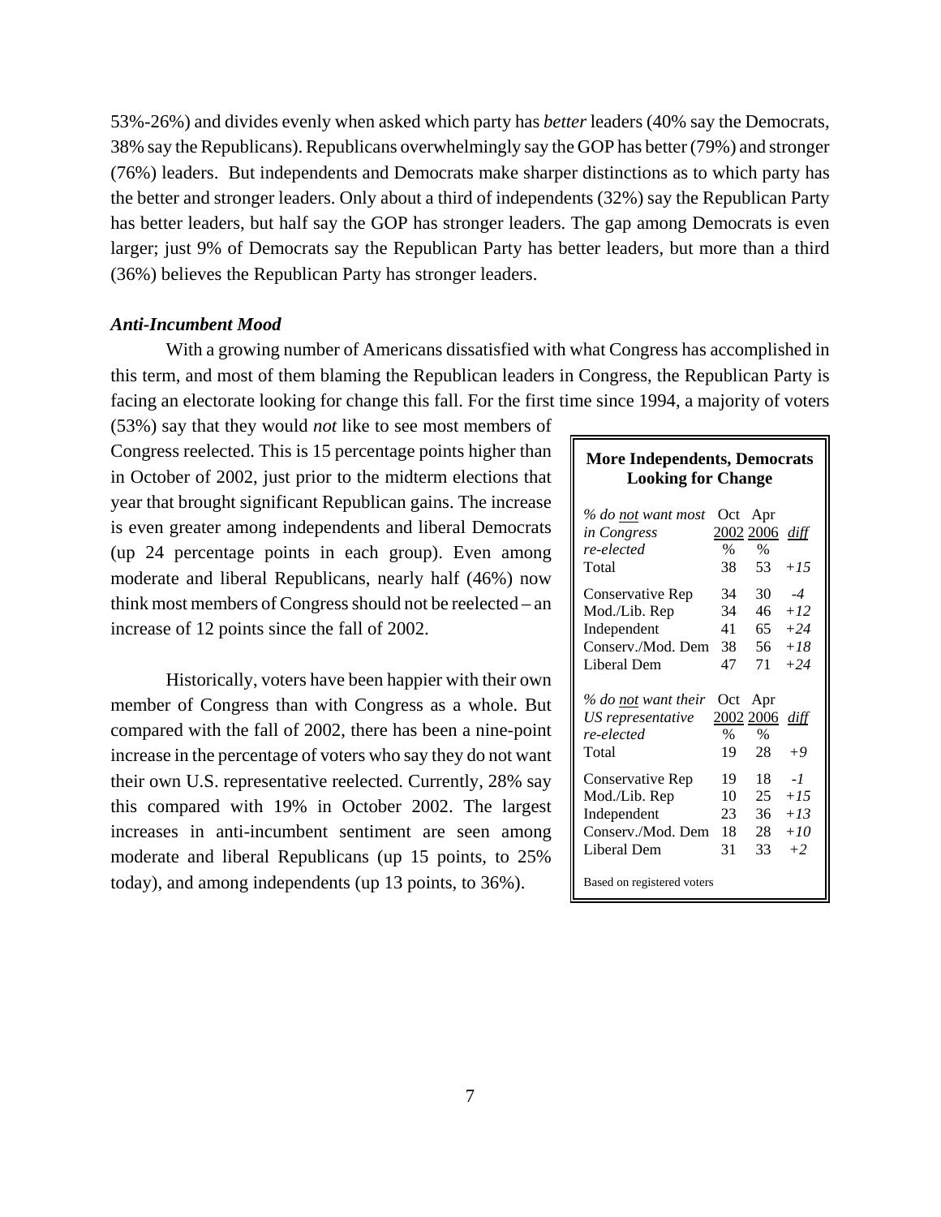53%-26%) and divides evenly when asked which party has *better* leaders (40% say the Democrats, 38% say the Republicans). Republicans overwhelmingly say the GOP has better (79%) and stronger (76%) leaders. But independents and Democrats make sharper distinctions as to which party has the better and stronger leaders. Only about a third of independents (32%) say the Republican Party has better leaders, but half say the GOP has stronger leaders. The gap among Democrats is even larger; just 9% of Democrats say the Republican Party has better leaders, but more than a third (36%) believes the Republican Party has stronger leaders.

### *Anti-Incumbent Mood*

With a growing number of Americans dissatisfied with what Congress has accomplished in this term, and most of them blaming the Republican leaders in Congress, the Republican Party is facing an electorate looking for change this fall. For the first time since 1994, a majority of voters (53%) say that they would *not* like to see most members of Congress reelected. This is 15 percentage points higher than in October of 2002, just prior to the midterm elections that year that brought significant Republican gains. The increase is even greater among independents and liberal Democrats (up 24 percentage points in each group). Even among moderate and liberal Republicans, nearly half (46%) now think most members of Congress should not be reelected – an increase of 12 points since the fall of 2002.

Historically, voters have been happier with their own member of Congress than with Congress as a whole. But compared with the fall of 2002, there has been a nine-point increase in the percentage of voters who say they do not want their own U.S. representative reelected. Currently, 28% say this compared with 19% in October 2002. The largest increases in anti-incumbent sentiment are seen among moderate and liberal Republicans (up 15 points, to 25% today), and among independents (up 13 points, to 36%).

**More Independents, Democrats Looking for Change**

| *% do not want most in Congress re-elected* | Oct 2002 % | Apr 2006 % | *diff* |
|---|---|---|---|
| Total | 38 | 53 | *+15* |
| Conservative Rep | 34 | 30 | *-4* |
| Mod./Lib. Rep | 34 | 46 | *+12* |
| Independent | 41 | 65 | *+24* |
| Conserv./Mod. Dem | 38 | 56 | *+18* |
| Liberal Dem | 47 | 71 | *+24* |
| *% do not want their US representative re-elected* | **Oct 2002 %** | **Apr 2006 %** | ***diff*** |
| Total | 19 | 28 | *+9* |
| Conservative Rep | 19 | 18 | *-1* |
| Mod./Lib. Rep | 10 | 25 | *+15* |
| Independent | 23 | 36 | *+13* |
| Conserv./Mod. Dem | 18 | 28 | *+10* |
| Liberal Dem | 31 | 33 | *+2* |

Based on registered voters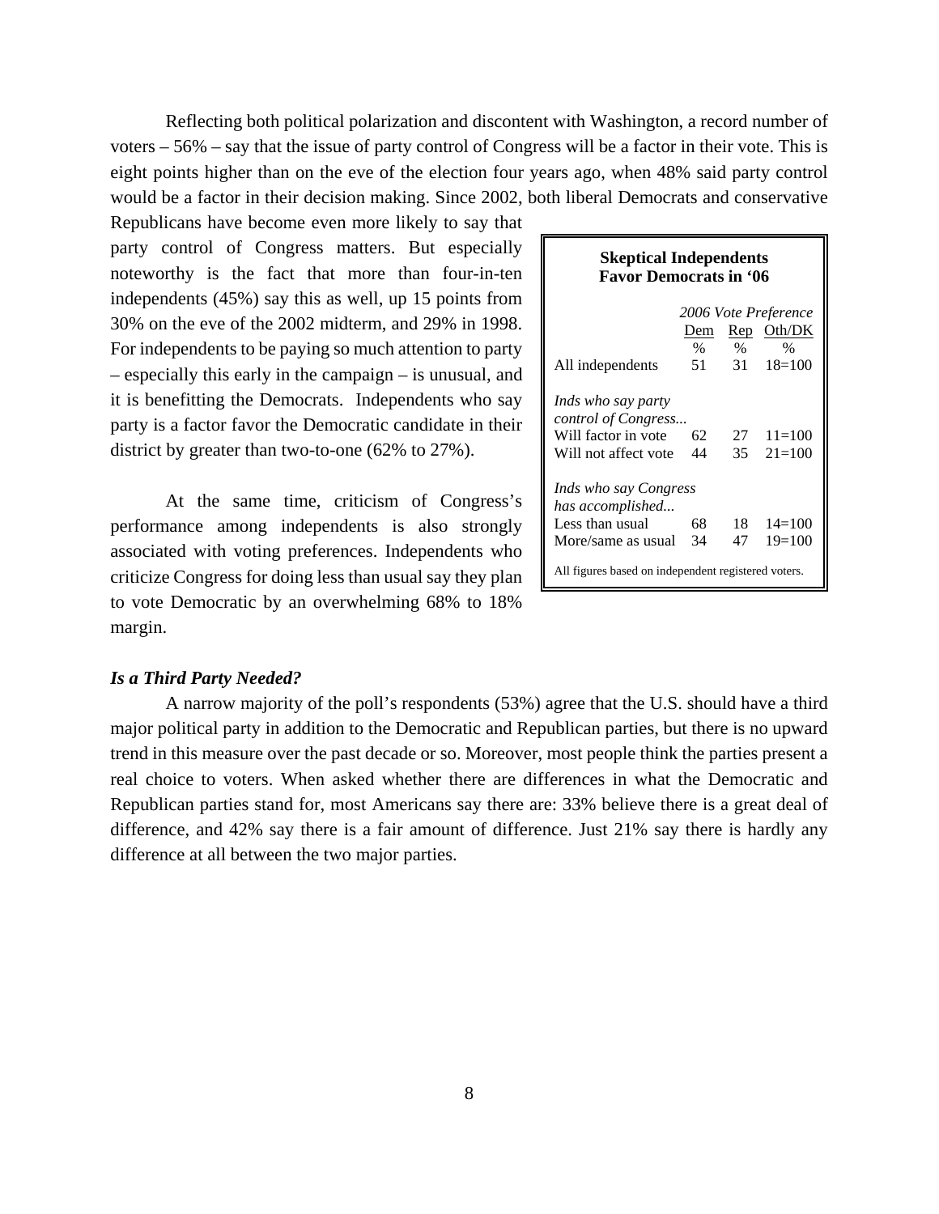Reflecting both political polarization and discontent with Washington, a record number of voters – 56% – say that the issue of party control of Congress will be a factor in their vote. This is eight points higher than on the eve of the election four years ago, when 48% said party control would be a factor in their decision making. Since 2002, both liberal Democrats and conservative Republicans have become even more likely to say that party control of Congress matters. But especially noteworthy is the fact that more than four-in-ten independents (45%) say this as well, up 15 points from 30% on the eve of the 2002 midterm, and 29% in 1998. For independents to be paying so much attention to party – especially this early in the campaign – is unusual, and it is benefitting the Democrats. Independents who say party is a factor favor the Democratic candidate in their district by greater than two-to-one (62% to 27%).

At the same time, criticism of Congress's performance among independents is also strongly associated with voting preferences. Independents who criticize Congress for doing less than usual say they plan to vote Democratic by an overwhelming 68% to 18% margin.

**Skeptical Independents Favor Democrats in '06**

| | *2006 Vote Preference* | | |
|---|---|---|---|
| | Dem | Rep | Oth/DK |
| | % | % | % |
| All independents | 51 | 31 | 18=100 |
| *Inds who say party control of Congress...* | | | |
| Will factor in vote | 62 | 27 | 11=100 |
| Will not affect vote | 44 | 35 | 21=100 |
| *Inds who say Congress has accomplished...* | | | |
| Less than usual | 68 | 18 | 14=100 |
| More/same as usual | 34 | 47 | 19=100 |

All figures based on independent registered voters.

***Is a Third Party Needed?***

A narrow majority of the poll's respondents (53%) agree that the U.S. should have a third major political party in addition to the Democratic and Republican parties, but there is no upward trend in this measure over the past decade or so. Moreover, most people think the parties present a real choice to voters. When asked whether there are differences in what the Democratic and Republican parties stand for, most Americans say there are: 33% believe there is a great deal of difference, and 42% say there is a fair amount of difference. Just 21% say there is hardly any difference at all between the two major parties.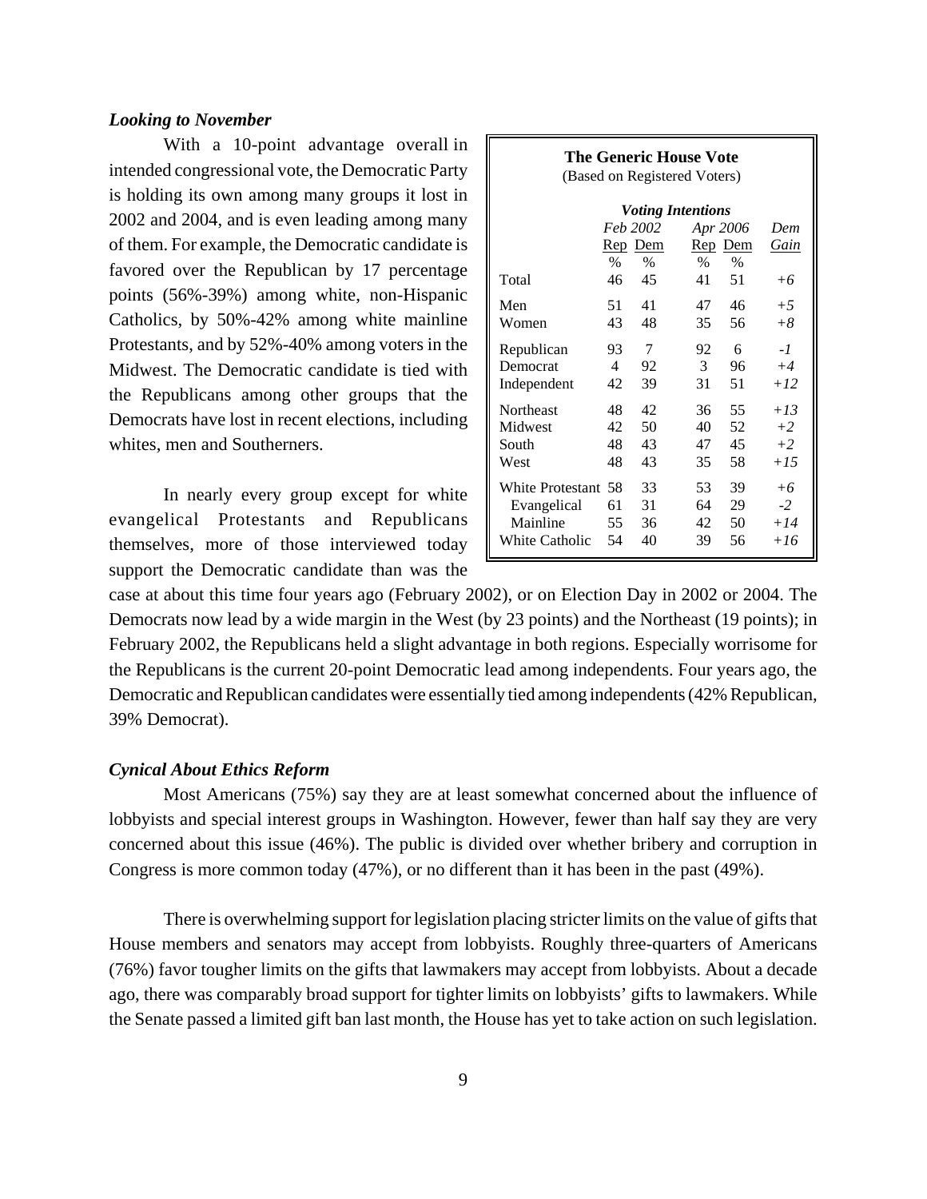### *Looking to November*

With a 10-point advantage overall in intended congressional vote, the Democratic Party is holding its own among many groups it lost in 2002 and 2004, and is even leading among many of them. For example, the Democratic candidate is favored over the Republican by 17 percentage points (56%-39%) among white, non-Hispanic Catholics, by 50%-42% among white mainline Protestants, and by 52%-40% among voters in the Midwest. The Democratic candidate is tied with the Republicans among other groups that the Democrats have lost in recent elections, including whites, men and Southerners.

**The Generic House Vote**
(Based on Registered Voters)

| | *Voting Intentions* | | | | |
|---|---|---|---|---|---|
| | *Feb 2002* | | *Apr 2006* | | *Dem* |
| | Rep | Dem | Rep | Dem | *Gain* |
| | % | % | % | % | |
| Total | 46 | 45 | 41 | 51 | *+6* |
| Men | 51 | 41 | 47 | 46 | *+5* |
| Women | 43 | 48 | 35 | 56 | *+8* |
| Republican | 93 | 7 | 92 | 6 | *-1* |
| Democrat | 4 | 92 | 3 | 96 | *+4* |
| Independent | 42 | 39 | 31 | 51 | *+12* |
| Northeast | 48 | 42 | 36 | 55 | *+13* |
| Midwest | 42 | 50 | 40 | 52 | *+2* |
| South | 48 | 43 | 47 | 45 | *+2* |
| West | 48 | 43 | 35 | 58 | *+15* |
| White Protestant | 58 | 33 | 53 | 39 | *+6* |
| Evangelical | 61 | 31 | 64 | 29 | *-2* |
| Mainline | 55 | 36 | 42 | 50 | *+14* |
| White Catholic | 54 | 40 | 39 | 56 | *+16* |

In nearly every group except for white evangelical Protestants and Republicans themselves, more of those interviewed today support the Democratic candidate than was the case at about this time four years ago (February 2002), or on Election Day in 2002 or 2004. The Democrats now lead by a wide margin in the West (by 23 points) and the Northeast (19 points); in February 2002, the Republicans held a slight advantage in both regions. Especially worrisome for the Republicans is the current 20-point Democratic lead among independents. Four years ago, the Democratic and Republican candidates were essentially tied among independents (42% Republican, 39% Democrat).

### *Cynical About Ethics Reform*

Most Americans (75%) say they are at least somewhat concerned about the influence of lobbyists and special interest groups in Washington. However, fewer than half say they are very concerned about this issue (46%). The public is divided over whether bribery and corruption in Congress is more common today (47%), or no different than it has been in the past (49%).

There is overwhelming support for legislation placing stricter limits on the value of gifts that House members and senators may accept from lobbyists. Roughly three-quarters of Americans (76%) favor tougher limits on the gifts that lawmakers may accept from lobbyists. About a decade ago, there was comparably broad support for tighter limits on lobbyists' gifts to lawmakers. While the Senate passed a limited gift ban last month, the House has yet to take action on such legislation.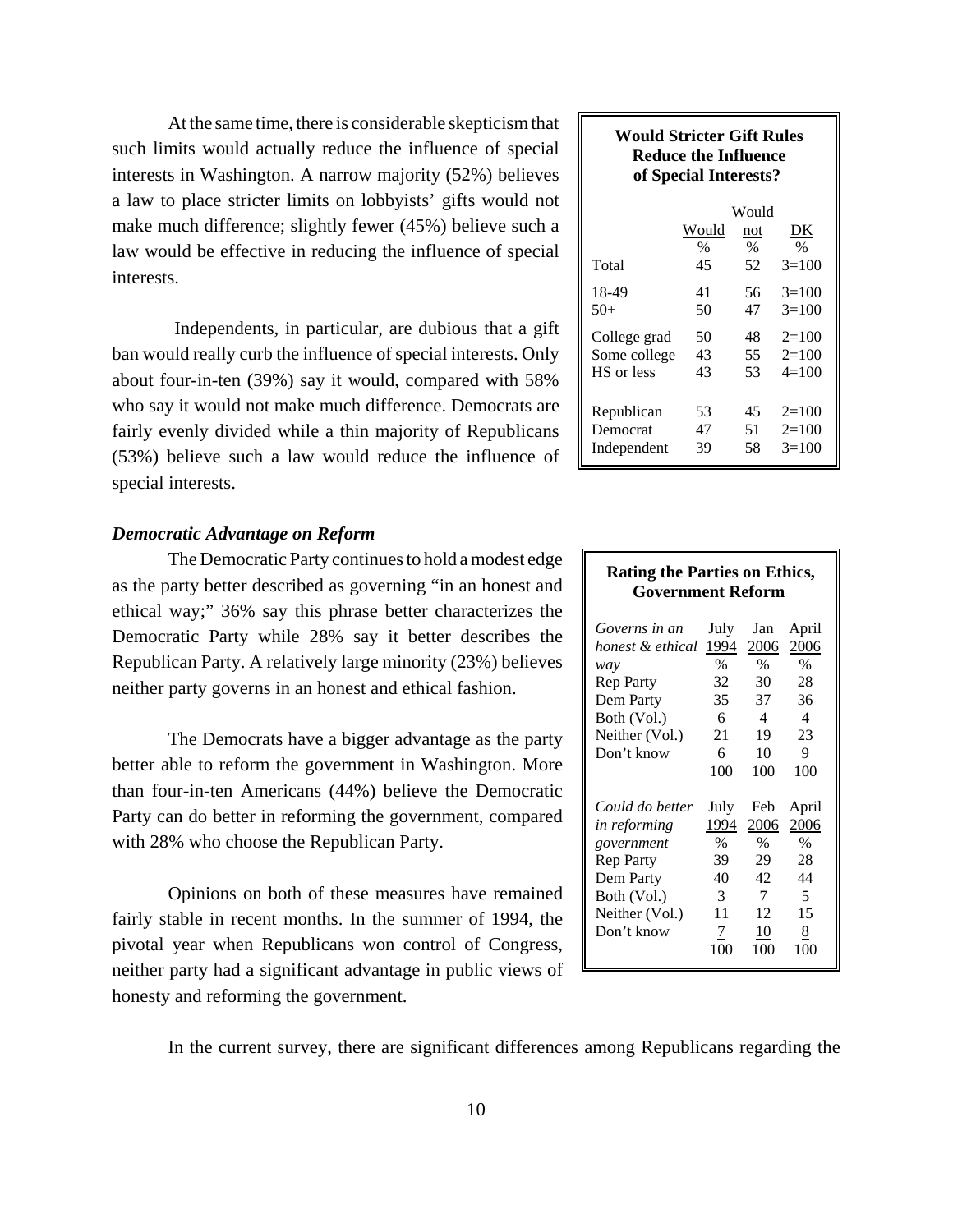At the same time, there is considerable skepticism that such limits would actually reduce the influence of special interests in Washington. A narrow majority (52%) believes a law to place stricter limits on lobbyists' gifts would not make much difference; slightly fewer (45%) believe such a law would be effective in reducing the influence of special interests.

**Would Stricter Gift Rules Reduce the Influence of Special Interests?**

| | Would | Would not | DK |
|---|---|---|---|
| | % | % | % |
| Total | 45 | 52 | 3=100 |
| 18-49 | 41 | 56 | 3=100 |
| 50+ | 50 | 47 | 3=100 |
| College grad | 50 | 48 | 2=100 |
| Some college | 43 | 55 | 2=100 |
| HS or less | 43 | 53 | 4=100 |
| Republican | 53 | 45 | 2=100 |
| Democrat | 47 | 51 | 2=100 |
| Independent | 39 | 58 | 3=100 |

Independents, in particular, are dubious that a gift ban would really curb the influence of special interests. Only about four-in-ten (39%) say it would, compared with 58% who say it would not make much difference. Democrats are fairly evenly divided while a thin majority of Republicans (53%) believe such a law would reduce the influence of special interests.

***Democratic Advantage on Reform***

The Democratic Party continues to hold a modest edge as the party better described as governing "in an honest and ethical way;" 36% say this phrase better characterizes the Democratic Party while 28% say it better describes the Republican Party. A relatively large minority (23%) believes neither party governs in an honest and ethical fashion.

The Democrats have a bigger advantage as the party better able to reform the government in Washington. More than four-in-ten Americans (44%) believe the Democratic Party can do better in reforming the government, compared with 28% who choose the Republican Party.

Opinions on both of these measures have remained fairly stable in recent months. In the summer of 1994, the pivotal year when Republicans won control of Congress, neither party had a significant advantage in public views of honesty and reforming the government.

**Rating the Parties on Ethics, Government Reform**

| *Governs in an honest & ethical way* | July 1994 | Jan 2006 | April 2006 |
|---|---|---|---|
| | % | % | % |
| Rep Party | 32 | 30 | 28 |
| Dem Party | 35 | 37 | 36 |
| Both (Vol.) | 6 | 4 | 4 |
| Neither (Vol.) | 21 | 19 | 23 |
| Don't know | 6 | 10 | 9 |
| | 100 | 100 | 100 |
| ***Could do better in reforming government*** | **July 1994** | **Feb 2006** | **April 2006** |
| | % | % | % |
| Rep Party | 39 | 29 | 28 |
| Dem Party | 40 | 42 | 44 |
| Both (Vol.) | 3 | 7 | 5 |
| Neither (Vol.) | 11 | 12 | 15 |
| Don't know | 7 | 10 | 8 |
| | 100 | 100 | 100 |

In the current survey, there are significant differences among Republicans regarding the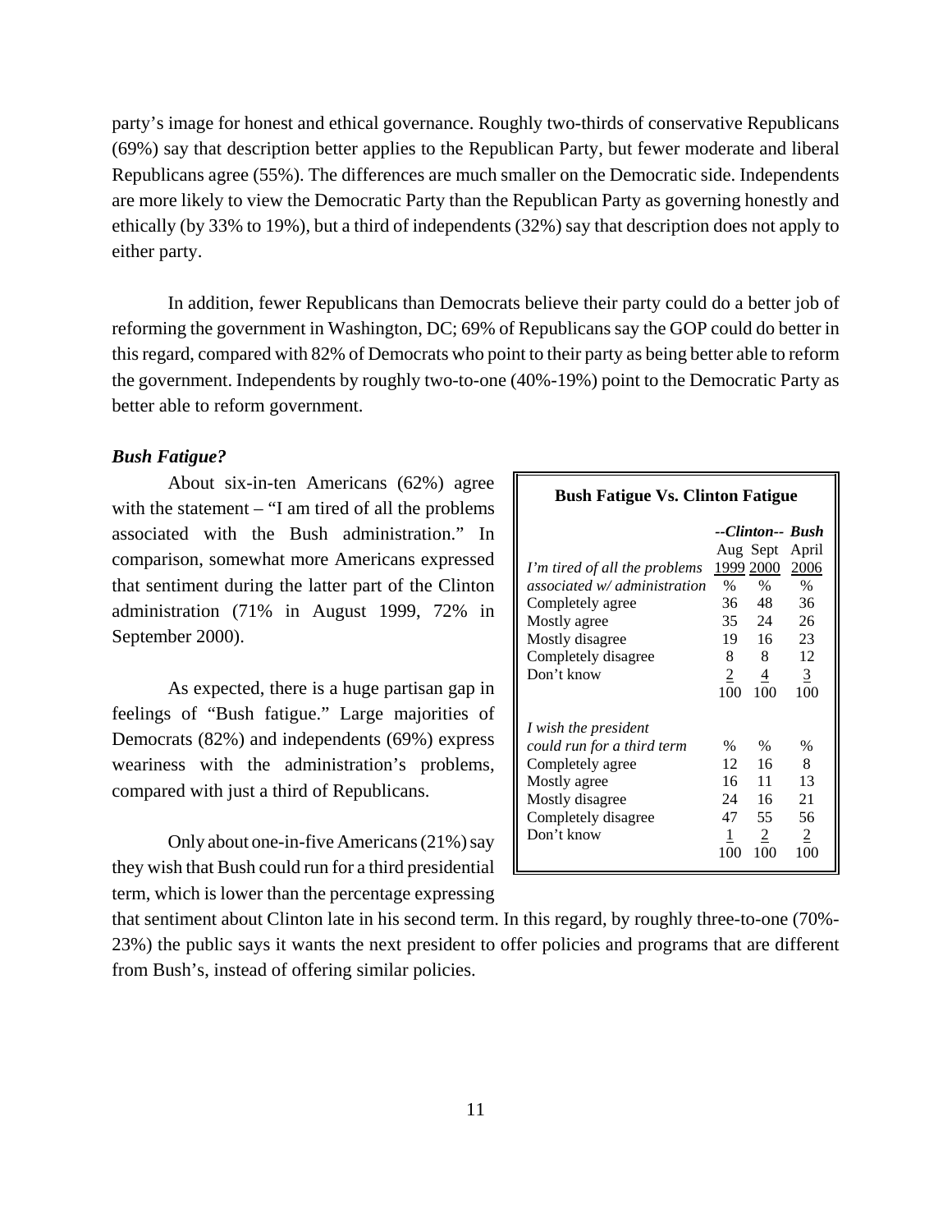party's image for honest and ethical governance. Roughly two-thirds of conservative Republicans (69%) say that description better applies to the Republican Party, but fewer moderate and liberal Republicans agree (55%). The differences are much smaller on the Democratic side. Independents are more likely to view the Democratic Party than the Republican Party as governing honestly and ethically (by 33% to 19%), but a third of independents (32%) say that description does not apply to either party.

In addition, fewer Republicans than Democrats believe their party could do a better job of reforming the government in Washington, DC; 69% of Republicans say the GOP could do better in this regard, compared with 82% of Democrats who point to their party as being better able to reform the government. Independents by roughly two-to-one (40%-19%) point to the Democratic Party as better able to reform government.

### *Bush Fatigue?*

About six-in-ten Americans (62%) agree with the statement – "I am tired of all the problems associated with the Bush administration." In comparison, somewhat more Americans expressed that sentiment during the latter part of the Clinton administration (71% in August 1999, 72% in September 2000).

As expected, there is a huge partisan gap in feelings of "Bush fatigue." Large majorities of Democrats (82%) and independents (69%) express weariness with the administration's problems, compared with just a third of Republicans.

Only about one-in-five Americans (21%) say they wish that Bush could run for a third presidential term, which is lower than the percentage expressing that sentiment about Clinton late in his second term. In this regard, by roughly three-to-one (70%-23%) the public says it wants the next president to offer policies and programs that are different from Bush's, instead of offering similar policies.

**Bush Fatigue Vs. Clinton Fatigue**

| | *--Clinton--* | | *Bush* |
|---|---|---|---|
| | Aug 1999 | Sept 2000 | April 2006 |
| *I'm tired of all the problems associated w/ administration* | % | % | % |
| Completely agree | 36 | 48 | 36 |
| Mostly agree | 35 | 24 | 26 |
| Mostly disagree | 19 | 16 | 23 |
| Completely disagree | 8 | 8 | 12 |
| Don't know | 2 | 4 | 3 |
| | 100 | 100 | 100 |
| *I wish the president could run for a third term* | % | % | % |
| Completely agree | 12 | 16 | 8 |
| Mostly agree | 16 | 11 | 13 |
| Mostly disagree | 24 | 16 | 21 |
| Completely disagree | 47 | 55 | 56 |
| Don't know | 1 | 2 | 2 |
| | 100 | 100 | 100 |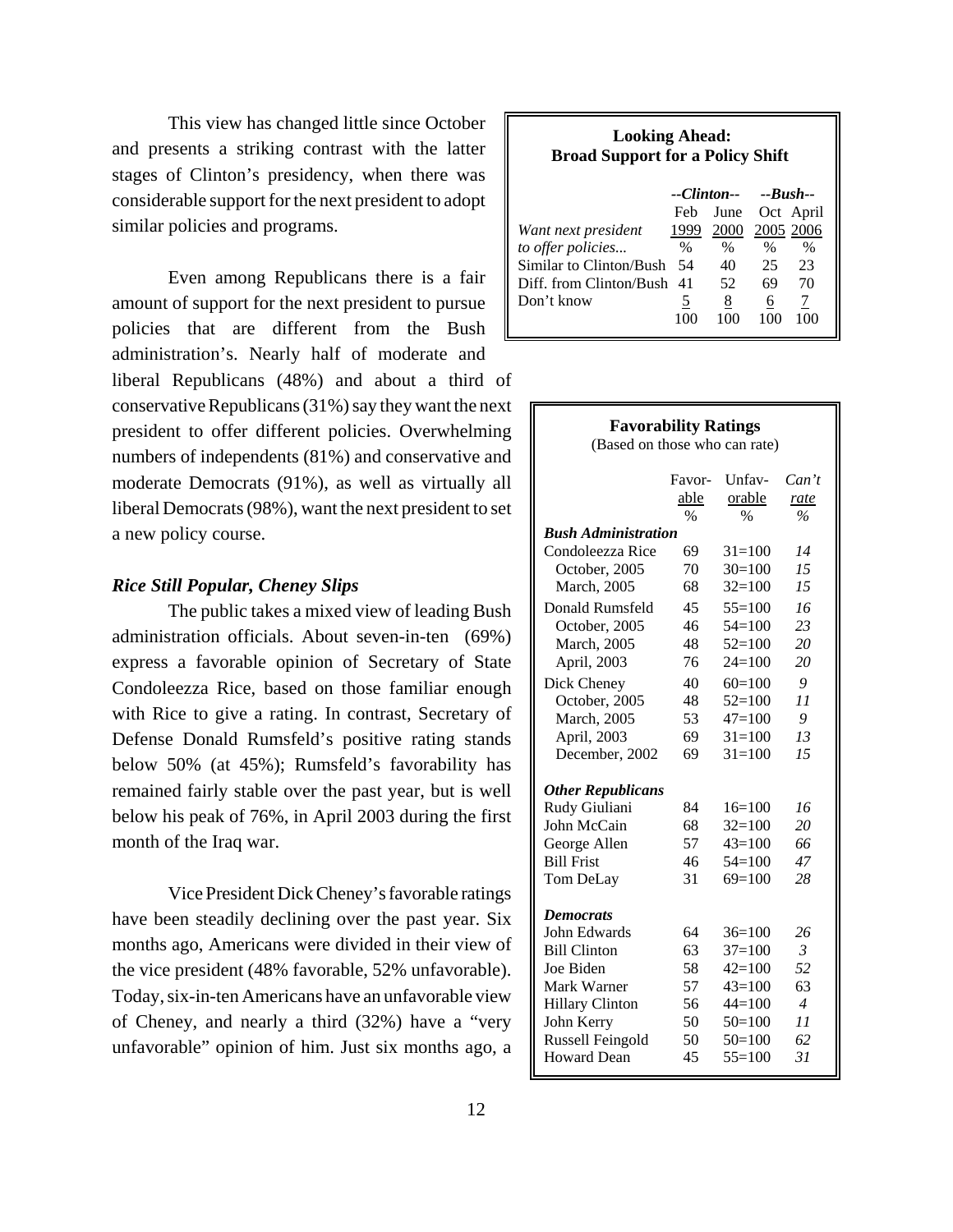This view has changed little since October and presents a striking contrast with the latter stages of Clinton's presidency, when there was considerable support for the next president to adopt similar policies and programs.

**Looking Ahead: Broad Support for a Policy Shift**

| Want next president to offer policies... | --Clinton-- Feb 1999 % | June 2000 % | --Bush-- Oct 2005 % | April 2006 % |
|---|---|---|---|---|
| Similar to Clinton/Bush | 54 | 40 | 25 | 23 |
| Diff. from Clinton/Bush | 41 | 52 | 69 | 70 |
| Don't know | 5 | 8 | 6 | 7 |
| | 100 | 100 | 100 | 100 |

Even among Republicans there is a fair amount of support for the next president to pursue policies that are different from the Bush administration's. Nearly half of moderate and liberal Republicans (48%) and about a third of conservative Republicans (31%) say they want the next president to offer different policies. Overwhelming numbers of independents (81%) and conservative and moderate Democrats (91%), as well as virtually all liberal Democrats (98%), want the next president to set a new policy course.

### *Rice Still Popular, Cheney Slips*

The public takes a mixed view of leading Bush administration officials. About seven-in-ten (69%) express a favorable opinion of Secretary of State Condoleezza Rice, based on those familiar enough with Rice to give a rating. In contrast, Secretary of Defense Donald Rumsfeld's positive rating stands below 50% (at 45%); Rumsfeld's favorability has remained fairly stable over the past year, but is well below his peak of 76%, in April 2003 during the first month of the Iraq war.

Vice President Dick Cheney's favorable ratings have been steadily declining over the past year. Six months ago, Americans were divided in their view of the vice president (48% favorable, 52% unfavorable). Today, six-in-ten Americans have an unfavorable view of Cheney, and nearly a third (32%) have a "very unfavorable" opinion of him. Just six months ago, a

**Favorability Ratings**
(Based on those who can rate)

| | Favorable % | Unfavorable % | *Can't rate %* |
|---|---|---|---|
| ***Bush Administration*** | | | |
| Condoleezza Rice | 69 | 31=100 | *14* |
| October, 2005 | 70 | 30=100 | *15* |
| March, 2005 | 68 | 32=100 | *15* |
| Donald Rumsfeld | 45 | 55=100 | *16* |
| October, 2005 | 46 | 54=100 | *23* |
| March, 2005 | 48 | 52=100 | *20* |
| April, 2003 | 76 | 24=100 | *20* |
| Dick Cheney | 40 | 60=100 | *9* |
| October, 2005 | 48 | 52=100 | *11* |
| March, 2005 | 53 | 47=100 | *9* |
| April, 2003 | 69 | 31=100 | *13* |
| December, 2002 | 69 | 31=100 | *15* |
| ***Other Republicans*** | | | |
| Rudy Giuliani | 84 | 16=100 | *16* |
| John McCain | 68 | 32=100 | *20* |
| George Allen | 57 | 43=100 | *66* |
| Bill Frist | 46 | 54=100 | *47* |
| Tom DeLay | 31 | 69=100 | *28* |
| ***Democrats*** | | | |
| John Edwards | 64 | 36=100 | *26* |
| Bill Clinton | 63 | 37=100 | *3* |
| Joe Biden | 58 | 42=100 | *52* |
| Mark Warner | 57 | 43=100 | 63 |
| Hillary Clinton | 56 | 44=100 | *4* |
| John Kerry | 50 | 50=100 | *11* |
| Russell Feingold | 50 | 50=100 | *62* |
| Howard Dean | 45 | 55=100 | *31* |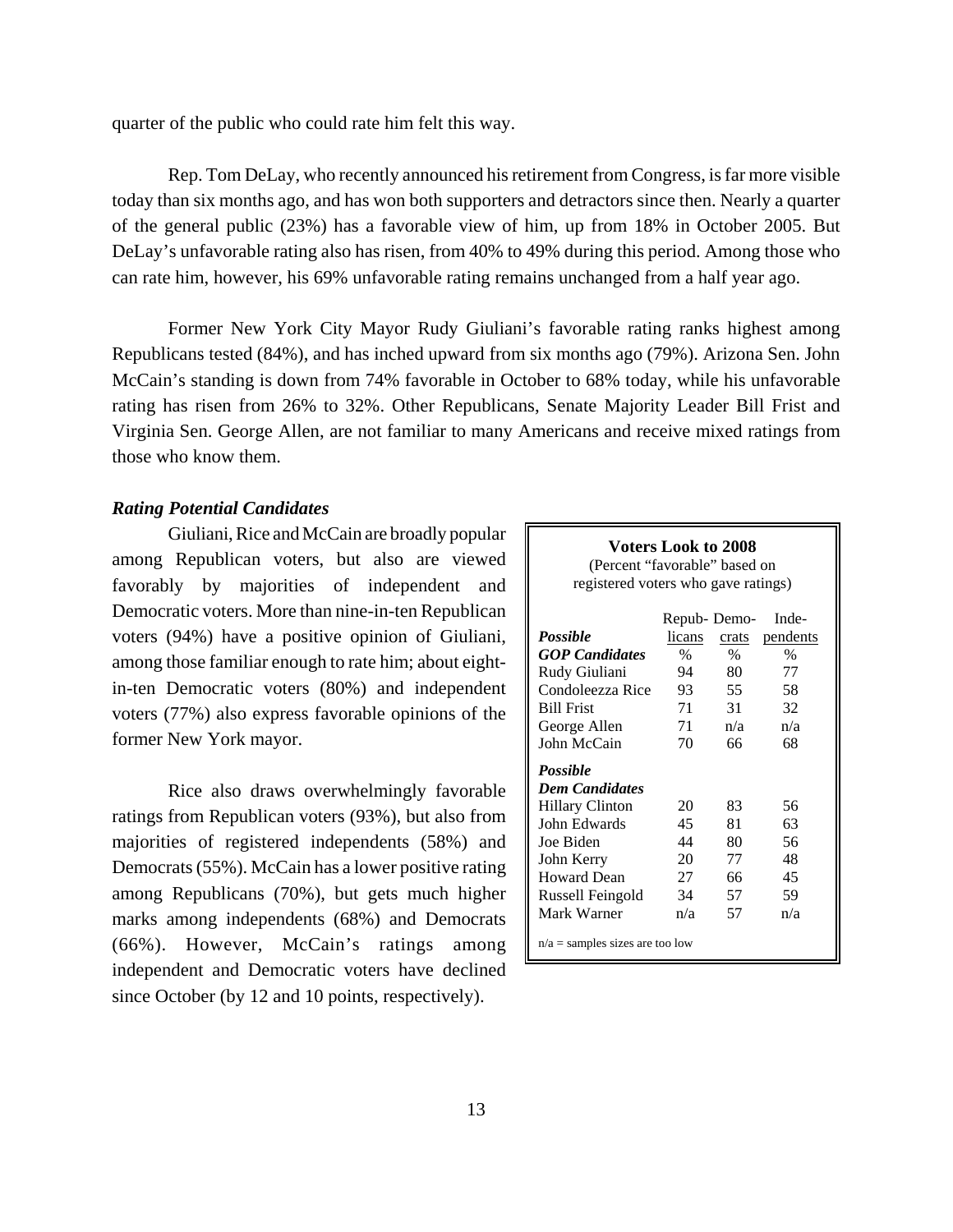quarter of the public who could rate him felt this way.

Rep. Tom DeLay, who recently announced his retirement from Congress, is far more visible today than six months ago, and has won both supporters and detractors since then. Nearly a quarter of the general public (23%) has a favorable view of him, up from 18% in October 2005. But DeLay's unfavorable rating also has risen, from 40% to 49% during this period. Among those who can rate him, however, his 69% unfavorable rating remains unchanged from a half year ago.

Former New York City Mayor Rudy Giuliani's favorable rating ranks highest among Republicans tested (84%), and has inched upward from six months ago (79%). Arizona Sen. John McCain's standing is down from 74% favorable in October to 68% today, while his unfavorable rating has risen from 26% to 32%. Other Republicans, Senate Majority Leader Bill Frist and Virginia Sen. George Allen, are not familiar to many Americans and receive mixed ratings from those who know them.

***Rating Potential Candidates***

Giuliani, Rice and McCain are broadly popular among Republican voters, but also are viewed favorably by majorities of independent and Democratic voters. More than nine-in-ten Republican voters (94%) have a positive opinion of Giuliani, among those familiar enough to rate him; about eight-in-ten Democratic voters (80%) and independent voters (77%) also express favorable opinions of the former New York mayor.

Rice also draws overwhelmingly favorable ratings from Republican voters (93%), but also from majorities of registered independents (58%) and Democrats (55%). McCain has a lower positive rating among Republicans (70%), but gets much higher marks among independents (68%) and Democrats (66%). However, McCain's ratings among independent and Democratic voters have declined since October (by 12 and 10 points, respectively).

**Voters Look to 2008**
(Percent "favorable" based on registered voters who gave ratings)

| | Repub-licans | Demo-crats | Inde-pendents |
|---|---|---|---|
| ***Possible GOP Candidates*** | % | % | % |
| Rudy Giuliani | 94 | 80 | 77 |
| Condoleezza Rice | 93 | 55 | 58 |
| Bill Frist | 71 | 31 | 32 |
| George Allen | 71 | n/a | n/a |
| John McCain | 70 | 66 | 68 |
| ***Possible Dem Candidates*** | | | |
| Hillary Clinton | 20 | 83 | 56 |
| John Edwards | 45 | 81 | 63 |
| Joe Biden | 44 | 80 | 56 |
| John Kerry | 20 | 77 | 48 |
| Howard Dean | 27 | 66 | 45 |
| Russell Feingold | 34 | 57 | 59 |
| Mark Warner | n/a | 57 | n/a |

n/a = samples sizes are too low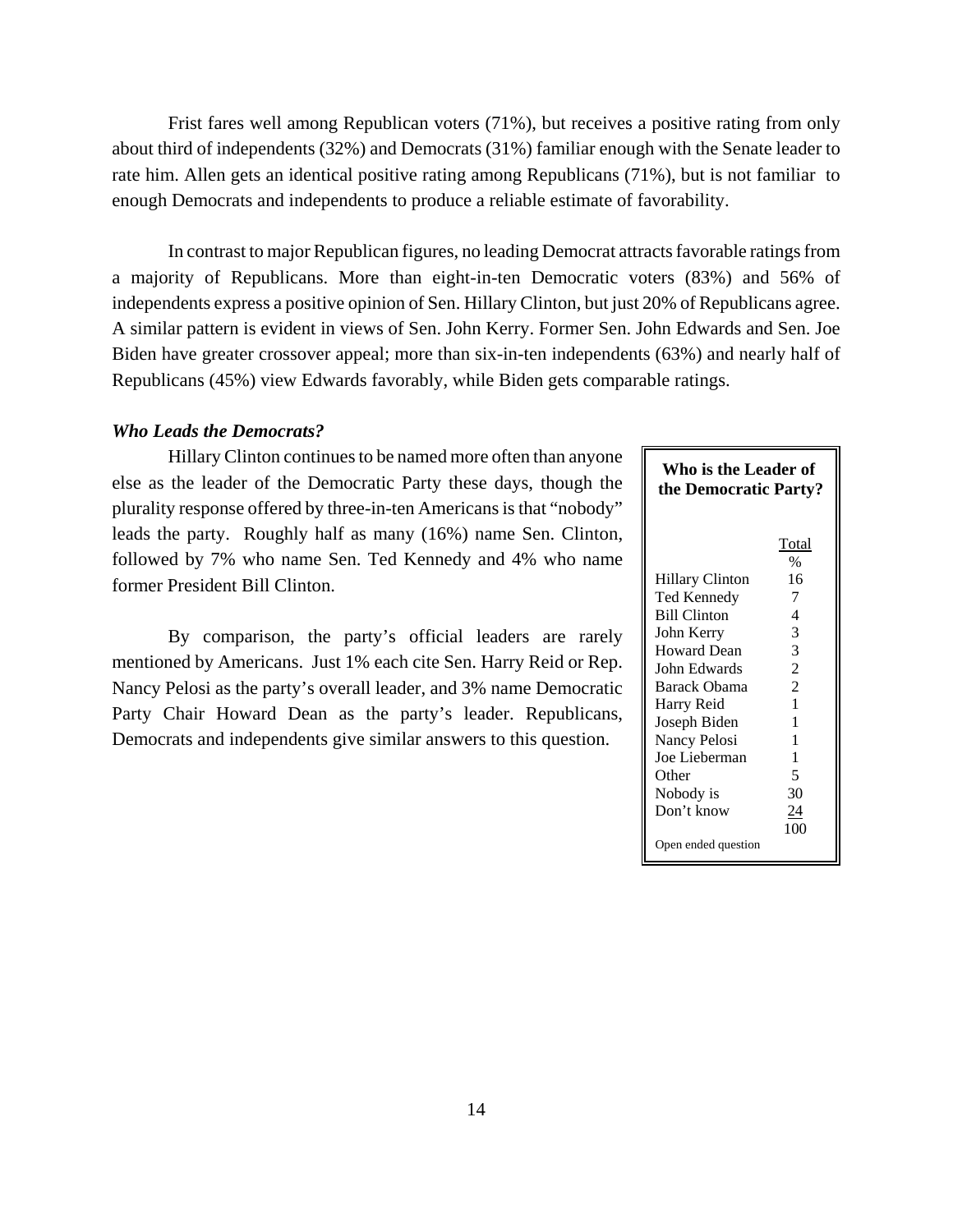Frist fares well among Republican voters (71%), but receives a positive rating from only about third of independents (32%) and Democrats (31%) familiar enough with the Senate leader to rate him. Allen gets an identical positive rating among Republicans (71%), but is not familiar to enough Democrats and independents to produce a reliable estimate of favorability.

In contrast to major Republican figures, no leading Democrat attracts favorable ratings from a majority of Republicans. More than eight-in-ten Democratic voters (83%) and 56% of independents express a positive opinion of Sen. Hillary Clinton, but just 20% of Republicans agree. A similar pattern is evident in views of Sen. John Kerry. Former Sen. John Edwards and Sen. Joe Biden have greater crossover appeal; more than six-in-ten independents (63%) and nearly half of Republicans (45%) view Edwards favorably, while Biden gets comparable ratings.

***Who Leads the Democrats?***

Hillary Clinton continues to be named more often than anyone else as the leader of the Democratic Party these days, though the plurality response offered by three-in-ten Americans is that "nobody" leads the party. Roughly half as many (16%) name Sen. Clinton, followed by 7% who name Sen. Ted Kennedy and 4% who name former President Bill Clinton.

By comparison, the party's official leaders are rarely mentioned by Americans. Just 1% each cite Sen. Harry Reid or Rep. Nancy Pelosi as the party's overall leader, and 3% name Democratic Party Chair Howard Dean as the party's leader. Republicans, Democrats and independents give similar answers to this question.

**Who is the Leader of the Democratic Party?**

| | Total |
|---|---|
| | % |
| Hillary Clinton | 16 |
| Ted Kennedy | 7 |
| Bill Clinton | 4 |
| John Kerry | 3 |
| Howard Dean | 3 |
| John Edwards | 2 |
| Barack Obama | 2 |
| Harry Reid | 1 |
| Joseph Biden | 1 |
| Nancy Pelosi | 1 |
| Joe Lieberman | 1 |
| Other | 5 |
| Nobody is | 30 |
| Don't know | 24 |
| | 100 |

Open ended question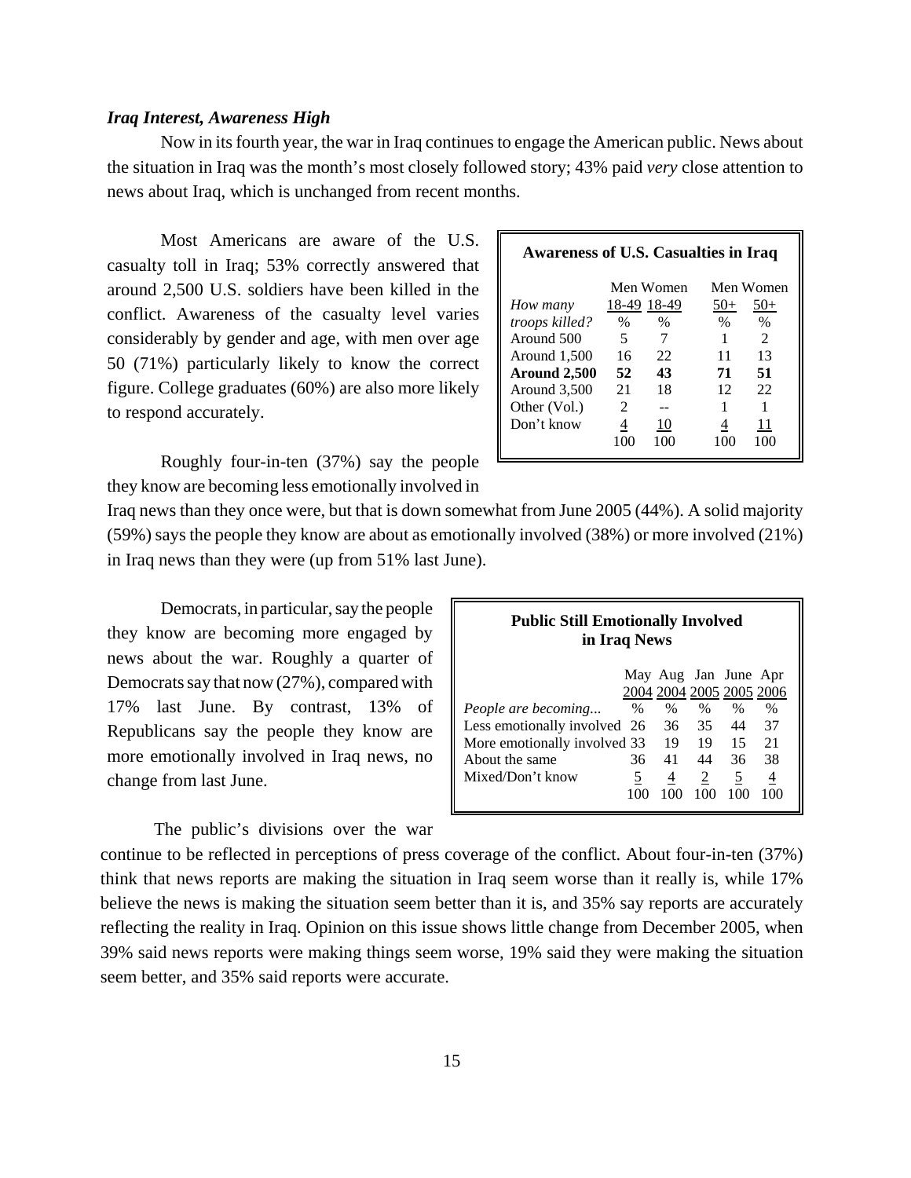### *Iraq Interest, Awareness High*

Now in its fourth year, the war in Iraq continues to engage the American public. News about the situation in Iraq was the month's most closely followed story; 43% paid *very* close attention to news about Iraq, which is unchanged from recent months.

Most Americans are aware of the U.S. casualty toll in Iraq; 53% correctly answered that around 2,500 U.S. soldiers have been killed in the conflict. Awareness of the casualty level varies considerably by gender and age, with men over age 50 (71%) particularly likely to know the correct figure. College graduates (60%) are also more likely to respond accurately.

**Awareness of U.S. Casualties in Iraq**

| *How many troops killed?* | Men 18-49 | Women 18-49 | Men 50+ | Women 50+ |
|---|---|---|---|---|
| | % | % | % | % |
| Around 500 | 5 | 7 | 1 | 2 |
| Around 1,500 | 16 | 22 | 11 | 13 |
| **Around 2,500** | **52** | **43** | **71** | **51** |
| Around 3,500 | 21 | 18 | 12 | 22 |
| Other (Vol.) | 2 | -- | 1 | 1 |
| Don't know | 4 | 10 | 4 | 11 |
| | 100 | 100 | 100 | 100 |

Roughly four-in-ten (37%) say the people they know are becoming less emotionally involved in Iraq news than they once were, but that is down somewhat from June 2005 (44%). A solid majority (59%) says the people they know are about as emotionally involved (38%) or more involved (21%) in Iraq news than they were (up from 51% last June).

Democrats, in particular, say the people they know are becoming more engaged by news about the war. Roughly a quarter of Democrats say that now (27%), compared with 17% last June. By contrast, 13% of Republicans say the people they know are more emotionally involved in Iraq news, no change from last June.

**Public Still Emotionally Involved in Iraq News**

| *People are becoming...* | May 2004 | Aug 2004 | Jan 2005 | June 2005 | Apr 2006 |
|---|---|---|---|---|---|
| | % | % | % | % | % |
| Less emotionally involved | 26 | 36 | 35 | 44 | 37 |
| More emotionally involved | 33 | 19 | 19 | 15 | 21 |
| About the same | 36 | 41 | 44 | 36 | 38 |
| Mixed/Don't know | 5 | 4 | 2 | 5 | 4 |
| | 100 | 100 | 100 | 100 | 100 |

The public's divisions over the war continue to be reflected in perceptions of press coverage of the conflict. About four-in-ten (37%) think that news reports are making the situation in Iraq seem worse than it really is, while 17% believe the news is making the situation seem better than it is, and 35% say reports are accurately reflecting the reality in Iraq. Opinion on this issue shows little change from December 2005, when 39% said news reports were making things seem worse, 19% said they were making the situation seem better, and 35% said reports were accurate.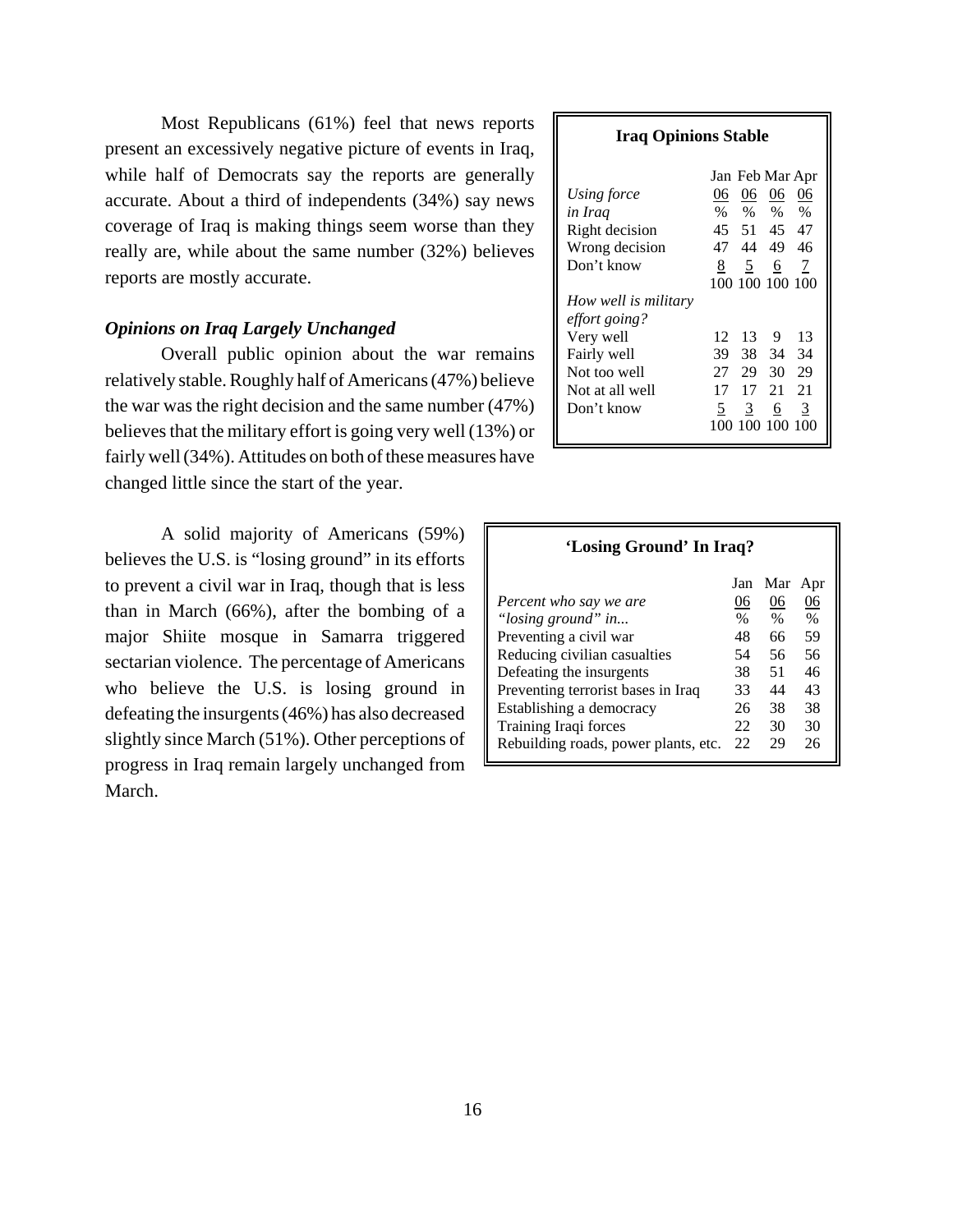Most Republicans (61%) feel that news reports present an excessively negative picture of events in Iraq, while half of Democrats say the reports are generally accurate. About a third of independents (34%) say news coverage of Iraq is making things seem worse than they really are, while about the same number (32%) believes reports are mostly accurate.

**Iraq Opinions Stable**

| | Jan 06 | Feb 06 | Mar 06 | Apr 06 |
|---|---|---|---|---|
| *Using force in Iraq* | % | % | % | % |
| Right decision | 45 | 51 | 45 | 47 |
| Wrong decision | 47 | 44 | 49 | 46 |
| Don't know | 8 | 5 | 6 | 7 |
| | 100 | 100 | 100 | 100 |
| *How well is military effort going?* | | | | |
| Very well | 12 | 13 | 9 | 13 |
| Fairly well | 39 | 38 | 34 | 34 |
| Not too well | 27 | 29 | 30 | 29 |
| Not at all well | 17 | 17 | 21 | 21 |
| Don't know | 5 | 3 | 6 | 3 |
| | 100 | 100 | 100 | 100 |

### *Opinions on Iraq Largely Unchanged*

Overall public opinion about the war remains relatively stable. Roughly half of Americans (47%) believe the war was the right decision and the same number (47%) believes that the military effort is going very well (13%) or fairly well (34%). Attitudes on both of these measures have changed little since the start of the year.

A solid majority of Americans (59%) believes the U.S. is "losing ground" in its efforts to prevent a civil war in Iraq, though that is less than in March (66%), after the bombing of a major Shiite mosque in Samarra triggered sectarian violence. The percentage of Americans who believe the U.S. is losing ground in defeating the insurgents (46%) has also decreased slightly since March (51%). Other perceptions of progress in Iraq remain largely unchanged from March.

**'Losing Ground' In Iraq?**

| *Percent who say we are "losing ground" in...* | Jan 06 | Mar 06 | Apr 06 |
|---|---|---|---|
| | % | % | % |
| Preventing a civil war | 48 | 66 | 59 |
| Reducing civilian casualties | 54 | 56 | 56 |
| Defeating the insurgents | 38 | 51 | 46 |
| Preventing terrorist bases in Iraq | 33 | 44 | 43 |
| Establishing a democracy | 26 | 38 | 38 |
| Training Iraqi forces | 22 | 30 | 30 |
| Rebuilding roads, power plants, etc. | 22 | 29 | 26 |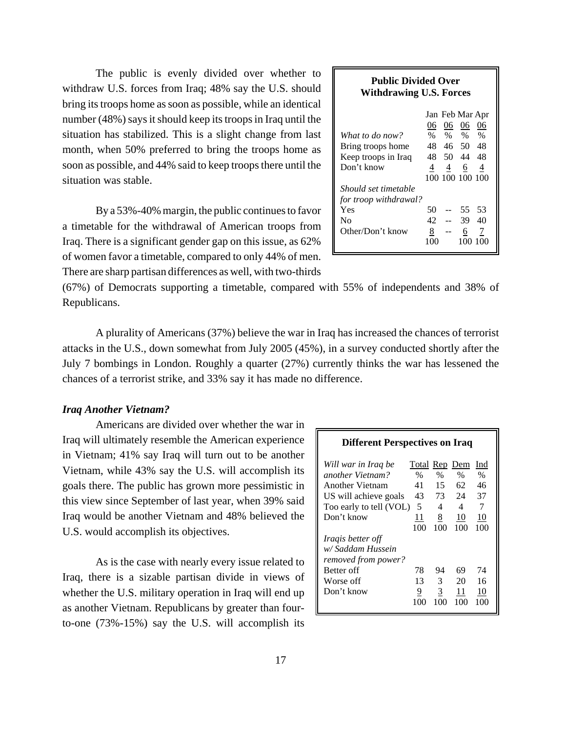The public is evenly divided over whether to withdraw U.S. forces from Iraq; 48% say the U.S. should bring its troops home as soon as possible, while an identical number (48%) says it should keep its troops in Iraq until the situation has stabilized. This is a slight change from last month, when 50% preferred to bring the troops home as soon as possible, and 44% said to keep troops there until the situation was stable.

**Public Divided Over Withdrawing U.S. Forces**

| | Jan 06 | Feb 06 | Mar 06 | Apr 06 |
|---|---|---|---|---|
| *What to do now?* | % | % | % | % |
| Bring troops home | 48 | 46 | 50 | 48 |
| Keep troops in Iraq | 48 | 50 | 44 | 48 |
| Don't know | 4 | 4 | 6 | 4 |
| | 100 | 100 | 100 | 100 |
| *Should set timetable for troop withdrawal?* | | | | |
| Yes | 50 | -- | 55 | 53 |
| No | 42 | -- | 39 | 40 |
| Other/Don't know | 8 | -- | 6 | 7 |
| | 100 | | 100 | 100 |

By a 53%-40% margin, the public continues to favor a timetable for the withdrawal of American troops from Iraq. There is a significant gender gap on this issue, as 62% of women favor a timetable, compared to only 44% of men. There are sharp partisan differences as well, with two-thirds (67%) of Democrats supporting a timetable, compared with 55% of independents and 38% of Republicans.

A plurality of Americans (37%) believe the war in Iraq has increased the chances of terrorist attacks in the U.S., down somewhat from July 2005 (45%), in a survey conducted shortly after the July 7 bombings in London. Roughly a quarter (27%) currently thinks the war has lessened the chances of a terrorist strike, and 33% say it has made no difference.

### *Iraq Another Vietnam?*

Americans are divided over whether the war in Iraq will ultimately resemble the American experience in Vietnam; 41% say Iraq will turn out to be another Vietnam, while 43% say the U.S. will accomplish its goals there. The public has grown more pessimistic in this view since September of last year, when 39% said Iraq would be another Vietnam and 48% believed the U.S. would accomplish its objectives.

**Different Perspectives on Iraq**

| *Will war in Iraq be another Vietnam?* | Total | Rep | Dem | Ind |
|---|---|---|---|---|
| | % | % | % | % |
| Another Vietnam | 41 | 15 | 62 | 46 |
| US will achieve goals | 43 | 73 | 24 | 37 |
| Too early to tell (VOL) | 5 | 4 | 4 | 7 |
| Don't know | 11 | 8 | 10 | 10 |
| | 100 | 100 | 100 | 100 |
| *Iraqis better off w/ Saddam Hussein removed from power?* | | | | |
| Better off | 78 | 94 | 69 | 74 |
| Worse off | 13 | 3 | 20 | 16 |
| Don't know | 9 | 3 | 11 | 10 |
| | 100 | 100 | 100 | 100 |

As is the case with nearly every issue related to Iraq, there is a sizable partisan divide in views of whether the U.S. military operation in Iraq will end up as another Vietnam. Republicans by greater than four-to-one (73%-15%) say the U.S. will accomplish its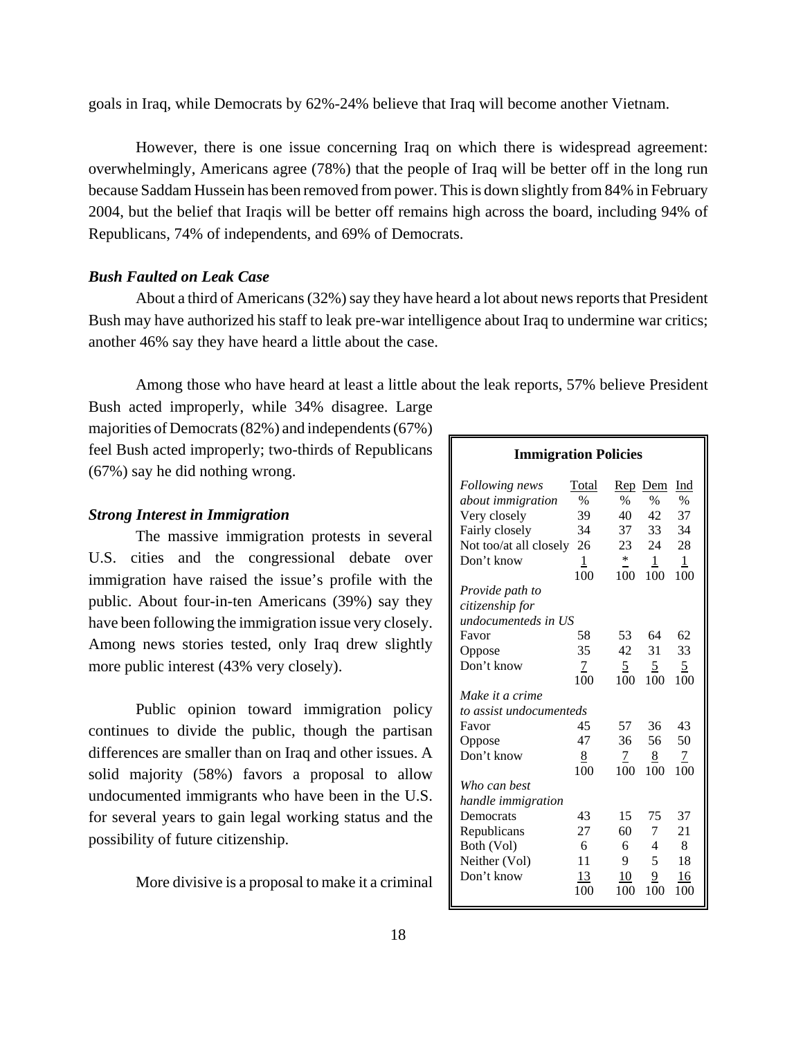goals in Iraq, while Democrats by 62%-24% believe that Iraq will become another Vietnam.

However, there is one issue concerning Iraq on which there is widespread agreement: overwhelmingly, Americans agree (78%) that the people of Iraq will be better off in the long run because Saddam Hussein has been removed from power. This is down slightly from 84% in February 2004, but the belief that Iraqis will be better off remains high across the board, including 94% of Republicans, 74% of independents, and 69% of Democrats.

### *Bush Faulted on Leak Case*

About a third of Americans (32%) say they have heard a lot about news reports that President Bush may have authorized his staff to leak pre-war intelligence about Iraq to undermine war critics; another 46% say they have heard a little about the case.

Among those who have heard at least a little about the leak reports, 57% believe President Bush acted improperly, while 34% disagree. Large majorities of Democrats (82%) and independents (67%) feel Bush acted improperly; two-thirds of Republicans (67%) say he did nothing wrong.

### *Strong Interest in Immigration*

The massive immigration protests in several U.S. cities and the congressional debate over immigration have raised the issue's profile with the public. About four-in-ten Americans (39%) say they have been following the immigration issue very closely. Among news stories tested, only Iraq drew slightly more public interest (43% very closely).

Public opinion toward immigration policy continues to divide the public, though the partisan differences are smaller than on Iraq and other issues. A solid majority (58%) favors a proposal to allow undocumented immigrants who have been in the U.S. for several years to gain legal working status and the possibility of future citizenship.

More divisive is a proposal to make it a criminal

**Immigration Policies**

| | Total | Rep | Dem | Ind |
|---|---|---|---|---|
| *Following news about immigration* | % | % | % | % |
| Very closely | 39 | 40 | 42 | 37 |
| Fairly closely | 34 | 37 | 33 | 34 |
| Not too/at all closely | 26 | 23 | 24 | 28 |
| Don't know | 1 | * | 1 | 1 |
| | 100 | 100 | 100 | 100 |
| *Provide path to citizenship for undocumenteds in US* | | | | |
| Favor | 58 | 53 | 64 | 62 |
| Oppose | 35 | 42 | 31 | 33 |
| Don't know | 7 | 5 | 5 | 5 |
| | 100 | 100 | 100 | 100 |
| *Make it a crime to assist undocumenteds* | | | | |
| Favor | 45 | 57 | 36 | 43 |
| Oppose | 47 | 36 | 56 | 50 |
| Don't know | 8 | 7 | 8 | 7 |
| | 100 | 100 | 100 | 100 |
| *Who can best handle immigration* | | | | |
| Democrats | 43 | 15 | 75 | 37 |
| Republicans | 27 | 60 | 7 | 21 |
| Both (Vol) | 6 | 6 | 4 | 8 |
| Neither (Vol) | 11 | 9 | 5 | 18 |
| Don't know | 13 | 10 | 9 | 16 |
| | 100 | 100 | 100 | 100 |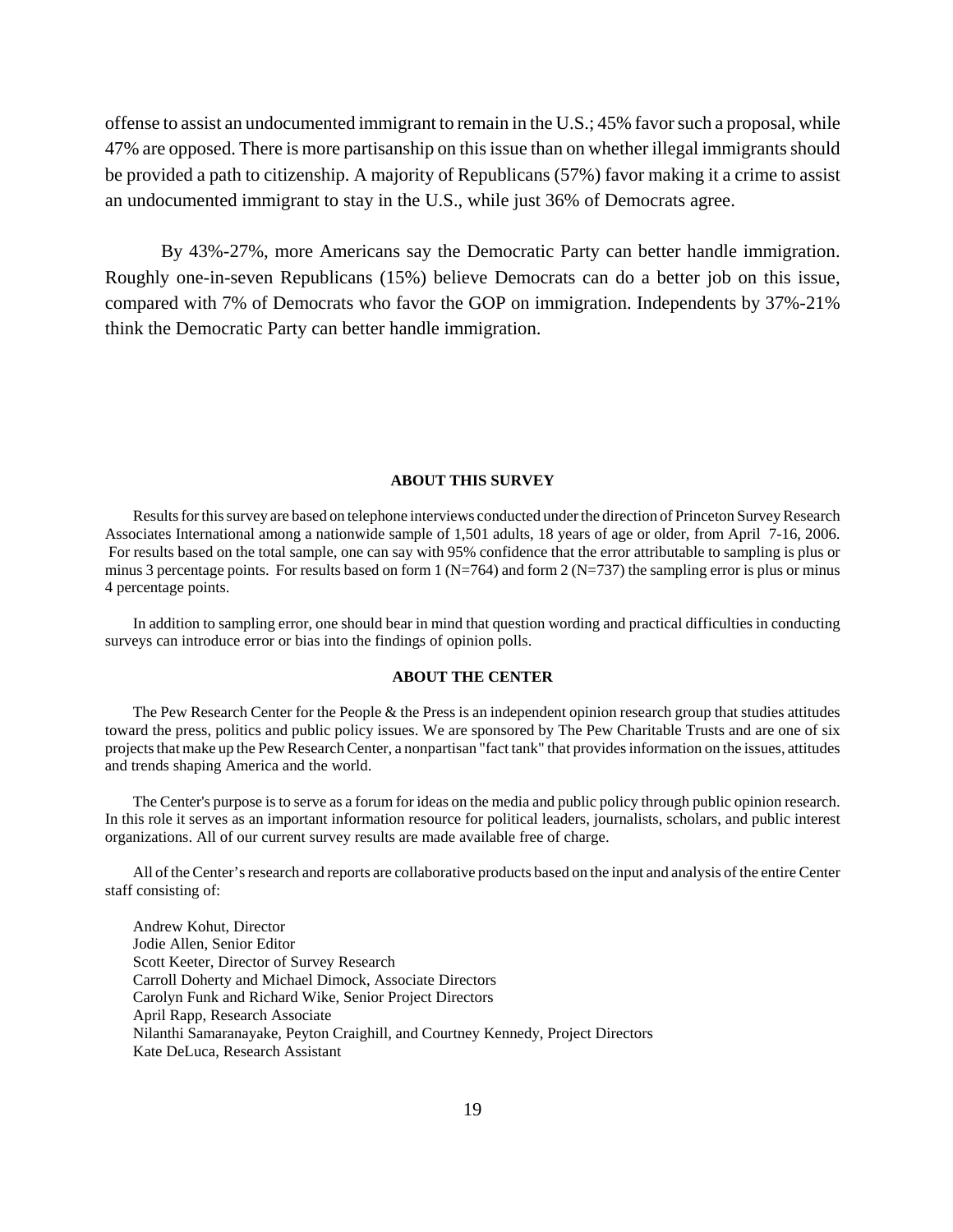offense to assist an undocumented immigrant to remain in the U.S.; 45% favor such a proposal, while 47% are opposed. There is more partisanship on this issue than on whether illegal immigrants should be provided a path to citizenship. A majority of Republicans (57%) favor making it a crime to assist an undocumented immigrant to stay in the U.S., while just 36% of Democrats agree.

By 43%-27%, more Americans say the Democratic Party can better handle immigration. Roughly one-in-seven Republicans (15%) believe Democrats can do a better job on this issue, compared with 7% of Democrats who favor the GOP on immigration. Independents by 37%-21% think the Democratic Party can better handle immigration.

**ABOUT THIS SURVEY**

Results for this survey are based on telephone interviews conducted under the direction of Princeton Survey Research Associates International among a nationwide sample of 1,501 adults, 18 years of age or older, from April 7-16, 2006. For results based on the total sample, one can say with 95% confidence that the error attributable to sampling is plus or minus 3 percentage points. For results based on form 1 (N=764) and form 2 (N=737) the sampling error is plus or minus 4 percentage points.

In addition to sampling error, one should bear in mind that question wording and practical difficulties in conducting surveys can introduce error or bias into the findings of opinion polls.

**ABOUT THE CENTER**

The Pew Research Center for the People & the Press is an independent opinion research group that studies attitudes toward the press, politics and public policy issues. We are sponsored by The Pew Charitable Trusts and are one of six projects that make up the Pew Research Center, a nonpartisan "fact tank" that provides information on the issues, attitudes and trends shaping America and the world.

The Center's purpose is to serve as a forum for ideas on the media and public policy through public opinion research. In this role it serves as an important information resource for political leaders, journalists, scholars, and public interest organizations. All of our current survey results are made available free of charge.

All of the Center's research and reports are collaborative products based on the input and analysis of the entire Center staff consisting of:

Andrew Kohut, Director
Jodie Allen, Senior Editor
Scott Keeter, Director of Survey Research
Carroll Doherty and Michael Dimock, Associate Directors
Carolyn Funk and Richard Wike, Senior Project Directors
April Rapp, Research Associate
Nilanthi Samaranayake, Peyton Craighill, and Courtney Kennedy, Project Directors
Kate DeLuca, Research Assistant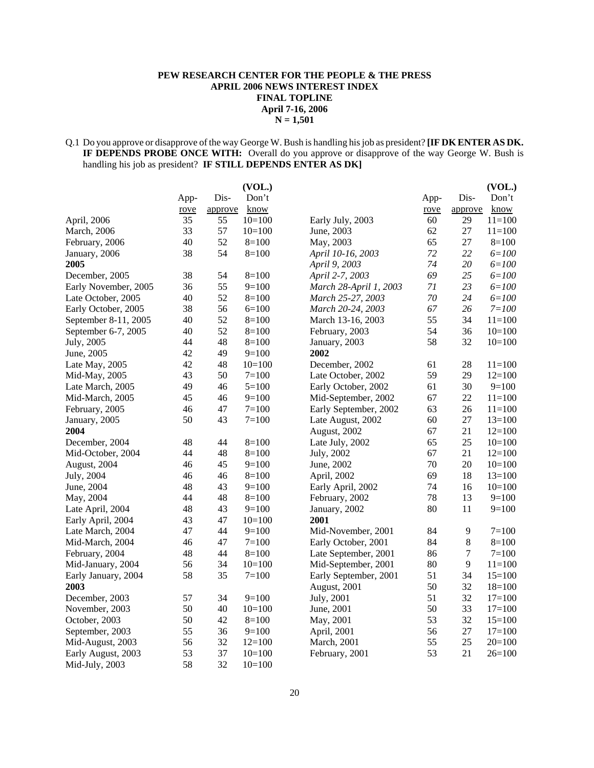**PEW RESEARCH CENTER FOR THE PEOPLE & THE PRESS**
**APRIL 2006 NEWS INTEREST INDEX**
**FINAL TOPLINE**
**April 7-16, 2006**
**N = 1,501**

Q.1 Do you approve or disapprove of the way George W. Bush is handling his job as president? **[IF DK ENTER AS DK. IF DEPENDS PROBE ONCE WITH:** Overall do you approve or disapprove of the way George W. Bush is handling his job as president? **IF STILL DEPENDS ENTER AS DK]**

| | Approve | Disapprove | (VOL.) Don't know |
|---|---|---|---|
| April, 2006 | 35 | 55 | 10=100 |
| March, 2006 | 33 | 57 | 10=100 |
| February, 2006 | 40 | 52 | 8=100 |
| January, 2006 | 38 | 54 | 8=100 |
| **2005** | | | |
| December, 2005 | 38 | 54 | 8=100 |
| Early November, 2005 | 36 | 55 | 9=100 |
| Late October, 2005 | 40 | 52 | 8=100 |
| Early October, 2005 | 38 | 56 | 6=100 |
| September 8-11, 2005 | 40 | 52 | 8=100 |
| September 6-7, 2005 | 40 | 52 | 8=100 |
| July, 2005 | 44 | 48 | 8=100 |
| June, 2005 | 42 | 49 | 9=100 |
| Late May, 2005 | 42 | 48 | 10=100 |
| Mid-May, 2005 | 43 | 50 | 7=100 |
| Late March, 2005 | 49 | 46 | 5=100 |
| Mid-March, 2005 | 45 | 46 | 9=100 |
| February, 2005 | 46 | 47 | 7=100 |
| January, 2005 | 50 | 43 | 7=100 |
| **2004** | | | |
| December, 2004 | 48 | 44 | 8=100 |
| Mid-October, 2004 | 44 | 48 | 8=100 |
| August, 2004 | 46 | 45 | 9=100 |
| July, 2004 | 46 | 46 | 8=100 |
| June, 2004 | 48 | 43 | 9=100 |
| May, 2004 | 44 | 48 | 8=100 |
| Late April, 2004 | 48 | 43 | 9=100 |
| Early April, 2004 | 43 | 47 | 10=100 |
| Late March, 2004 | 47 | 44 | 9=100 |
| Mid-March, 2004 | 46 | 47 | 7=100 |
| February, 2004 | 48 | 44 | 8=100 |
| Mid-January, 2004 | 56 | 34 | 10=100 |
| Early January, 2004 | 58 | 35 | 7=100 |
| **2003** | | | |
| December, 2003 | 57 | 34 | 9=100 |
| November, 2003 | 50 | 40 | 10=100 |
| October, 2003 | 50 | 42 | 8=100 |
| September, 2003 | 55 | 36 | 9=100 |
| Mid-August, 2003 | 56 | 32 | 12=100 |
| Early August, 2003 | 53 | 37 | 10=100 |
| Mid-July, 2003 | 58 | 32 | 10=100 |
| Early July, 2003 | 60 | 29 | 11=100 |
| June, 2003 | 62 | 27 | 11=100 |
| May, 2003 | 65 | 27 | 8=100 |
| *April 10-16, 2003* | *72* | *22* | *6=100* |
| *April 9, 2003* | *74* | *20* | *6=100* |
| *April 2-7, 2003* | *69* | *25* | *6=100* |
| *March 28-April 1, 2003* | *71* | *23* | *6=100* |
| *March 25-27, 2003* | *70* | *24* | *6=100* |
| *March 20-24, 2003* | *67* | *26* | *7=100* |
| March 13-16, 2003 | 55 | 34 | 11=100 |
| February, 2003 | 54 | 36 | 10=100 |
| January, 2003 | 58 | 32 | 10=100 |
| **2002** | | | |
| December, 2002 | 61 | 28 | 11=100 |
| Late October, 2002 | 59 | 29 | 12=100 |
| Early October, 2002 | 61 | 30 | 9=100 |
| Mid-September, 2002 | 67 | 22 | 11=100 |
| Early September, 2002 | 63 | 26 | 11=100 |
| Late August, 2002 | 60 | 27 | 13=100 |
| August, 2002 | 67 | 21 | 12=100 |
| Late July, 2002 | 65 | 25 | 10=100 |
| July, 2002 | 67 | 21 | 12=100 |
| June, 2002 | 70 | 20 | 10=100 |
| April, 2002 | 69 | 18 | 13=100 |
| Early April, 2002 | 74 | 16 | 10=100 |
| February, 2002 | 78 | 13 | 9=100 |
| January, 2002 | 80 | 11 | 9=100 |
| **2001** | | | |
| Mid-November, 2001 | 84 | 9 | 7=100 |
| Early October, 2001 | 84 | 8 | 8=100 |
| Late September, 2001 | 86 | 7 | 7=100 |
| Mid-September, 2001 | 80 | 9 | 11=100 |
| Early September, 2001 | 51 | 34 | 15=100 |
| August, 2001 | 50 | 32 | 18=100 |
| July, 2001 | 51 | 32 | 17=100 |
| June, 2001 | 50 | 33 | 17=100 |
| May, 2001 | 53 | 32 | 15=100 |
| April, 2001 | 56 | 27 | 17=100 |
| March, 2001 | 55 | 25 | 20=100 |
| February, 2001 | 53 | 21 | 26=100 |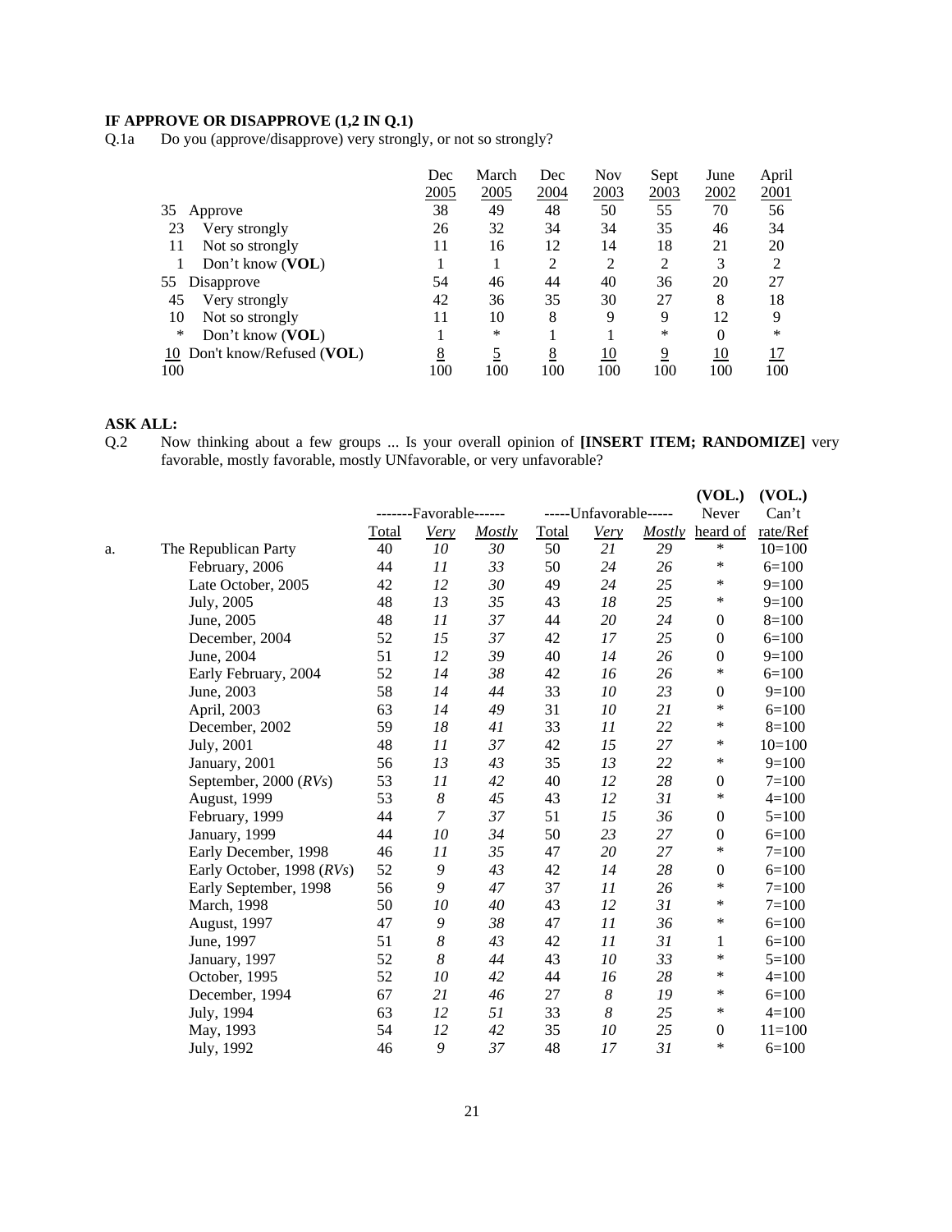**IF APPROVE OR DISAPPROVE (1,2 IN Q.1)**

Q.1a Do you (approve/disapprove) very strongly, or not so strongly?

| | Dec 2005 | March 2005 | Dec 2004 | Nov 2003 | Sept 2003 | June 2002 | April 2001 |
|---|---|---|---|---|---|---|---|
| 35 Approve | 38 | 49 | 48 | 50 | 55 | 70 | 56 |
| 23 Very strongly | 26 | 32 | 34 | 34 | 35 | 46 | 34 |
| 11 Not so strongly | 11 | 16 | 12 | 14 | 18 | 21 | 20 |
| 1 Don't know (**VOL**) | 1 | 1 | 2 | 2 | 2 | 3 | 2 |
| 55 Disapprove | 54 | 46 | 44 | 40 | 36 | 20 | 27 |
| 45 Very strongly | 42 | 36 | 35 | 30 | 27 | 8 | 18 |
| 10 Not so strongly | 11 | 10 | 8 | 9 | 9 | 12 | 9 |
| * Don't know (**VOL**) | 1 | * | 1 | 1 | * | 0 | * |
| 10 Don't know/Refused (**VOL**) | 8 | 5 | 8 | 10 | 9 | 10 | 17 |
| 100 | 100 | 100 | 100 | 100 | 100 | 100 | 100 |

**ASK ALL:**

Q.2 Now thinking about a few groups ... Is your overall opinion of **[INSERT ITEM; RANDOMIZE]** very favorable, mostly favorable, mostly UNfavorable, or very unfavorable?

| | | -------Favorable------ | | | -----Unfavorable----- | | | **(VOL.)** Never | **(VOL.)** Can't |
|---|---|---|---|---|---|---|---|---|---|
| | | Total | *Very* | *Mostly* | Total | *Very* | *Mostly* | heard of | rate/Ref |
| a. | The Republican Party | 40 | *10* | *30* | 50 | *21* | *29* | * | 10=100 |
| | February, 2006 | 44 | *11* | *33* | 50 | *24* | *26* | * | 6=100 |
| | Late October, 2005 | 42 | *12* | *30* | 49 | *24* | *25* | * | 9=100 |
| | July, 2005 | 48 | *13* | *35* | 43 | *18* | *25* | * | 9=100 |
| | June, 2005 | 48 | *11* | *37* | 44 | *20* | *24* | 0 | 8=100 |
| | December, 2004 | 52 | *15* | *37* | 42 | *17* | *25* | 0 | 6=100 |
| | June, 2004 | 51 | *12* | *39* | 40 | *14* | *26* | 0 | 9=100 |
| | Early February, 2004 | 52 | *14* | *38* | 42 | *16* | *26* | * | 6=100 |
| | June, 2003 | 58 | *14* | *44* | 33 | *10* | *23* | 0 | 9=100 |
| | April, 2003 | 63 | *14* | *49* | 31 | *10* | *21* | * | 6=100 |
| | December, 2002 | 59 | *18* | *41* | 33 | *11* | *22* | * | 8=100 |
| | July, 2001 | 48 | *11* | *37* | 42 | *15* | *27* | * | 10=100 |
| | January, 2001 | 56 | *13* | *43* | 35 | *13* | *22* | * | 9=100 |
| | September, 2000 (*RVs*) | 53 | *11* | *42* | 40 | *12* | *28* | 0 | 7=100 |
| | August, 1999 | 53 | *8* | *45* | 43 | *12* | *31* | * | 4=100 |
| | February, 1999 | 44 | *7* | *37* | 51 | *15* | *36* | 0 | 5=100 |
| | January, 1999 | 44 | *10* | *34* | 50 | *23* | *27* | 0 | 6=100 |
| | Early December, 1998 | 46 | *11* | *35* | 47 | *20* | *27* | * | 7=100 |
| | Early October, 1998 (*RVs*) | 52 | *9* | *43* | 42 | *14* | *28* | 0 | 6=100 |
| | Early September, 1998 | 56 | *9* | *47* | 37 | *11* | *26* | * | 7=100 |
| | March, 1998 | 50 | *10* | *40* | 43 | *12* | *31* | * | 7=100 |
| | August, 1997 | 47 | *9* | *38* | 47 | *11* | *36* | * | 6=100 |
| | June, 1997 | 51 | *8* | *43* | 42 | *11* | *31* | 1 | 6=100 |
| | January, 1997 | 52 | *8* | *44* | 43 | *10* | *33* | * | 5=100 |
| | October, 1995 | 52 | *10* | *42* | 44 | *16* | *28* | * | 4=100 |
| | December, 1994 | 67 | *21* | *46* | 27 | *8* | *19* | * | 6=100 |
| | July, 1994 | 63 | *12* | *51* | 33 | *8* | *25* | * | 4=100 |
| | May, 1993 | 54 | *12* | *42* | 35 | *10* | *25* | 0 | 11=100 |
| | July, 1992 | 46 | *9* | *37* | 48 | *17* | *31* | * | 6=100 |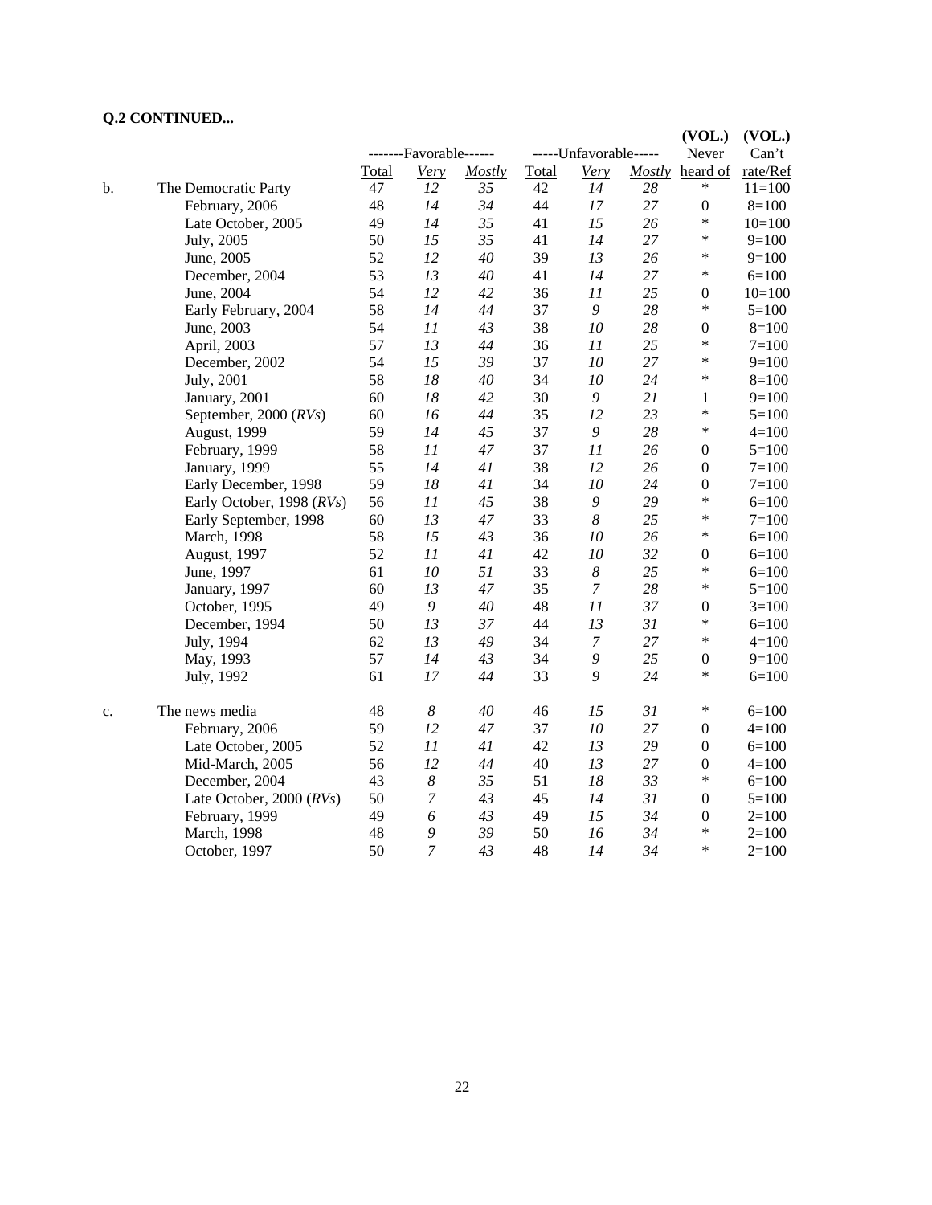**Q.2 CONTINUED...**

| | | -------Favorable------ | | | -----Unfavorable----- | | | (VOL.) Never | (VOL.) Can't |
|---|---|---|---|---|---|---|---|---|---|
| | | Total | *Very* | *Mostly* | Total | *Very* | *Mostly* | heard of | rate/Ref |
| b. | The Democratic Party | 47 | *12* | *35* | 42 | *14* | *28* | * | 11=100 |
| | February, 2006 | 48 | *14* | *34* | 44 | *17* | *27* | 0 | 8=100 |
| | Late October, 2005 | 49 | *14* | *35* | 41 | *15* | *26* | * | 10=100 |
| | July, 2005 | 50 | *15* | *35* | 41 | *14* | *27* | * | 9=100 |
| | June, 2005 | 52 | *12* | *40* | 39 | *13* | *26* | * | 9=100 |
| | December, 2004 | 53 | *13* | *40* | 41 | *14* | *27* | * | 6=100 |
| | June, 2004 | 54 | *12* | *42* | 36 | *11* | *25* | 0 | 10=100 |
| | Early February, 2004 | 58 | *14* | *44* | 37 | *9* | *28* | * | 5=100 |
| | June, 2003 | 54 | *11* | *43* | 38 | *10* | *28* | 0 | 8=100 |
| | April, 2003 | 57 | *13* | *44* | 36 | *11* | *25* | * | 7=100 |
| | December, 2002 | 54 | *15* | *39* | 37 | *10* | *27* | * | 9=100 |
| | July, 2001 | 58 | *18* | *40* | 34 | *10* | *24* | * | 8=100 |
| | January, 2001 | 60 | *18* | *42* | 30 | *9* | *21* | 1 | 9=100 |
| | September, 2000 (*RVs*) | 60 | *16* | *44* | 35 | *12* | *23* | * | 5=100 |
| | August, 1999 | 59 | *14* | *45* | 37 | *9* | *28* | * | 4=100 |
| | February, 1999 | 58 | *11* | *47* | 37 | *11* | *26* | 0 | 5=100 |
| | January, 1999 | 55 | *14* | *41* | 38 | *12* | *26* | 0 | 7=100 |
| | Early December, 1998 | 59 | *18* | *41* | 34 | *10* | *24* | 0 | 7=100 |
| | Early October, 1998 (*RVs*) | 56 | *11* | *45* | 38 | *9* | *29* | * | 6=100 |
| | Early September, 1998 | 60 | *13* | *47* | 33 | *8* | *25* | * | 7=100 |
| | March, 1998 | 58 | *15* | *43* | 36 | *10* | *26* | * | 6=100 |
| | August, 1997 | 52 | *11* | *41* | 42 | *10* | *32* | 0 | 6=100 |
| | June, 1997 | 61 | *10* | *51* | 33 | *8* | *25* | * | 6=100 |
| | January, 1997 | 60 | *13* | *47* | 35 | *7* | *28* | * | 5=100 |
| | October, 1995 | 49 | *9* | *40* | 48 | *11* | *37* | 0 | 3=100 |
| | December, 1994 | 50 | *13* | *37* | 44 | *13* | *31* | * | 6=100 |
| | July, 1994 | 62 | *13* | *49* | 34 | *7* | *27* | * | 4=100 |
| | May, 1993 | 57 | *14* | *43* | 34 | *9* | *25* | 0 | 9=100 |
| | July, 1992 | 61 | *17* | *44* | 33 | *9* | *24* | * | 6=100 |
| | | | | | | | | | |
| c. | The news media | 48 | *8* | *40* | 46 | *15* | *31* | * | 6=100 |
| | February, 2006 | 59 | *12* | *47* | 37 | *10* | *27* | 0 | 4=100 |
| | Late October, 2005 | 52 | *11* | *41* | 42 | *13* | *29* | 0 | 6=100 |
| | Mid-March, 2005 | 56 | *12* | *44* | 40 | *13* | *27* | 0 | 4=100 |
| | December, 2004 | 43 | *8* | *35* | 51 | *18* | *33* | * | 6=100 |
| | Late October, 2000 (*RVs*) | 50 | *7* | *43* | 45 | *14* | *31* | 0 | 5=100 |
| | February, 1999 | 49 | *6* | *43* | 49 | *15* | *34* | 0 | 2=100 |
| | March, 1998 | 48 | *9* | *39* | 50 | *16* | *34* | * | 2=100 |
| | October, 1997 | 50 | *7* | *43* | 48 | *14* | *34* | * | 2=100 |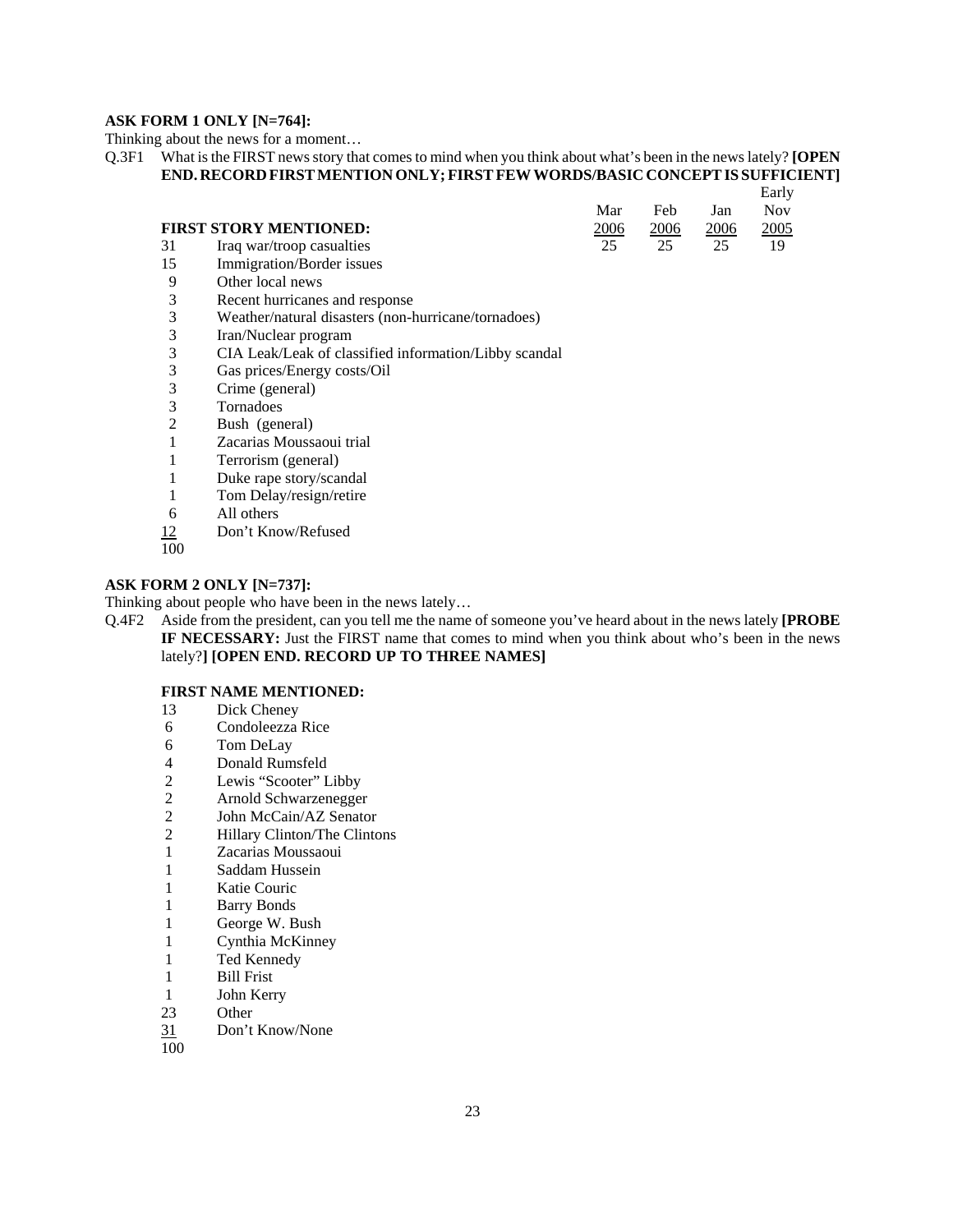**ASK FORM 1 ONLY [N=764]:**

Thinking about the news for a moment…

Q.3F1 What is the FIRST news story that comes to mind when you think about what's been in the news lately? **[OPEN END. RECORD FIRST MENTION ONLY; FIRST FEW WORDS/BASIC CONCEPT IS SUFFICIENT]**

| | **FIRST STORY MENTIONED:** | Mar 2006 | Feb 2006 | Jan 2006 | Early Nov 2005 |
|---|---|---|---|---|---|
| 31 | Iraq war/troop casualties | 25 | 25 | 25 | 19 |
| 15 | Immigration/Border issues | | | | |
| 9 | Other local news | | | | |
| 3 | Recent hurricanes and response | | | | |
| 3 | Weather/natural disasters (non-hurricane/tornadoes) | | | | |
| 3 | Iran/Nuclear program | | | | |
| 3 | CIA Leak/Leak of classified information/Libby scandal | | | | |
| 3 | Gas prices/Energy costs/Oil | | | | |
| 3 | Crime (general) | | | | |
| 3 | Tornadoes | | | | |
| 2 | Bush (general) | | | | |
| 1 | Zacarias Moussaoui trial | | | | |
| 1 | Terrorism (general) | | | | |
| 1 | Duke rape story/scandal | | | | |
| 1 | Tom Delay/resign/retire | | | | |
| 6 | All others | | | | |
| 12 | Don't Know/Refused | | | | |
| 100 | | | | | |

**ASK FORM 2 ONLY [N=737]:**

Thinking about people who have been in the news lately…

Q.4F2 Aside from the president, can you tell me the name of someone you've heard about in the news lately **[PROBE IF NECESSARY:** Just the FIRST name that comes to mind when you think about who's been in the news lately?**] [OPEN END. RECORD UP TO THREE NAMES]**

| | **FIRST NAME MENTIONED:** |
|---|---|
| 13 | Dick Cheney |
| 6 | Condoleezza Rice |
| 6 | Tom DeLay |
| 4 | Donald Rumsfeld |
| 2 | Lewis "Scooter" Libby |
| 2 | Arnold Schwarzenegger |
| 2 | John McCain/AZ Senator |
| 2 | Hillary Clinton/The Clintons |
| 1 | Zacarias Moussaoui |
| 1 | Saddam Hussein |
| 1 | Katie Couric |
| 1 | Barry Bonds |
| 1 | George W. Bush |
| 1 | Cynthia McKinney |
| 1 | Ted Kennedy |
| 1 | Bill Frist |
| 1 | John Kerry |
| 23 | Other |
| 31 | Don't Know/None |
| 100 | |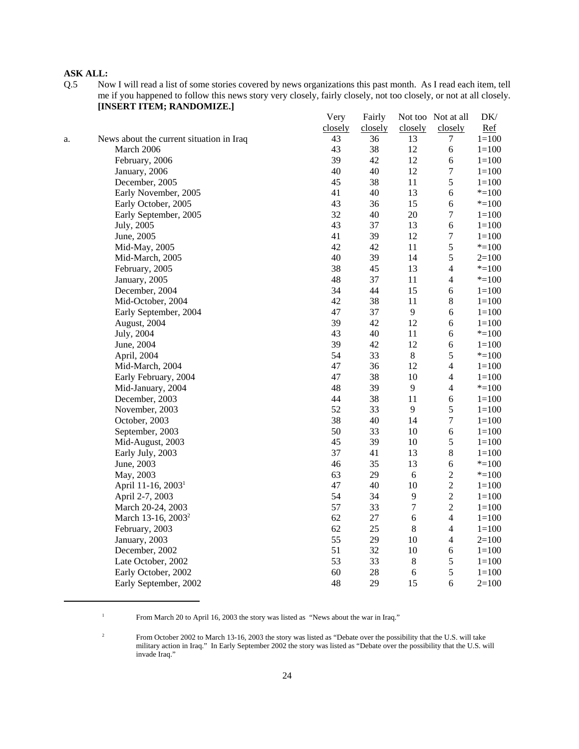**ASK ALL:**

Q.5 Now I will read a list of some stories covered by news organizations this past month. As I read each item, tell me if you happened to follow this news story very closely, fairly closely, not too closely, or not at all closely. **[INSERT ITEM; RANDOMIZE.]**

| | | Very closely | Fairly closely | Not too closely | Not at all closely | DK/ Ref |
|---|---|---|---|---|---|---|
| a. | News about the current situation in Iraq | 43 | 36 | 13 | 7 | 1=100 |
| | March 2006 | 43 | 38 | 12 | 6 | 1=100 |
| | February, 2006 | 39 | 42 | 12 | 6 | 1=100 |
| | January, 2006 | 40 | 40 | 12 | 7 | 1=100 |
| | December, 2005 | 45 | 38 | 11 | 5 | 1=100 |
| | Early November, 2005 | 41 | 40 | 13 | 6 | *=100 |
| | Early October, 2005 | 43 | 36 | 15 | 6 | *=100 |
| | Early September, 2005 | 32 | 40 | 20 | 7 | 1=100 |
| | July, 2005 | 43 | 37 | 13 | 6 | 1=100 |
| | June, 2005 | 41 | 39 | 12 | 7 | 1=100 |
| | Mid-May, 2005 | 42 | 42 | 11 | 5 | *=100 |
| | Mid-March, 2005 | 40 | 39 | 14 | 5 | 2=100 |
| | February, 2005 | 38 | 45 | 13 | 4 | *=100 |
| | January, 2005 | 48 | 37 | 11 | 4 | *=100 |
| | December, 2004 | 34 | 44 | 15 | 6 | 1=100 |
| | Mid-October, 2004 | 42 | 38 | 11 | 8 | 1=100 |
| | Early September, 2004 | 47 | 37 | 9 | 6 | 1=100 |
| | August, 2004 | 39 | 42 | 12 | 6 | 1=100 |
| | July, 2004 | 43 | 40 | 11 | 6 | *=100 |
| | June, 2004 | 39 | 42 | 12 | 6 | 1=100 |
| | April, 2004 | 54 | 33 | 8 | 5 | *=100 |
| | Mid-March, 2004 | 47 | 36 | 12 | 4 | 1=100 |
| | Early February, 2004 | 47 | 38 | 10 | 4 | 1=100 |
| | Mid-January, 2004 | 48 | 39 | 9 | 4 | *=100 |
| | December, 2003 | 44 | 38 | 11 | 6 | 1=100 |
| | November, 2003 | 52 | 33 | 9 | 5 | 1=100 |
| | October, 2003 | 38 | 40 | 14 | 7 | 1=100 |
| | September, 2003 | 50 | 33 | 10 | 6 | 1=100 |
| | Mid-August, 2003 | 45 | 39 | 10 | 5 | 1=100 |
| | Early July, 2003 | 37 | 41 | 13 | 8 | 1=100 |
| | June, 2003 | 46 | 35 | 13 | 6 | *=100 |
| | May, 2003 | 63 | 29 | 6 | 2 | *=100 |
| | April 11-16, 2003[1] | 47 | 40 | 10 | 2 | 1=100 |
| | April 2-7, 2003 | 54 | 34 | 9 | 2 | 1=100 |
| | March 20-24, 2003 | 57 | 33 | 7 | 2 | 1=100 |
| | March 13-16, 2003[2] | 62 | 27 | 6 | 4 | 1=100 |
| | February, 2003 | 62 | 25 | 8 | 4 | 1=100 |
| | January, 2003 | 55 | 29 | 10 | 4 | 2=100 |
| | December, 2002 | 51 | 32 | 10 | 6 | 1=100 |
| | Late October, 2002 | 53 | 33 | 8 | 5 | 1=100 |
| | Early October, 2002 | 60 | 28 | 6 | 5 | 1=100 |
| | Early September, 2002 | 48 | 29 | 15 | 6 | 2=100 |

[1] From March 20 to April 16, 2003 the story was listed as "News about the war in Iraq."

[2] From October 2002 to March 13-16, 2003 the story was listed as "Debate over the possibility that the U.S. will take military action in Iraq." In Early September 2002 the story was listed as "Debate over the possibility that the U.S. will invade Iraq."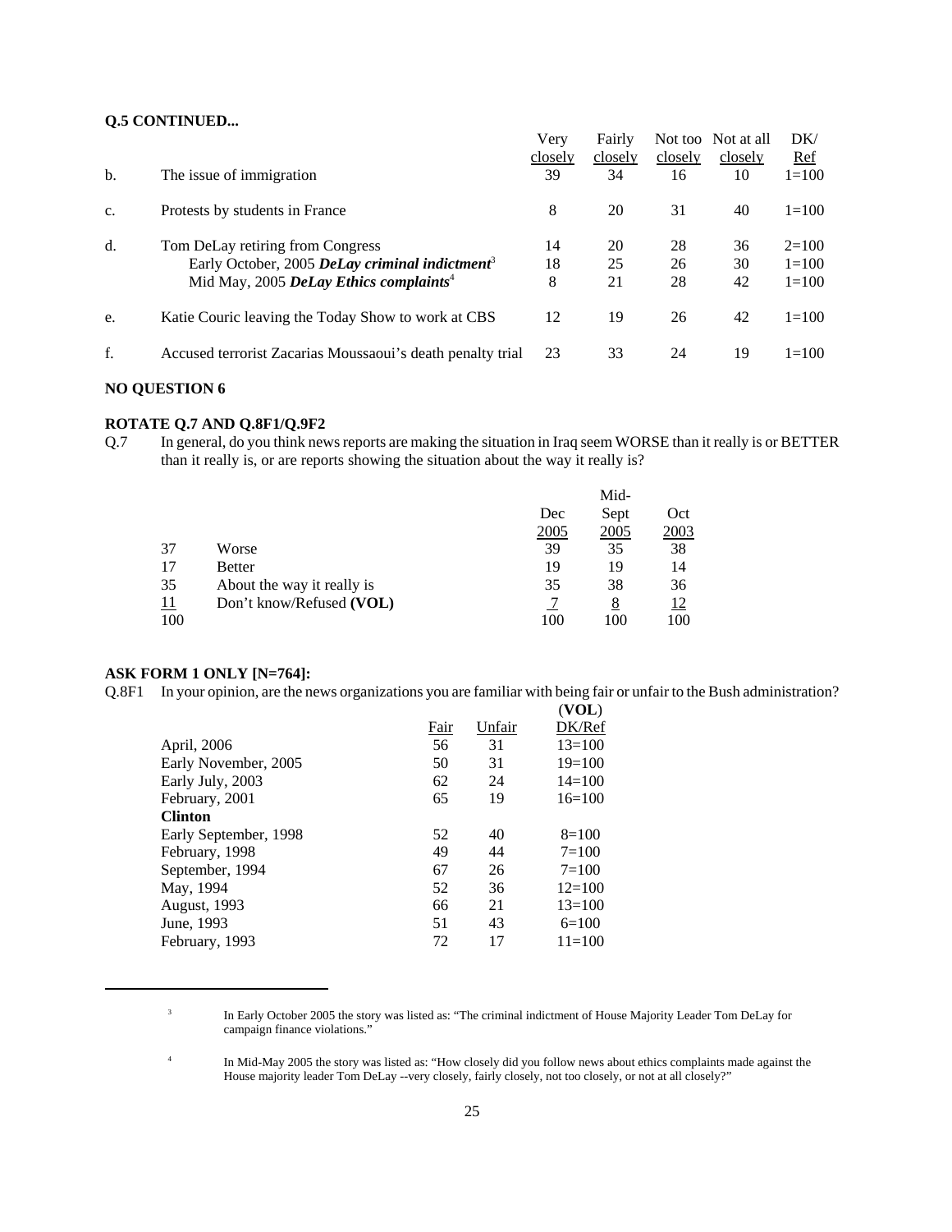**Q.5 CONTINUED...**

| | | Very closely | Fairly closely | Not too closely | Not at all closely | DK/ Ref |
|---|---|---|---|---|---|---|
| b. | The issue of immigration | 39 | 34 | 16 | 10 | 1=100 |
| c. | Protests by students in France | 8 | 20 | 31 | 40 | 1=100 |
| d. | Tom DeLay retiring from Congress | 14 | 20 | 28 | 36 | 2=100 |
| | Early October, 2005 ***DeLay criminal indictment***[3] | 18 | 25 | 26 | 30 | 1=100 |
| | Mid May, 2005 ***DeLay Ethics complaints***[4] | 8 | 21 | 28 | 42 | 1=100 |
| e. | Katie Couric leaving the Today Show to work at CBS | 12 | 19 | 26 | 42 | 1=100 |
| f. | Accused terrorist Zacarias Moussaoui's death penalty trial | 23 | 33 | 24 | 19 | 1=100 |

**NO QUESTION 6**

**ROTATE Q.7 AND Q.8F1/Q.9F2**

Q.7 In general, do you think news reports are making the situation in Iraq seem WORSE than it really is or BETTER than it really is, or are reports showing the situation about the way it really is?

| | | Dec 2005 | Mid-Sept 2005 | Oct 2003 |
|---|---|---|---|---|
| 37 | Worse | 39 | 35 | 38 |
| 17 | Better | 19 | 19 | 14 |
| 35 | About the way it really is | 35 | 38 | 36 |
| 11 | Don't know/Refused **(VOL)** | 7 | 8 | 12 |
| 100 | | 100 | 100 | 100 |

**ASK FORM 1 ONLY [N=764]:**

Q.8F1 In your opinion, are the news organizations you are familiar with being fair or unfair to the Bush administration?

| | Fair | Unfair | (**VOL**) DK/Ref |
|---|---|---|---|
| April, 2006 | 56 | 31 | 13=100 |
| Early November, 2005 | 50 | 31 | 19=100 |
| Early July, 2003 | 62 | 24 | 14=100 |
| February, 2001 | 65 | 19 | 16=100 |
| **Clinton** | | | |
| Early September, 1998 | 52 | 40 | 8=100 |
| February, 1998 | 49 | 44 | 7=100 |
| September, 1994 | 67 | 26 | 7=100 |
| May, 1994 | 52 | 36 | 12=100 |
| August, 1993 | 66 | 21 | 13=100 |
| June, 1993 | 51 | 43 | 6=100 |
| February, 1993 | 72 | 17 | 11=100 |

[3] In Early October 2005 the story was listed as: "The criminal indictment of House Majority Leader Tom DeLay for campaign finance violations."

[4] In Mid-May 2005 the story was listed as: "How closely did you follow news about ethics complaints made against the House majority leader Tom DeLay --very closely, fairly closely, not too closely, or not at all closely?"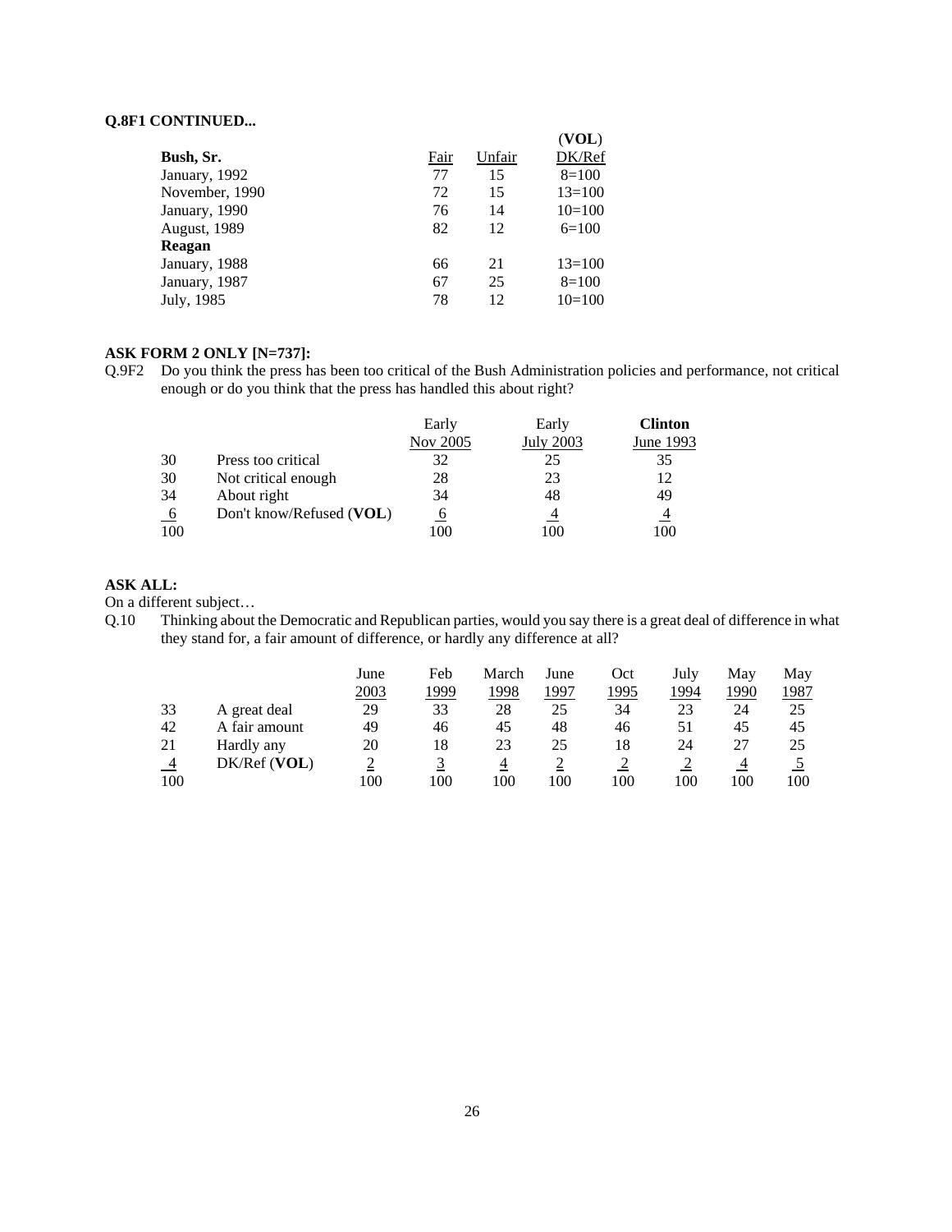**Q.8F1 CONTINUED...**

| Bush, Sr. | Fair | Unfair | (VOL) DK/Ref |
|---|---|---|---|
| January, 1992 | 77 | 15 | 8=100 |
| November, 1990 | 72 | 15 | 13=100 |
| January, 1990 | 76 | 14 | 10=100 |
| August, 1989 | 82 | 12 | 6=100 |
| **Reagan** | | | |
| January, 1988 | 66 | 21 | 13=100 |
| January, 1987 | 67 | 25 | 8=100 |
| July, 1985 | 78 | 12 | 10=100 |

**ASK FORM 2 ONLY [N=737]:**

Q.9F2 Do you think the press has been too critical of the Bush Administration policies and performance, not critical enough or do you think that the press has handled this about right?

| | | Early Nov 2005 | Early July 2003 | **Clinton** June 1993 |
|---|---|---|---|---|
| 30 | Press too critical | 32 | 25 | 35 |
| 30 | Not critical enough | 28 | 23 | 12 |
| 34 | About right | 34 | 48 | 49 |
| 6 | Don't know/Refused (**VOL**) | 6 | 4 | 4 |
| 100 | | 100 | 100 | 100 |

**ASK ALL:**

On a different subject…

Q.10 Thinking about the Democratic and Republican parties, would you say there is a great deal of difference in what they stand for, a fair amount of difference, or hardly any difference at all?

| | | June 2003 | Feb 1999 | March 1998 | June 1997 | Oct 1995 | July 1994 | May 1990 | May 1987 |
|---|---|---|---|---|---|---|---|---|---|
| 33 | A great deal | 29 | 33 | 28 | 25 | 34 | 23 | 24 | 25 |
| 42 | A fair amount | 49 | 46 | 45 | 48 | 46 | 51 | 45 | 45 |
| 21 | Hardly any | 20 | 18 | 23 | 25 | 18 | 24 | 27 | 25 |
| 4 | DK/Ref (**VOL**) | 2 | 3 | 4 | 2 | 2 | 2 | 4 | 5 |
| 100 | | 100 | 100 | 100 | 100 | 100 | 100 | 100 | 100 |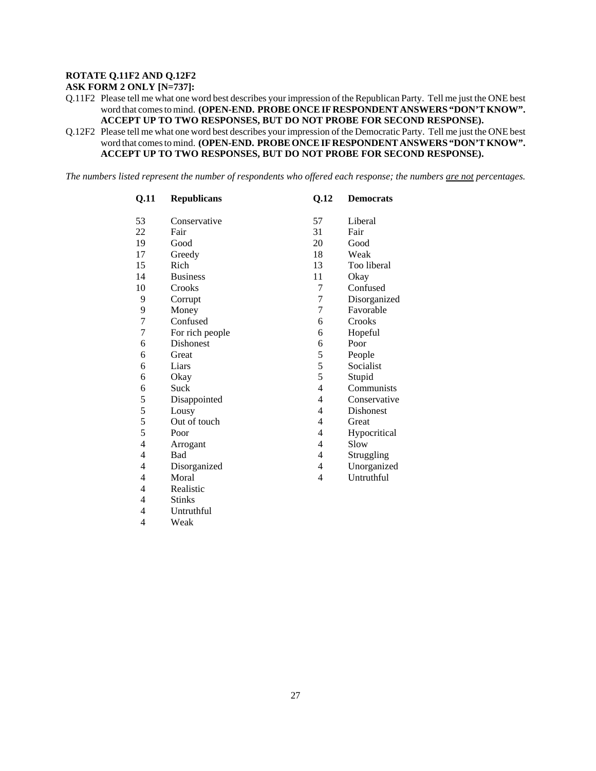**ROTATE Q.11F2 AND Q.12F2**
**ASK FORM 2 ONLY [N=737]:**

Q.11F2 Please tell me what one word best describes your impression of the Republican Party. Tell me just the ONE best word that comes to mind. **(OPEN-END. PROBE ONCE IF RESPONDENT ANSWERS "DON'T KNOW". ACCEPT UP TO TWO RESPONSES, BUT DO NOT PROBE FOR SECOND RESPONSE).**

Q.12F2 Please tell me what one word best describes your impression of the Democratic Party. Tell me just the ONE best word that comes to mind. **(OPEN-END. PROBE ONCE IF RESPONDENT ANSWERS "DON'T KNOW". ACCEPT UP TO TWO RESPONSES, BUT DO NOT PROBE FOR SECOND RESPONSE).**

*The numbers listed represent the number of respondents who offered each response; the numbers* ***are not*** *percentages.*

| Q.11 | Republicans | Q.12 | Democrats |
|---|---|---|---|
| 53 | Conservative | 57 | Liberal |
| 22 | Fair | 31 | Fair |
| 19 | Good | 20 | Good |
| 17 | Greedy | 18 | Weak |
| 15 | Rich | 13 | Too liberal |
| 14 | Business | 11 | Okay |
| 10 | Crooks | 7 | Confused |
| 9 | Corrupt | 7 | Disorganized |
| 9 | Money | 7 | Favorable |
| 7 | Confused | 6 | Crooks |
| 7 | For rich people | 6 | Hopeful |
| 6 | Dishonest | 6 | Poor |
| 6 | Great | 5 | People |
| 6 | Liars | 5 | Socialist |
| 6 | Okay | 5 | Stupid |
| 6 | Suck | 4 | Communists |
| 5 | Disappointed | 4 | Conservative |
| 5 | Lousy | 4 | Dishonest |
| 5 | Out of touch | 4 | Great |
| 5 | Poor | 4 | Hypocritical |
| 4 | Arrogant | 4 | Slow |
| 4 | Bad | 4 | Struggling |
| 4 | Disorganized | 4 | Unorganized |
| 4 | Moral | 4 | Untruthful |
| 4 | Realistic | | |
| 4 | Stinks | | |
| 4 | Untruthful | | |
| 4 | Weak | | |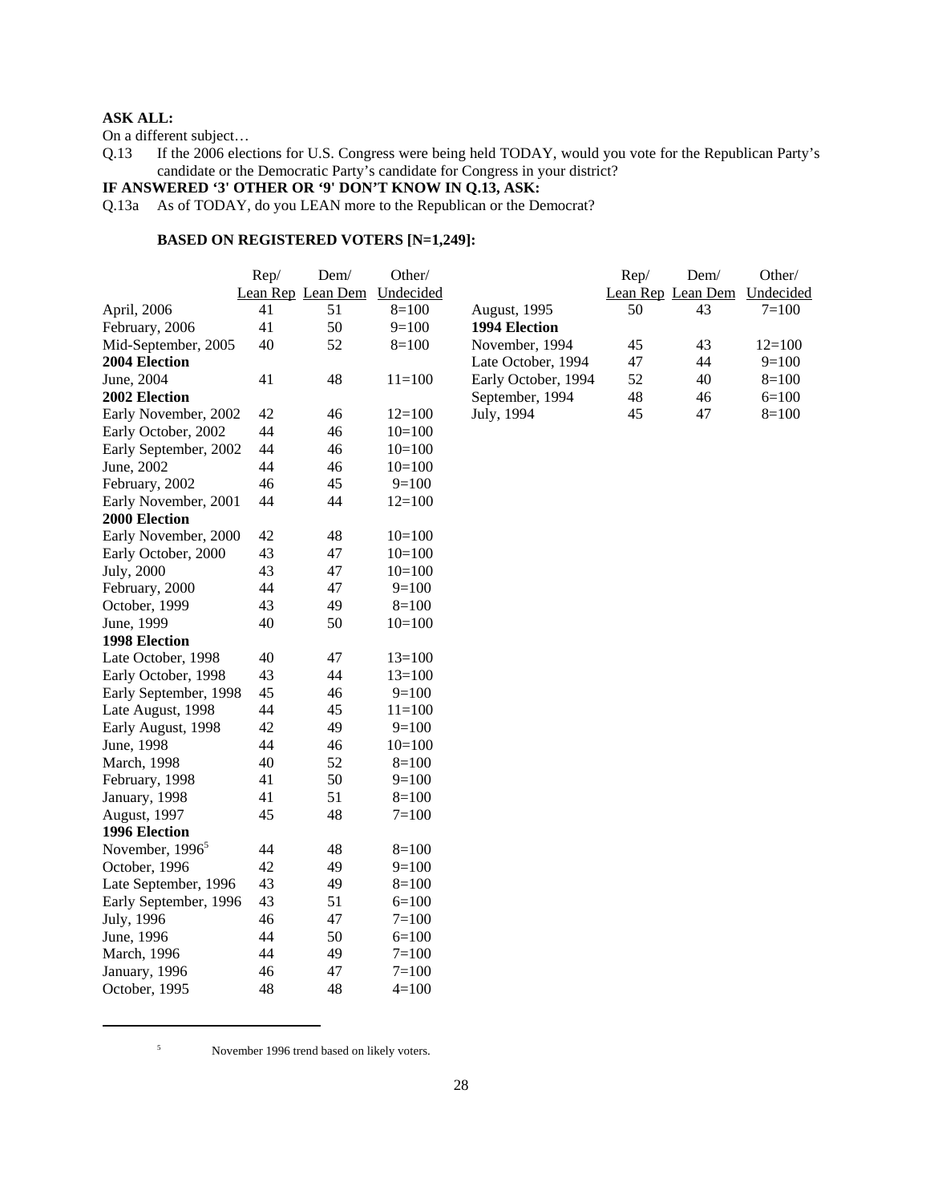**ASK ALL:**

On a different subject…

Q.13 If the 2006 elections for U.S. Congress were being held TODAY, would you vote for the Republican Party's candidate or the Democratic Party's candidate for Congress in your district?

**IF ANSWERED '3' OTHER OR '9' DON'T KNOW IN Q.13, ASK:**

Q.13a As of TODAY, do you LEAN more to the Republican or the Democrat?

**BASED ON REGISTERED VOTERS [N=1,249]:**

| | Rep/ Lean Rep | Dem/ Lean Dem | Other/ Undecided |
|---|---|---|---|
| April, 2006 | 41 | 51 | 8=100 |
| February, 2006 | 41 | 50 | 9=100 |
| Mid-September, 2005 | 40 | 52 | 8=100 |
| **2004 Election** | | | |
| June, 2004 | 41 | 48 | 11=100 |
| **2002 Election** | | | |
| Early November, 2002 | 42 | 46 | 12=100 |
| Early October, 2002 | 44 | 46 | 10=100 |
| Early September, 2002 | 44 | 46 | 10=100 |
| June, 2002 | 44 | 46 | 10=100 |
| February, 2002 | 46 | 45 | 9=100 |
| Early November, 2001 | 44 | 44 | 12=100 |
| **2000 Election** | | | |
| Early November, 2000 | 42 | 48 | 10=100 |
| Early October, 2000 | 43 | 47 | 10=100 |
| July, 2000 | 43 | 47 | 10=100 |
| February, 2000 | 44 | 47 | 9=100 |
| October, 1999 | 43 | 49 | 8=100 |
| June, 1999 | 40 | 50 | 10=100 |
| **1998 Election** | | | |
| Late October, 1998 | 40 | 47 | 13=100 |
| Early October, 1998 | 43 | 44 | 13=100 |
| Early September, 1998 | 45 | 46 | 9=100 |
| Late August, 1998 | 44 | 45 | 11=100 |
| Early August, 1998 | 42 | 49 | 9=100 |
| June, 1998 | 44 | 46 | 10=100 |
| March, 1998 | 40 | 52 | 8=100 |
| February, 1998 | 41 | 50 | 9=100 |
| January, 1998 | 41 | 51 | 8=100 |
| August, 1997 | 45 | 48 | 7=100 |
| **1996 Election** | | | |
| November, 1996[5] | 44 | 48 | 8=100 |
| October, 1996 | 42 | 49 | 9=100 |
| Late September, 1996 | 43 | 49 | 8=100 |
| Early September, 1996 | 43 | 51 | 6=100 |
| July, 1996 | 46 | 47 | 7=100 |
| June, 1996 | 44 | 50 | 6=100 |
| March, 1996 | 44 | 49 | 7=100 |
| January, 1996 | 46 | 47 | 7=100 |
| October, 1995 | 48 | 48 | 4=100 |
| August, 1995 | 50 | 43 | 7=100 |
| **1994 Election** | | | |
| November, 1994 | 45 | 43 | 12=100 |
| Late October, 1994 | 47 | 44 | 9=100 |
| Early October, 1994 | 52 | 40 | 8=100 |
| September, 1994 | 48 | 46 | 6=100 |
| July, 1994 | 45 | 47 | 8=100 |

[5] November 1996 trend based on likely voters.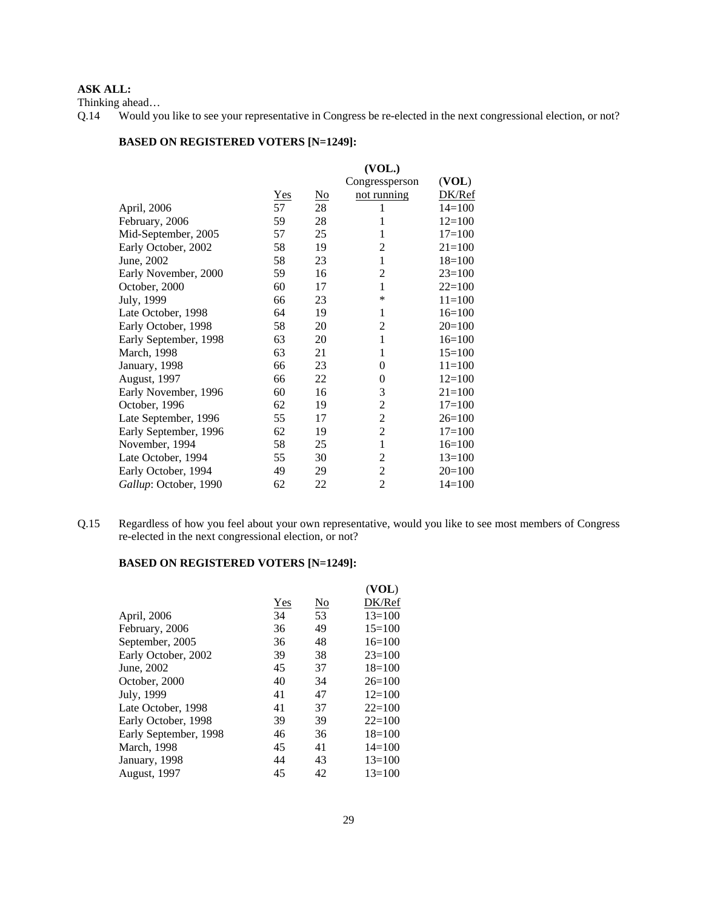**ASK ALL:**

Thinking ahead…

Q.14 Would you like to see your representative in Congress be re-elected in the next congressional election, or not?

**BASED ON REGISTERED VOTERS [N=1249]:**

| | Yes | No | (VOL.) Congressperson not running | (VOL) DK/Ref |
|---|---|---|---|---|
| April, 2006 | 57 | 28 | 1 | 14=100 |
| February, 2006 | 59 | 28 | 1 | 12=100 |
| Mid-September, 2005 | 57 | 25 | 1 | 17=100 |
| Early October, 2002 | 58 | 19 | 2 | 21=100 |
| June, 2002 | 58 | 23 | 1 | 18=100 |
| Early November, 2000 | 59 | 16 | 2 | 23=100 |
| October, 2000 | 60 | 17 | 1 | 22=100 |
| July, 1999 | 66 | 23 | * | 11=100 |
| Late October, 1998 | 64 | 19 | 1 | 16=100 |
| Early October, 1998 | 58 | 20 | 2 | 20=100 |
| Early September, 1998 | 63 | 20 | 1 | 16=100 |
| March, 1998 | 63 | 21 | 1 | 15=100 |
| January, 1998 | 66 | 23 | 0 | 11=100 |
| August, 1997 | 66 | 22 | 0 | 12=100 |
| Early November, 1996 | 60 | 16 | 3 | 21=100 |
| October, 1996 | 62 | 19 | 2 | 17=100 |
| Late September, 1996 | 55 | 17 | 2 | 26=100 |
| Early September, 1996 | 62 | 19 | 2 | 17=100 |
| November, 1994 | 58 | 25 | 1 | 16=100 |
| Late October, 1994 | 55 | 30 | 2 | 13=100 |
| Early October, 1994 | 49 | 29 | 2 | 20=100 |
| *Gallup*: October, 1990 | 62 | 22 | 2 | 14=100 |

Q.15 Regardless of how you feel about your own representative, would you like to see most members of Congress re-elected in the next congressional election, or not?

**BASED ON REGISTERED VOTERS [N=1249]:**

| | Yes | No | (VOL) DK/Ref |
|---|---|---|---|
| April, 2006 | 34 | 53 | 13=100 |
| February, 2006 | 36 | 49 | 15=100 |
| September, 2005 | 36 | 48 | 16=100 |
| Early October, 2002 | 39 | 38 | 23=100 |
| June, 2002 | 45 | 37 | 18=100 |
| October, 2000 | 40 | 34 | 26=100 |
| July, 1999 | 41 | 47 | 12=100 |
| Late October, 1998 | 41 | 37 | 22=100 |
| Early October, 1998 | 39 | 39 | 22=100 |
| Early September, 1998 | 46 | 36 | 18=100 |
| March, 1998 | 45 | 41 | 14=100 |
| January, 1998 | 44 | 43 | 13=100 |
| August, 1997 | 45 | 42 | 13=100 |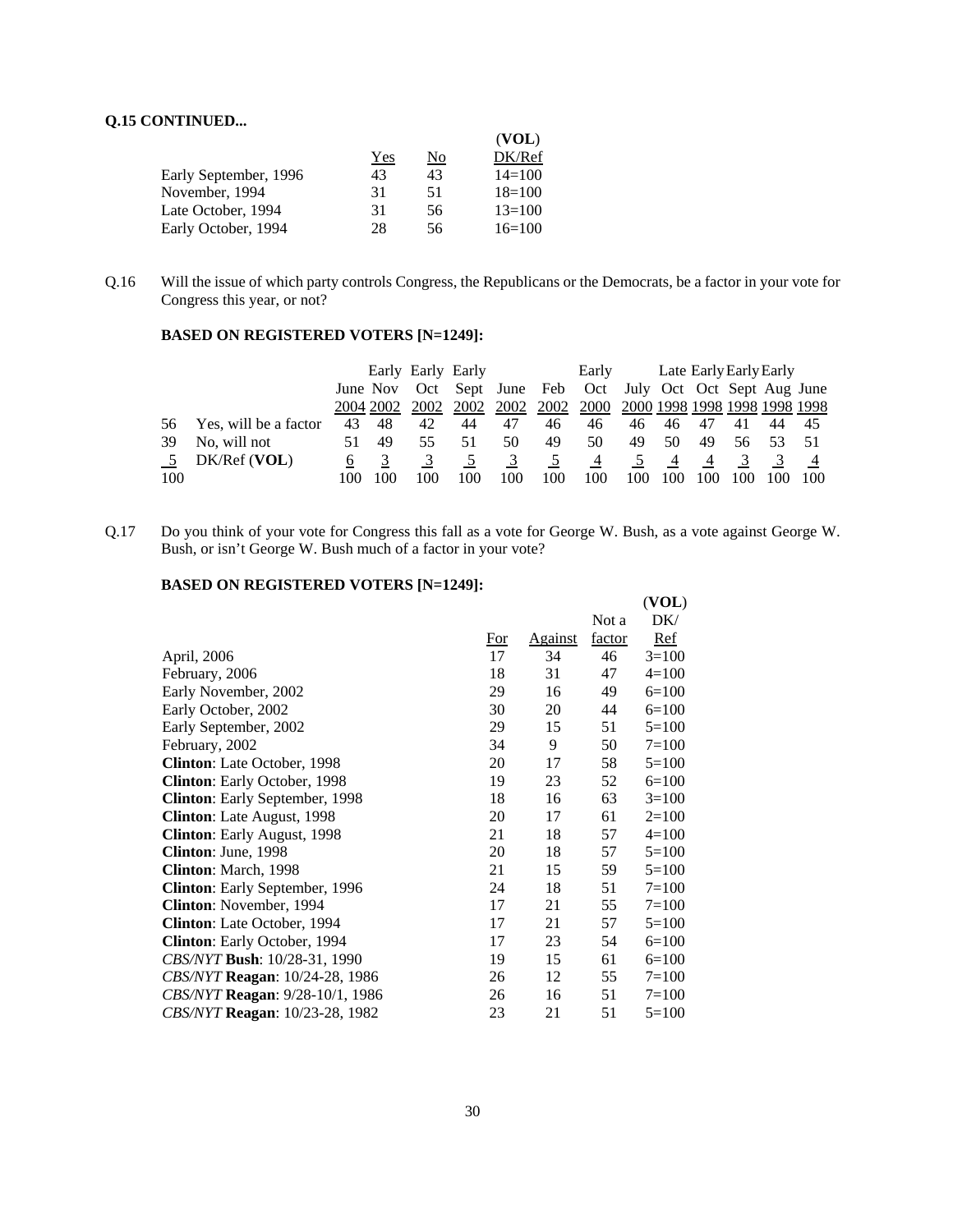**Q.15 CONTINUED...**

| | Yes | No | (VOL) DK/Ref |
|---|---|---|---|
| Early September, 1996 | 43 | 43 | 14=100 |
| November, 1994 | 31 | 51 | 18=100 |
| Late October, 1994 | 31 | 56 | 13=100 |
| Early October, 1994 | 28 | 56 | 16=100 |

Q.16 Will the issue of which party controls Congress, the Republicans or the Democrats, be a factor in your vote for Congress this year, or not?

**BASED ON REGISTERED VOTERS [N=1249]:**

| | | June 2004 | Early Nov 2002 | Early Oct 2002 | Early Sept 2002 | June 2002 | Feb 2002 | Early Oct 2000 | July 2000 | Late Oct 1998 | Early Oct 1998 | Early Sept 1998 | Early Aug 1998 | June 1998 |
|---|---|---|---|---|---|---|---|---|---|---|---|---|---|---|
| 56 | Yes, will be a factor | 43 | 48 | 42 | 44 | 47 | 46 | 46 | 46 | 46 | 47 | 41 | 44 | 45 |
| 39 | No, will not | 51 | 49 | 55 | 51 | 50 | 49 | 50 | 49 | 50 | 49 | 56 | 53 | 51 |
| 5 | DK/Ref (**VOL**) | 6 | 3 | 3 | 5 | 3 | 5 | 4 | 5 | 4 | 4 | 3 | 3 | 4 |
| 100 | | 100 | 100 | 100 | 100 | 100 | 100 | 100 | 100 | 100 | 100 | 100 | 100 | 100 |

Q.17 Do you think of your vote for Congress this fall as a vote for George W. Bush, as a vote against George W. Bush, or isn't George W. Bush much of a factor in your vote?

**BASED ON REGISTERED VOTERS [N=1249]:**

| | For | Against | Not a factor | (VOL) DK/Ref |
|---|---|---|---|---|
| April, 2006 | 17 | 34 | 46 | 3=100 |
| February, 2006 | 18 | 31 | 47 | 4=100 |
| Early November, 2002 | 29 | 16 | 49 | 6=100 |
| Early October, 2002 | 30 | 20 | 44 | 6=100 |
| Early September, 2002 | 29 | 15 | 51 | 5=100 |
| February, 2002 | 34 | 9 | 50 | 7=100 |
| **Clinton**: Late October, 1998 | 20 | 17 | 58 | 5=100 |
| **Clinton**: Early October, 1998 | 19 | 23 | 52 | 6=100 |
| **Clinton**: Early September, 1998 | 18 | 16 | 63 | 3=100 |
| **Clinton**: Late August, 1998 | 20 | 17 | 61 | 2=100 |
| **Clinton**: Early August, 1998 | 21 | 18 | 57 | 4=100 |
| **Clinton**: June, 1998 | 20 | 18 | 57 | 5=100 |
| **Clinton**: March, 1998 | 21 | 15 | 59 | 5=100 |
| **Clinton**: Early September, 1996 | 24 | 18 | 51 | 7=100 |
| **Clinton**: November, 1994 | 17 | 21 | 55 | 7=100 |
| **Clinton**: Late October, 1994 | 17 | 21 | 57 | 5=100 |
| **Clinton**: Early October, 1994 | 17 | 23 | 54 | 6=100 |
| *CBS/NYT* **Bush**: 10/28-31, 1990 | 19 | 15 | 61 | 6=100 |
| *CBS/NYT* **Reagan**: 10/24-28, 1986 | 26 | 12 | 55 | 7=100 |
| *CBS/NYT* **Reagan**: 9/28-10/1, 1986 | 26 | 16 | 51 | 7=100 |
| *CBS/NYT* **Reagan**: 10/23-28, 1982 | 23 | 21 | 51 | 5=100 |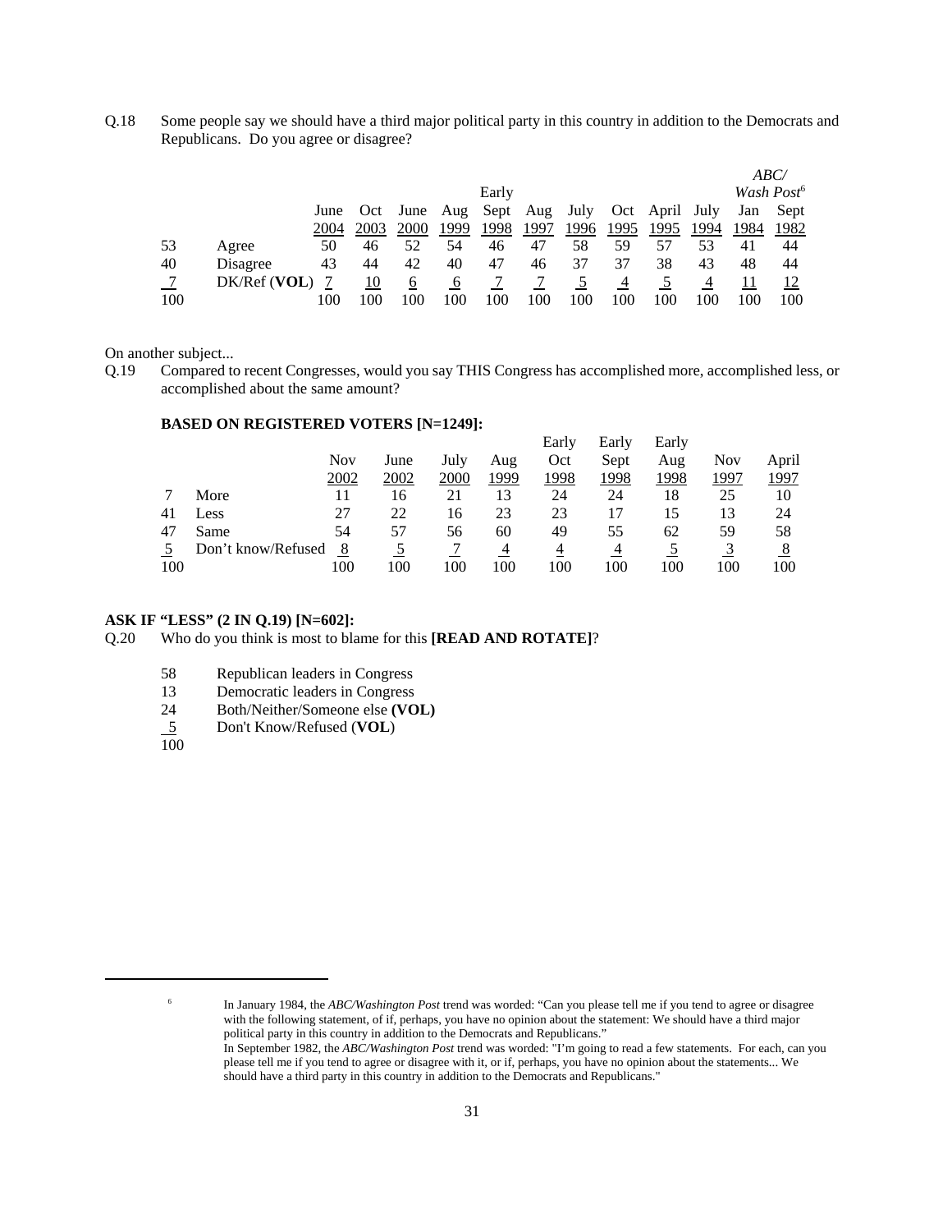Q.18 Some people say we should have a third major political party in this country in addition to the Democrats and Republicans. Do you agree or disagree?

| | | June 2004 | Oct 2003 | June 2000 | Aug 1999 | Early Sept 1998 | Aug 1997 | July 1996 | Oct 1995 | April 1995 | July 1994 | *ABC/ Wash Post*[6] Jan 1984 | *ABC/ Wash Post*[6] Sept 1982 |
|---|---|---|---|---|---|---|---|---|---|---|---|---|---|
| 53 | Agree | 50 | 46 | 52 | 54 | 46 | 47 | 58 | 59 | 57 | 53 | 41 | 44 |
| 40 | Disagree | 43 | 44 | 42 | 40 | 47 | 46 | 37 | 37 | 38 | 43 | 48 | 44 |
| 7 | DK/Ref (**VOL**) | 7 | 10 | 6 | 6 | 7 | 7 | 5 | 4 | 5 | 4 | 11 | 12 |
| 100 | | 100 | 100 | 100 | 100 | 100 | 100 | 100 | 100 | 100 | 100 | 100 | 100 |

On another subject...

Q.19 Compared to recent Congresses, would you say THIS Congress has accomplished more, accomplished less, or accomplished about the same amount?

**BASED ON REGISTERED VOTERS [N=1249]:**

| | | Nov 2002 | June 2002 | July 2000 | Aug 1999 | Early Oct 1998 | Early Sept 1998 | Early Aug 1998 | Nov 1997 | April 1997 |
|---|---|---|---|---|---|---|---|---|---|---|
| 7 | More | 11 | 16 | 21 | 13 | 24 | 24 | 18 | 25 | 10 |
| 41 | Less | 27 | 22 | 16 | 23 | 23 | 17 | 15 | 13 | 24 |
| 47 | Same | 54 | 57 | 56 | 60 | 49 | 55 | 62 | 59 | 58 |
| 5 | Don't know/Refused | 8 | 5 | 7 | 4 | 4 | 4 | 5 | 3 | 8 |
| 100 | | 100 | 100 | 100 | 100 | 100 | 100 | 100 | 100 | 100 |

**ASK IF "LESS" (2 IN Q.19) [N=602]:**

Q.20 Who do you think is most to blame for this **[READ AND ROTATE]**?

| | |
|---|---|
| 58 | Republican leaders in Congress |
| 13 | Democratic leaders in Congress |
| 24 | Both/Neither/Someone else **(VOL)** |
| 5 | Don't Know/Refused (**VOL**) |
| 100 | |

[6] In January 1984, the *ABC/Washington Post* trend was worded: "Can you please tell me if you tend to agree or disagree with the following statement, of if, perhaps, you have no opinion about the statement: We should have a third major political party in this country in addition to the Democrats and Republicans."
In September 1982, the *ABC/Washington Post* trend was worded: "I'm going to read a few statements. For each, can you please tell me if you tend to agree or disagree with it, or if, perhaps, you have no opinion about the statements... We should have a third party in this country in addition to the Democrats and Republicans."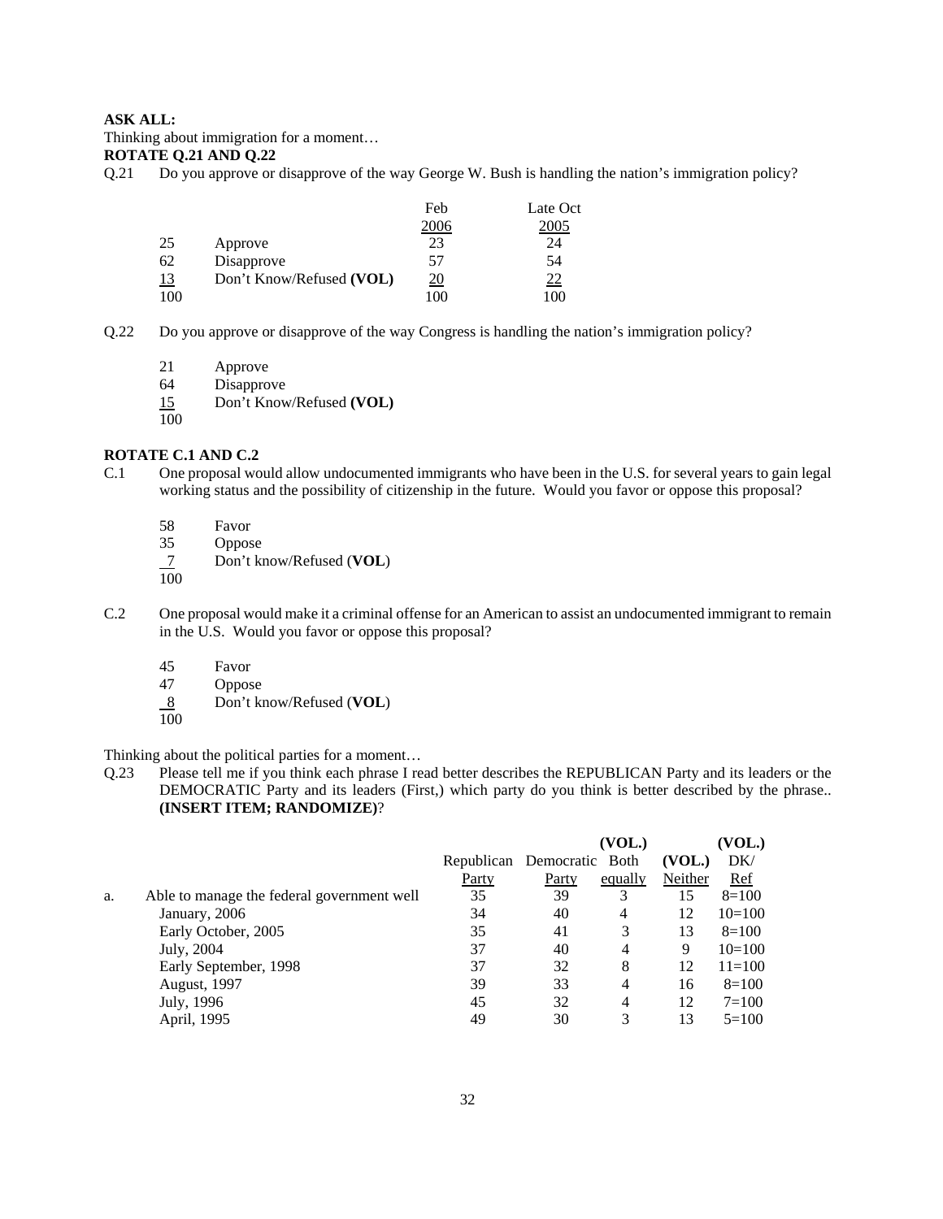**ASK ALL:**
Thinking about immigration for a moment…
**ROTATE Q.21 AND Q.22**

Q.21 Do you approve or disapprove of the way George W. Bush is handling the nation's immigration policy?

| | | Feb 2006 | Late Oct 2005 |
|---|---|---|---|
| 25 | Approve | 23 | 24 |
| 62 | Disapprove | 57 | 54 |
| 13 | Don't Know/Refused **(VOL)** | 20 | 22 |
| 100 | | 100 | 100 |

Q.22 Do you approve or disapprove of the way Congress is handling the nation's immigration policy?

| | |
|---|---|
| 21 | Approve |
| 64 | Disapprove |
| 15 | Don't Know/Refused **(VOL)** |
| 100 | |

**ROTATE C.1 AND C.2**

C.1 One proposal would allow undocumented immigrants who have been in the U.S. for several years to gain legal working status and the possibility of citizenship in the future. Would you favor or oppose this proposal?

| | |
|---|---|
| 58 | Favor |
| 35 | Oppose |
| 7 | Don't know/Refused (**VOL**) |
| 100 | |

C.2 One proposal would make it a criminal offense for an American to assist an undocumented immigrant to remain in the U.S. Would you favor or oppose this proposal?

| | |
|---|---|
| 45 | Favor |
| 47 | Oppose |
| 8 | Don't know/Refused (**VOL**) |
| 100 | |

Thinking about the political parties for a moment…

Q.23 Please tell me if you think each phrase I read better describes the REPUBLICAN Party and its leaders or the DEMOCRATIC Party and its leaders (First,) which party do you think is better described by the phrase.. **(INSERT ITEM; RANDOMIZE)**?

| | | Republican Party | Democratic Party | (VOL.) Both equally | (VOL.) Neither | (VOL.) DK/ Ref |
|---|---|---|---|---|---|---|
| a. | Able to manage the federal government well | 35 | 39 | 3 | 15 | 8=100 |
| | January, 2006 | 34 | 40 | 4 | 12 | 10=100 |
| | Early October, 2005 | 35 | 41 | 3 | 13 | 8=100 |
| | July, 2004 | 37 | 40 | 4 | 9 | 10=100 |
| | Early September, 1998 | 37 | 32 | 8 | 12 | 11=100 |
| | August, 1997 | 39 | 33 | 4 | 16 | 8=100 |
| | July, 1996 | 45 | 32 | 4 | 12 | 7=100 |
| | April, 1995 | 49 | 30 | 3 | 13 | 5=100 |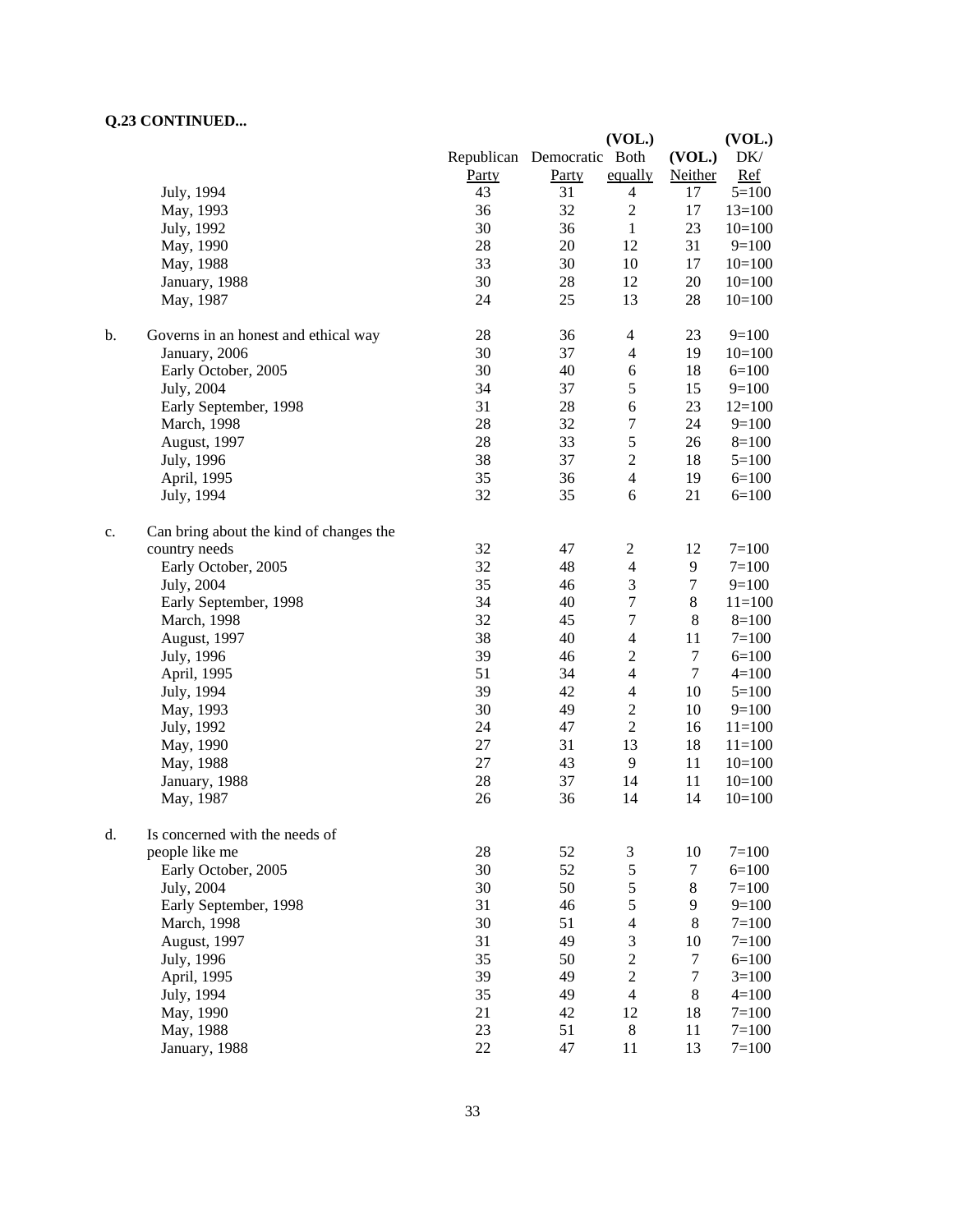**Q.23 CONTINUED...**

| | | Republican Party | Democratic Party | (VOL.) Both equally | (VOL.) Neither | (VOL.) DK/ Ref |
|---|---|---|---|---|---|---|
| | July, 1994 | 43 | 31 | 4 | 17 | 5=100 |
| | May, 1993 | 36 | 32 | 2 | 17 | 13=100 |
| | July, 1992 | 30 | 36 | 1 | 23 | 10=100 |
| | May, 1990 | 28 | 20 | 12 | 31 | 9=100 |
| | May, 1988 | 33 | 30 | 10 | 17 | 10=100 |
| | January, 1988 | 30 | 28 | 12 | 20 | 10=100 |
| | May, 1987 | 24 | 25 | 13 | 28 | 10=100 |
| b. | Governs in an honest and ethical way | 28 | 36 | 4 | 23 | 9=100 |
| | January, 2006 | 30 | 37 | 4 | 19 | 10=100 |
| | Early October, 2005 | 30 | 40 | 6 | 18 | 6=100 |
| | July, 2004 | 34 | 37 | 5 | 15 | 9=100 |
| | Early September, 1998 | 31 | 28 | 6 | 23 | 12=100 |
| | March, 1998 | 28 | 32 | 7 | 24 | 9=100 |
| | August, 1997 | 28 | 33 | 5 | 26 | 8=100 |
| | July, 1996 | 38 | 37 | 2 | 18 | 5=100 |
| | April, 1995 | 35 | 36 | 4 | 19 | 6=100 |
| | July, 1994 | 32 | 35 | 6 | 21 | 6=100 |
| c. | Can bring about the kind of changes the country needs | 32 | 47 | 2 | 12 | 7=100 |
| | Early October, 2005 | 32 | 48 | 4 | 9 | 7=100 |
| | July, 2004 | 35 | 46 | 3 | 7 | 9=100 |
| | Early September, 1998 | 34 | 40 | 7 | 8 | 11=100 |
| | March, 1998 | 32 | 45 | 7 | 8 | 8=100 |
| | August, 1997 | 38 | 40 | 4 | 11 | 7=100 |
| | July, 1996 | 39 | 46 | 2 | 7 | 6=100 |
| | April, 1995 | 51 | 34 | 4 | 7 | 4=100 |
| | July, 1994 | 39 | 42 | 4 | 10 | 5=100 |
| | May, 1993 | 30 | 49 | 2 | 10 | 9=100 |
| | July, 1992 | 24 | 47 | 2 | 16 | 11=100 |
| | May, 1990 | 27 | 31 | 13 | 18 | 11=100 |
| | May, 1988 | 27 | 43 | 9 | 11 | 10=100 |
| | January, 1988 | 28 | 37 | 14 | 11 | 10=100 |
| | May, 1987 | 26 | 36 | 14 | 14 | 10=100 |
| d. | Is concerned with the needs of people like me | 28 | 52 | 3 | 10 | 7=100 |
| | Early October, 2005 | 30 | 52 | 5 | 7 | 6=100 |
| | July, 2004 | 30 | 50 | 5 | 8 | 7=100 |
| | Early September, 1998 | 31 | 46 | 5 | 9 | 9=100 |
| | March, 1998 | 30 | 51 | 4 | 8 | 7=100 |
| | August, 1997 | 31 | 49 | 3 | 10 | 7=100 |
| | July, 1996 | 35 | 50 | 2 | 7 | 6=100 |
| | April, 1995 | 39 | 49 | 2 | 7 | 3=100 |
| | July, 1994 | 35 | 49 | 4 | 8 | 4=100 |
| | May, 1990 | 21 | 42 | 12 | 18 | 7=100 |
| | May, 1988 | 23 | 51 | 8 | 11 | 7=100 |
| | January, 1988 | 22 | 47 | 11 | 13 | 7=100 |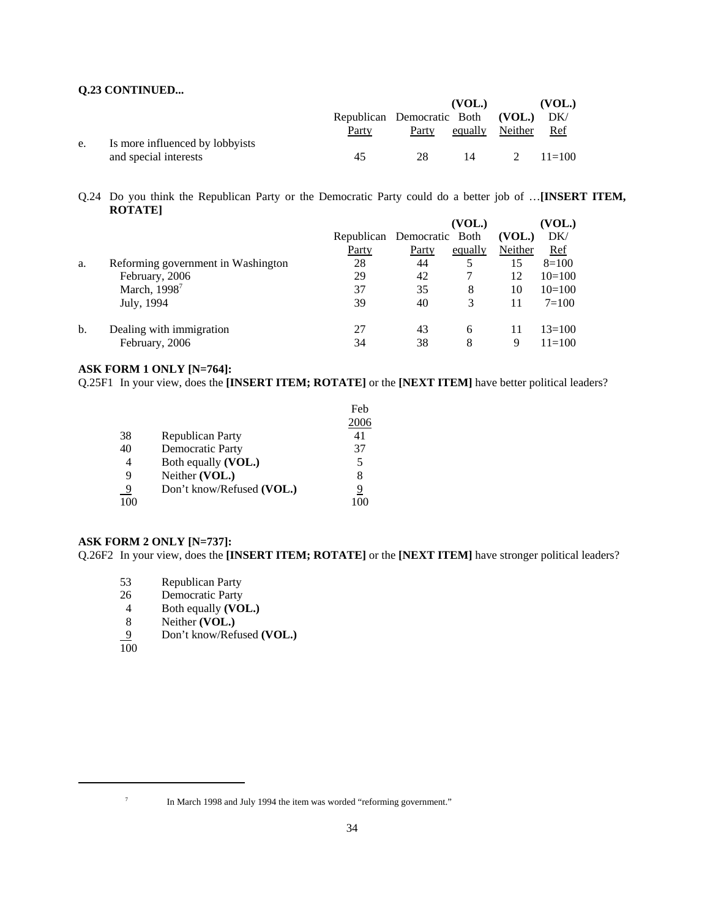**Q.23 CONTINUED...**

| | | Republican Party | Democratic Party | (VOL.) Both equally | (VOL.) Neither | (VOL.) DK/ Ref |
|---|---|---|---|---|---|---|
| e. | Is more influenced by lobbyists and special interests | 45 | 28 | 14 | 2 | 11=100 |

Q.24 Do you think the Republican Party or the Democratic Party could do a better job of …**[INSERT ITEM, ROTATE]**

| | | Republican Party | Democratic Party | (VOL.) Both equally | (VOL.) Neither | (VOL.) DK/ Ref |
|---|---|---|---|---|---|---|
| a. | Reforming government in Washington | 28 | 44 | 5 | 15 | 8=100 |
| | February, 2006 | 29 | 42 | 7 | 12 | 10=100 |
| | March, 1998[7] | 37 | 35 | 8 | 10 | 10=100 |
| | July, 1994 | 39 | 40 | 3 | 11 | 7=100 |
| b. | Dealing with immigration | 27 | 43 | 6 | 11 | 13=100 |
| | February, 2006 | 34 | 38 | 8 | 9 | 11=100 |

**ASK FORM 1 ONLY [N=764]:**

Q.25F1 In your view, does the **[INSERT ITEM; ROTATE]** or the **[NEXT ITEM]** have better political leaders?

| | | Feb 2006 |
|---|---|---|
| 38 | Republican Party | 41 |
| 40 | Democratic Party | 37 |
| 4 | Both equally **(VOL.)** | 5 |
| 9 | Neither **(VOL.)** | 8 |
| 9 | Don't know/Refused **(VOL.)** | 9 |
| 100 | | 100 |

**ASK FORM 2 ONLY [N=737]:**

Q.26F2 In your view, does the **[INSERT ITEM; ROTATE]** or the **[NEXT ITEM]** have stronger political leaders?

| | |
|---|---|
| 53 | Republican Party |
| 26 | Democratic Party |
| 4 | Both equally **(VOL.)** |
| 8 | Neither **(VOL.)** |
| 9 | Don't know/Refused **(VOL.)** |
| 100 | |

[7] In March 1998 and July 1994 the item was worded "reforming government."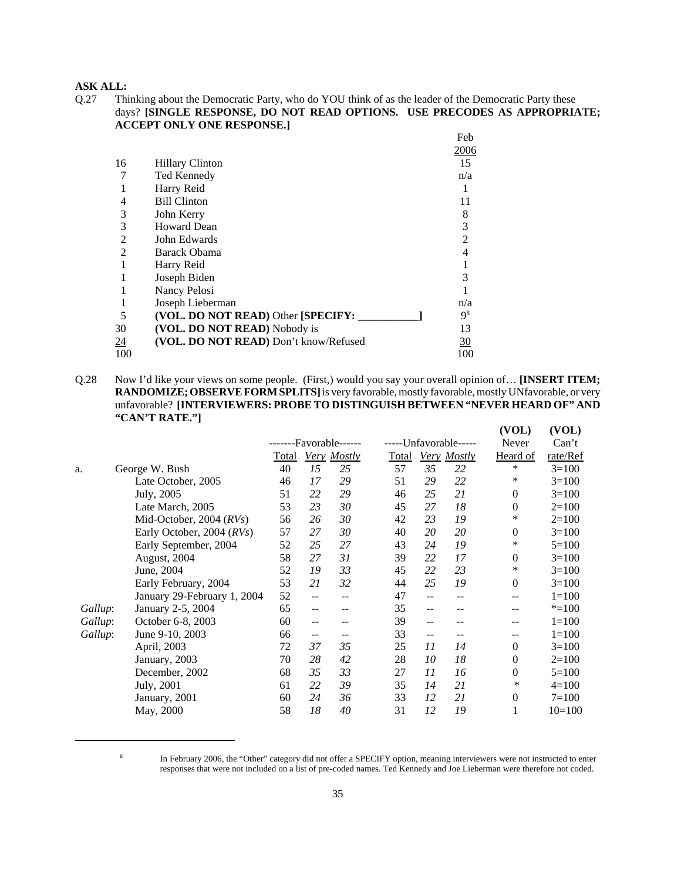**ASK ALL:**

Q.27 Thinking about the Democratic Party, who do YOU think of as the leader of the Democratic Party these days? **[SINGLE RESPONSE, DO NOT READ OPTIONS. USE PRECODES AS APPROPRIATE; ACCEPT ONLY ONE RESPONSE.]**

| | | Feb 2006 |
|---|---|---|
| 16 | Hillary Clinton | 15 |
| 7 | Ted Kennedy | n/a |
| 1 | Harry Reid | 1 |
| 4 | Bill Clinton | 11 |
| 3 | John Kerry | 8 |
| 3 | Howard Dean | 3 |
| 2 | John Edwards | 2 |
| 2 | Barack Obama | 4 |
| 1 | Harry Reid | 1 |
| 1 | Joseph Biden | 3 |
| 1 | Nancy Pelosi | 1 |
| 1 | Joseph Lieberman | n/a |
| 5 | **(VOL. DO NOT READ)** Other **[SPECIFY: ___________]** | 9[8] |
| 30 | **(VOL. DO NOT READ)** Nobody is | 13 |
| 24 | **(VOL. DO NOT READ)** Don't know/Refused | 30 |
| 100 | | 100 |

Q.28 Now I'd like your views on some people. (First,) would you say your overall opinion of… **[INSERT ITEM; RANDOMIZE; OBSERVE FORM SPLITS]** is very favorable, mostly favorable, mostly UNfavorable, or very unfavorable? **[INTERVIEWERS: PROBE TO DISTINGUISH BETWEEN "NEVER HEARD OF" AND "CAN'T RATE."]**

| | | -------Favorable------ | | | -----Unfavorable----- | | | (VOL) Never | (VOL) Can't |
|---|---|---|---|---|---|---|---|---|---|
| | | Total | *Very* | *Mostly* | Total | *Very* | *Mostly* | Heard of | rate/Ref |
| a. | George W. Bush | 40 | *15* | *25* | 57 | *35* | *22* | * | 3=100 |
| | Late October, 2005 | 46 | *17* | *29* | 51 | *29* | *22* | * | 3=100 |
| | July, 2005 | 51 | *22* | *29* | 46 | *25* | *21* | 0 | 3=100 |
| | Late March, 2005 | 53 | *23* | *30* | 45 | *27* | *18* | 0 | 2=100 |
| | Mid-October, 2004 (*RVs*) | 56 | *26* | *30* | 42 | *23* | *19* | * | 2=100 |
| | Early October, 2004 (*RVs*) | 57 | *27* | *30* | 40 | *20* | *20* | 0 | 3=100 |
| | Early September, 2004 | 52 | *25* | *27* | 43 | *24* | *19* | * | 5=100 |
| | August, 2004 | 58 | *27* | *31* | 39 | *22* | *17* | 0 | 3=100 |
| | June, 2004 | 52 | *19* | *33* | 45 | *22* | *23* | * | 3=100 |
| | Early February, 2004 | 53 | *21* | *32* | 44 | *25* | *19* | 0 | 3=100 |
| | January 29-February 1, 2004 | 52 | -- | -- | 47 | -- | -- | -- | 1=100 |
| *Gallup*: | January 2-5, 2004 | 65 | -- | -- | 35 | -- | -- | -- | *=100 |
| *Gallup*: | October 6-8, 2003 | 60 | -- | -- | 39 | -- | -- | -- | 1=100 |
| *Gallup*: | June 9-10, 2003 | 66 | -- | -- | 33 | -- | -- | -- | 1=100 |
| | April, 2003 | 72 | *37* | *35* | 25 | *11* | *14* | 0 | 3=100 |
| | January, 2003 | 70 | *28* | *42* | 28 | *10* | *18* | 0 | 2=100 |
| | December, 2002 | 68 | *35* | *33* | 27 | *11* | *16* | 0 | 5=100 |
| | July, 2001 | 61 | *22* | *39* | 35 | *14* | *21* | * | 4=100 |
| | January, 2001 | 60 | *24* | *36* | 33 | *12* | *21* | 0 | 7=100 |
| | May, 2000 | 58 | *18* | *40* | 31 | *12* | *19* | 1 | 10=100 |

[8] In February 2006, the "Other" category did not offer a SPECIFY option, meaning interviewers were not instructed to enter responses that were not included on a list of pre-coded names. Ted Kennedy and Joe Lieberman were therefore not coded.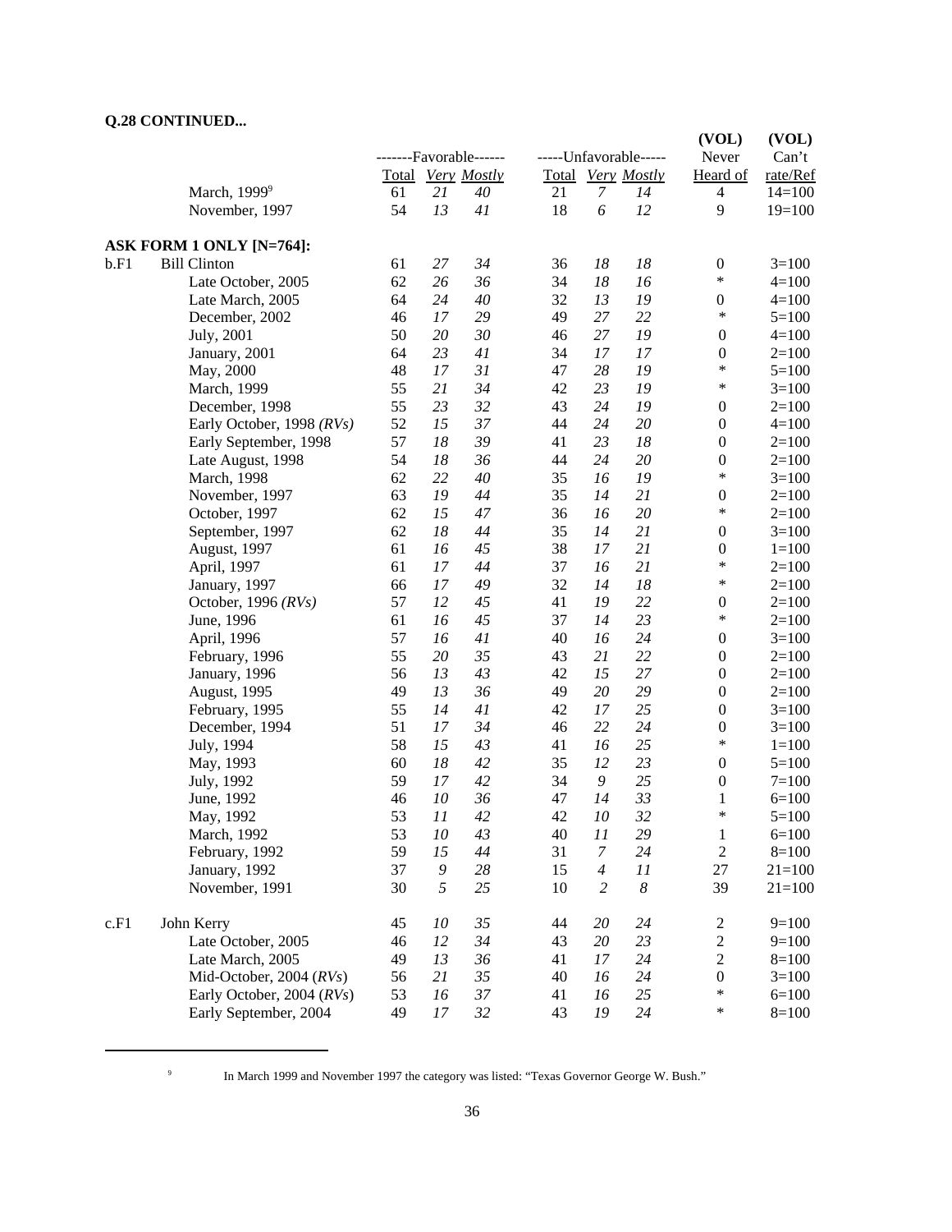**Q.28 CONTINUED...**

| | | -------Favorable------ | | | -----Unfavorable----- | | | (VOL) Never | (VOL) Can't |
|---|---|---|---|---|---|---|---|---|---|
| | | Total | *Very* | *Mostly* | Total | *Very* | *Mostly* | Heard of | rate/Ref |
| | March, 1999[9] | 61 | *21* | *40* | 21 | *7* | *14* | 4 | 14=100 |
| | November, 1997 | 54 | *13* | *41* | 18 | *6* | *12* | 9 | 19=100 |
| **ASK FORM 1 ONLY [N=764]:** | | | | | | | | | |
| b.F1 | Bill Clinton | 61 | *27* | *34* | 36 | *18* | *18* | 0 | 3=100 |
| | Late October, 2005 | 62 | *26* | *36* | 34 | *18* | *16* | * | 4=100 |
| | Late March, 2005 | 64 | *24* | *40* | 32 | *13* | *19* | 0 | 4=100 |
| | December, 2002 | 46 | *17* | *29* | 49 | *27* | *22* | * | 5=100 |
| | July, 2001 | 50 | *20* | *30* | 46 | *27* | *19* | 0 | 4=100 |
| | January, 2001 | 64 | *23* | *41* | 34 | *17* | *17* | 0 | 2=100 |
| | May, 2000 | 48 | *17* | *31* | 47 | *28* | *19* | * | 5=100 |
| | March, 1999 | 55 | *21* | *34* | 42 | *23* | *19* | * | 3=100 |
| | December, 1998 | 55 | *23* | *32* | 43 | *24* | *19* | 0 | 2=100 |
| | Early October, 1998 *(RVs)* | 52 | *15* | *37* | 44 | *24* | *20* | 0 | 4=100 |
| | Early September, 1998 | 57 | *18* | *39* | 41 | *23* | *18* | 0 | 2=100 |
| | Late August, 1998 | 54 | *18* | *36* | 44 | *24* | *20* | 0 | 2=100 |
| | March, 1998 | 62 | *22* | *40* | 35 | *16* | *19* | * | 3=100 |
| | November, 1997 | 63 | *19* | *44* | 35 | *14* | *21* | 0 | 2=100 |
| | October, 1997 | 62 | *15* | *47* | 36 | *16* | *20* | * | 2=100 |
| | September, 1997 | 62 | *18* | *44* | 35 | *14* | *21* | 0 | 3=100 |
| | August, 1997 | 61 | *16* | *45* | 38 | *17* | *21* | 0 | 1=100 |
| | April, 1997 | 61 | *17* | *44* | 37 | *16* | *21* | * | 2=100 |
| | January, 1997 | 66 | *17* | *49* | 32 | *14* | *18* | * | 2=100 |
| | October, 1996 *(RVs)* | 57 | *12* | *45* | 41 | *19* | *22* | 0 | 2=100 |
| | June, 1996 | 61 | *16* | *45* | 37 | *14* | *23* | * | 2=100 |
| | April, 1996 | 57 | *16* | *41* | 40 | *16* | *24* | 0 | 3=100 |
| | February, 1996 | 55 | *20* | *35* | 43 | *21* | *22* | 0 | 2=100 |
| | January, 1996 | 56 | *13* | *43* | 42 | *15* | *27* | 0 | 2=100 |
| | August, 1995 | 49 | *13* | *36* | 49 | *20* | *29* | 0 | 2=100 |
| | February, 1995 | 55 | *14* | *41* | 42 | *17* | *25* | 0 | 3=100 |
| | December, 1994 | 51 | *17* | *34* | 46 | *22* | *24* | 0 | 3=100 |
| | July, 1994 | 58 | *15* | *43* | 41 | *16* | *25* | * | 1=100 |
| | May, 1993 | 60 | *18* | *42* | 35 | *12* | *23* | 0 | 5=100 |
| | July, 1992 | 59 | *17* | *42* | 34 | *9* | *25* | 0 | 7=100 |
| | June, 1992 | 46 | *10* | *36* | 47 | *14* | *33* | 1 | 6=100 |
| | May, 1992 | 53 | *11* | *42* | 42 | *10* | *32* | * | 5=100 |
| | March, 1992 | 53 | *10* | *43* | 40 | *11* | *29* | 1 | 6=100 |
| | February, 1992 | 59 | *15* | *44* | 31 | *7* | *24* | 2 | 8=100 |
| | January, 1992 | 37 | *9* | *28* | 15 | *4* | *11* | 27 | 21=100 |
| | November, 1991 | 30 | *5* | *25* | 10 | *2* | *8* | 39 | 21=100 |
| c.F1 | John Kerry | 45 | *10* | *35* | 44 | *20* | *24* | 2 | 9=100 |
| | Late October, 2005 | 46 | *12* | *34* | 43 | *20* | *23* | 2 | 9=100 |
| | Late March, 2005 | 49 | *13* | *36* | 41 | *17* | *24* | 2 | 8=100 |
| | Mid-October, 2004 (*RVs*) | 56 | *21* | *35* | 40 | *16* | *24* | 0 | 3=100 |
| | Early October, 2004 (*RVs*) | 53 | *16* | *37* | 41 | *16* | *25* | * | 6=100 |
| | Early September, 2004 | 49 | *17* | *32* | 43 | *19* | *24* | * | 8=100 |

[9] In March 1999 and November 1997 the category was listed: "Texas Governor George W. Bush."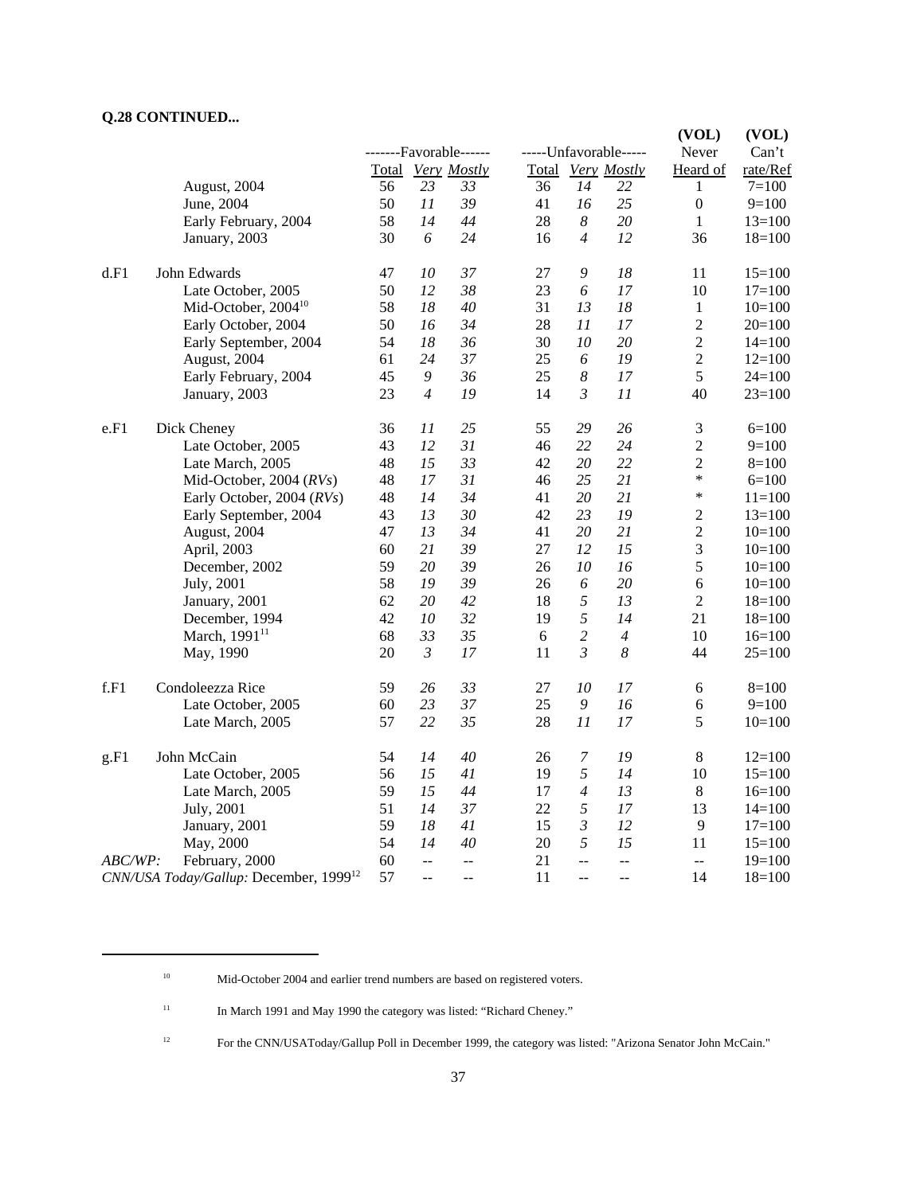**Q.28 CONTINUED...**

| | | -------Favorable------ | | | -----Unfavorable----- | | | (VOL) Never | (VOL) Can't |
|---|---|---|---|---|---|---|---|---|---|
| | | Total | *Very* | *Mostly* | Total | *Very* | *Mostly* | Heard of | rate/Ref |
| | August, 2004 | 56 | *23* | *33* | 36 | *14* | *22* | 1 | 7=100 |
| | June, 2004 | 50 | *11* | *39* | 41 | *16* | *25* | 0 | 9=100 |
| | Early February, 2004 | 58 | *14* | *44* | 28 | *8* | *20* | 1 | 13=100 |
| | January, 2003 | 30 | *6* | *24* | 16 | *4* | *12* | 36 | 18=100 |
| d.F1 | John Edwards | 47 | *10* | *37* | 27 | *9* | *18* | 11 | 15=100 |
| | Late October, 2005 | 50 | *12* | *38* | 23 | *6* | *17* | 10 | 17=100 |
| | Mid-October, 2004[10] | 58 | *18* | *40* | 31 | *13* | *18* | 1 | 10=100 |
| | Early October, 2004 | 50 | *16* | *34* | 28 | *11* | *17* | 2 | 20=100 |
| | Early September, 2004 | 54 | *18* | *36* | 30 | *10* | *20* | 2 | 14=100 |
| | August, 2004 | 61 | *24* | *37* | 25 | *6* | *19* | 2 | 12=100 |
| | Early February, 2004 | 45 | *9* | *36* | 25 | *8* | *17* | 5 | 24=100 |
| | January, 2003 | 23 | *4* | *19* | 14 | *3* | *11* | 40 | 23=100 |
| e.F1 | Dick Cheney | 36 | *11* | *25* | 55 | *29* | *26* | 3 | 6=100 |
| | Late October, 2005 | 43 | *12* | *31* | 46 | *22* | *24* | 2 | 9=100 |
| | Late March, 2005 | 48 | *15* | *33* | 42 | *20* | *22* | 2 | 8=100 |
| | Mid-October, 2004 (*RVs*) | 48 | *17* | *31* | 46 | *25* | *21* | * | 6=100 |
| | Early October, 2004 (*RVs*) | 48 | *14* | *34* | 41 | *20* | *21* | * | 11=100 |
| | Early September, 2004 | 43 | *13* | *30* | 42 | *23* | *19* | 2 | 13=100 |
| | August, 2004 | 47 | *13* | *34* | 41 | *20* | *21* | 2 | 10=100 |
| | April, 2003 | 60 | *21* | *39* | 27 | *12* | *15* | 3 | 10=100 |
| | December, 2002 | 59 | *20* | *39* | 26 | *10* | *16* | 5 | 10=100 |
| | July, 2001 | 58 | *19* | *39* | 26 | *6* | *20* | 6 | 10=100 |
| | January, 2001 | 62 | *20* | *42* | 18 | *5* | *13* | 2 | 18=100 |
| | December, 1994 | 42 | *10* | *32* | 19 | *5* | *14* | 21 | 18=100 |
| | March, 1991[11] | 68 | *33* | *35* | 6 | *2* | *4* | 10 | 16=100 |
| | May, 1990 | 20 | *3* | *17* | 11 | *3* | *8* | 44 | 25=100 |
| f.F1 | Condoleezza Rice | 59 | *26* | *33* | 27 | *10* | *17* | 6 | 8=100 |
| | Late October, 2005 | 60 | *23* | *37* | 25 | *9* | *16* | 6 | 9=100 |
| | Late March, 2005 | 57 | *22* | *35* | 28 | *11* | *17* | 5 | 10=100 |
| g.F1 | John McCain | 54 | *14* | *40* | 26 | *7* | *19* | 8 | 12=100 |
| | Late October, 2005 | 56 | *15* | *41* | 19 | *5* | *14* | 10 | 15=100 |
| | Late March, 2005 | 59 | *15* | *44* | 17 | *4* | *13* | 8 | 16=100 |
| | July, 2001 | 51 | *14* | *37* | 22 | *5* | *17* | 13 | 14=100 |
| | January, 2001 | 59 | *18* | *41* | 15 | *3* | *12* | 9 | 17=100 |
| | May, 2000 | 54 | *14* | *40* | 20 | *5* | *15* | 11 | 15=100 |
| *ABC/WP:* | February, 2000 | 60 | -- | -- | 21 | -- | -- | -- | 19=100 |
| *CNN/USA Today/Gallup:* | December, 1999[12] | 57 | -- | -- | 11 | -- | -- | 14 | 18=100 |

[10] Mid-October 2004 and earlier trend numbers are based on registered voters.

[11] In March 1991 and May 1990 the category was listed: "Richard Cheney."

[12] For the CNN/USAToday/Gallup Poll in December 1999, the category was listed: "Arizona Senator John McCain."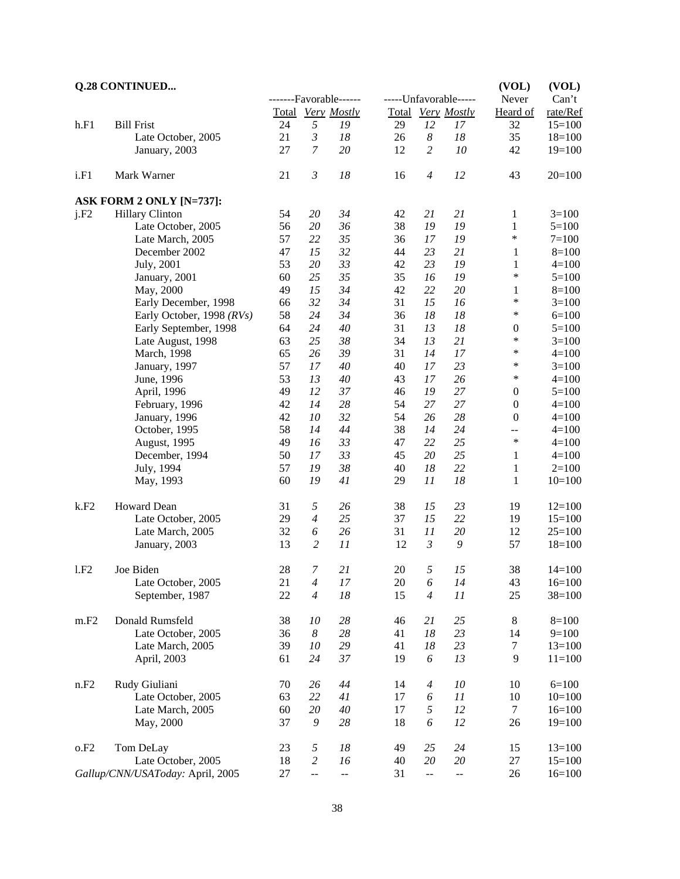**Q.28 CONTINUED...**

| | | -------Favorable------ | | | -----Unfavorable----- | | | (VOL) Never | (VOL) Can't |
|---|---|---|---|---|---|---|---|---|---|
| | | Total | *Very* | *Mostly* | Total | *Very* | *Mostly* | Heard of | rate/Ref |
| h.F1 | Bill Frist | 24 | *5* | *19* | 29 | *12* | *17* | 32 | 15=100 |
| | Late October, 2005 | 21 | *3* | *18* | 26 | *8* | *18* | 35 | 18=100 |
| | January, 2003 | 27 | *7* | *20* | 12 | *2* | *10* | 42 | 19=100 |
| | | | | | | | | | |
| i.F1 | Mark Warner | 21 | *3* | *18* | 16 | *4* | *12* | 43 | 20=100 |
| | | | | | | | | | |
| **ASK FORM 2 ONLY [N=737]:** | | | | | | | | | |
| j.F2 | Hillary Clinton | 54 | *20* | *34* | 42 | *21* | *21* | 1 | 3=100 |
| | Late October, 2005 | 56 | *20* | *36* | 38 | *19* | *19* | 1 | 5=100 |
| | Late March, 2005 | 57 | *22* | *35* | 36 | *17* | *19* | * | 7=100 |
| | December 2002 | 47 | *15* | *32* | 44 | *23* | *21* | 1 | 8=100 |
| | July, 2001 | 53 | *20* | *33* | 42 | *23* | *19* | 1 | 4=100 |
| | January, 2001 | 60 | *25* | *35* | 35 | *16* | *19* | * | 5=100 |
| | May, 2000 | 49 | *15* | *34* | 42 | *22* | *20* | 1 | 8=100 |
| | Early December, 1998 | 66 | *32* | *34* | 31 | *15* | *16* | * | 3=100 |
| | Early October, 1998 *(RVs)* | 58 | *24* | *34* | 36 | *18* | *18* | * | 6=100 |
| | Early September, 1998 | 64 | *24* | *40* | 31 | *13* | *18* | 0 | 5=100 |
| | Late August, 1998 | 63 | *25* | *38* | 34 | *13* | *21* | * | 3=100 |
| | March, 1998 | 65 | *26* | *39* | 31 | *14* | *17* | * | 4=100 |
| | January, 1997 | 57 | *17* | *40* | 40 | *17* | *23* | * | 3=100 |
| | June, 1996 | 53 | *13* | *40* | 43 | *17* | *26* | * | 4=100 |
| | April, 1996 | 49 | *12* | *37* | 46 | *19* | *27* | 0 | 5=100 |
| | February, 1996 | 42 | *14* | *28* | 54 | *27* | *27* | 0 | 4=100 |
| | January, 1996 | 42 | *10* | *32* | 54 | *26* | *28* | 0 | 4=100 |
| | October, 1995 | 58 | *14* | *44* | 38 | *14* | *24* | -- | 4=100 |
| | August, 1995 | 49 | *16* | *33* | 47 | *22* | *25* | * | 4=100 |
| | December, 1994 | 50 | *17* | *33* | 45 | *20* | *25* | 1 | 4=100 |
| | July, 1994 | 57 | *19* | *38* | 40 | *18* | *22* | 1 | 2=100 |
| | May, 1993 | 60 | *19* | *41* | 29 | *11* | *18* | 1 | 10=100 |
| | | | | | | | | | |
| k.F2 | Howard Dean | 31 | *5* | *26* | 38 | *15* | *23* | 19 | 12=100 |
| | Late October, 2005 | 29 | *4* | *25* | 37 | *15* | *22* | 19 | 15=100 |
| | Late March, 2005 | 32 | *6* | *26* | 31 | *11* | *20* | 12 | 25=100 |
| | January, 2003 | 13 | *2* | *11* | 12 | *3* | *9* | 57 | 18=100 |
| | | | | | | | | | |
| l.F2 | Joe Biden | 28 | *7* | *21* | 20 | *5* | *15* | 38 | 14=100 |
| | Late October, 2005 | 21 | *4* | *17* | 20 | *6* | *14* | 43 | 16=100 |
| | September, 1987 | 22 | *4* | *18* | 15 | *4* | *11* | 25 | 38=100 |
| | | | | | | | | | |
| m.F2 | Donald Rumsfeld | 38 | *10* | *28* | 46 | *21* | *25* | 8 | 8=100 |
| | Late October, 2005 | 36 | *8* | *28* | 41 | *18* | *23* | 14 | 9=100 |
| | Late March, 2005 | 39 | *10* | *29* | 41 | *18* | *23* | 7 | 13=100 |
| | April, 2003 | 61 | *24* | *37* | 19 | *6* | *13* | 9 | 11=100 |
| | | | | | | | | | |
| n.F2 | Rudy Giuliani | 70 | *26* | *44* | 14 | *4* | *10* | 10 | 6=100 |
| | Late October, 2005 | 63 | *22* | *41* | 17 | *6* | *11* | 10 | 10=100 |
| | Late March, 2005 | 60 | *20* | *40* | 17 | *5* | *12* | 7 | 16=100 |
| | May, 2000 | 37 | *9* | *28* | 18 | *6* | *12* | 26 | 19=100 |
| | | | | | | | | | |
| o.F2 | Tom DeLay | 23 | *5* | *18* | 49 | *25* | *24* | 15 | 13=100 |
| | Late October, 2005 | 18 | *2* | *16* | 40 | *20* | *20* | 27 | 15=100 |
| | *Gallup/CNN/USAToday:* April, 2005 | 27 | -- | -- | 31 | -- | -- | 26 | 16=100 |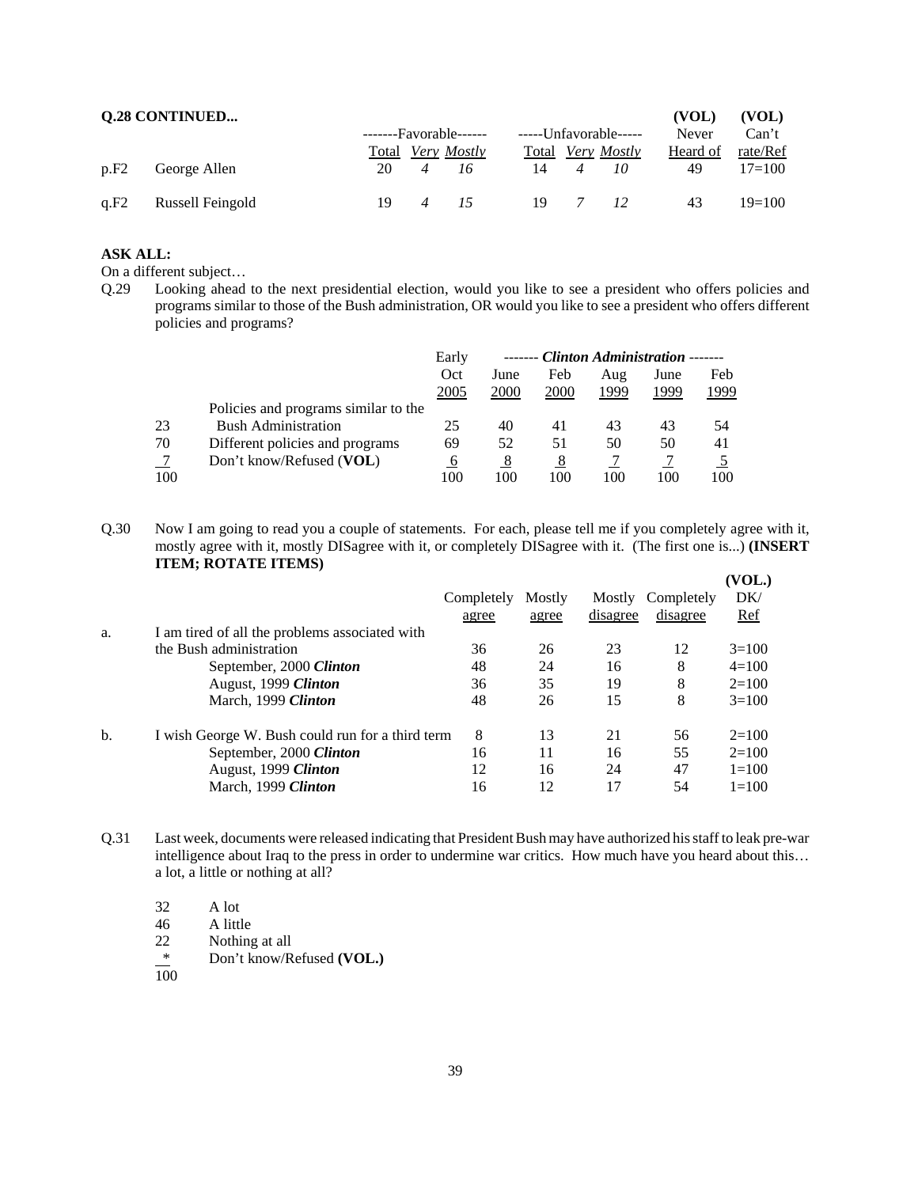**Q.28 CONTINUED...**

| | | Favorable Total | Very | Mostly | Unfavorable Total | Very | Mostly | (VOL) Never Heard of | (VOL) Can't rate/Ref |
|---|---|---|---|---|---|---|---|---|---|
| p.F2 | George Allen | 20 | *4* | *16* | 14 | *4* | *10* | 49 | 17=100 |
| q.F2 | Russell Feingold | 19 | *4* | *15* | 19 | *7* | *12* | 43 | 19=100 |

**ASK ALL:**

On a different subject…

Q.29 Looking ahead to the next presidential election, would you like to see a president who offers policies and programs similar to those of the Bush administration, OR would you like to see a president who offers different policies and programs?

| | | Early Oct 2005 | *Clinton Administration* June 2000 | Feb 2000 | Aug 1999 | June 1999 | Feb 1999 |
|---|---|---|---|---|---|---|---|
| 23 | Policies and programs similar to the Bush Administration | 25 | 40 | 41 | 43 | 43 | 54 |
| 70 | Different policies and programs | 69 | 52 | 51 | 50 | 50 | 41 |
| 7 | Don't know/Refused (**VOL**) | 6 | 8 | 8 | 7 | 7 | 5 |
| 100 | | 100 | 100 | 100 | 100 | 100 | 100 |

Q.30 Now I am going to read you a couple of statements. For each, please tell me if you completely agree with it, mostly agree with it, mostly DISagree with it, or completely DISagree with it. (The first one is...) **(INSERT ITEM; ROTATE ITEMS)**

| | | Completely agree | Mostly agree | Mostly disagree | Completely disagree | (VOL.) DK/ Ref |
|---|---|---|---|---|---|---|
| a. | I am tired of all the problems associated with the Bush administration | 36 | 26 | 23 | 12 | 3=100 |
| | September, 2000 ***Clinton*** | 48 | 24 | 16 | 8 | 4=100 |
| | August, 1999 ***Clinton*** | 36 | 35 | 19 | 8 | 2=100 |
| | March, 1999 ***Clinton*** | 48 | 26 | 15 | 8 | 3=100 |
| b. | I wish George W. Bush could run for a third term | 8 | 13 | 21 | 56 | 2=100 |
| | September, 2000 ***Clinton*** | 16 | 11 | 16 | 55 | 2=100 |
| | August, 1999 ***Clinton*** | 12 | 16 | 24 | 47 | 1=100 |
| | March, 1999 ***Clinton*** | 16 | 12 | 17 | 54 | 1=100 |

Q.31 Last week, documents were released indicating that President Bush may have authorized his staff to leak pre-war intelligence about Iraq to the press in order to undermine war critics. How much have you heard about this… a lot, a little or nothing at all?

| | |
|---|---|
| 32 | A lot |
| 46 | A little |
| 22 | Nothing at all |
| * | Don't know/Refused **(VOL.)** |
| 100 | |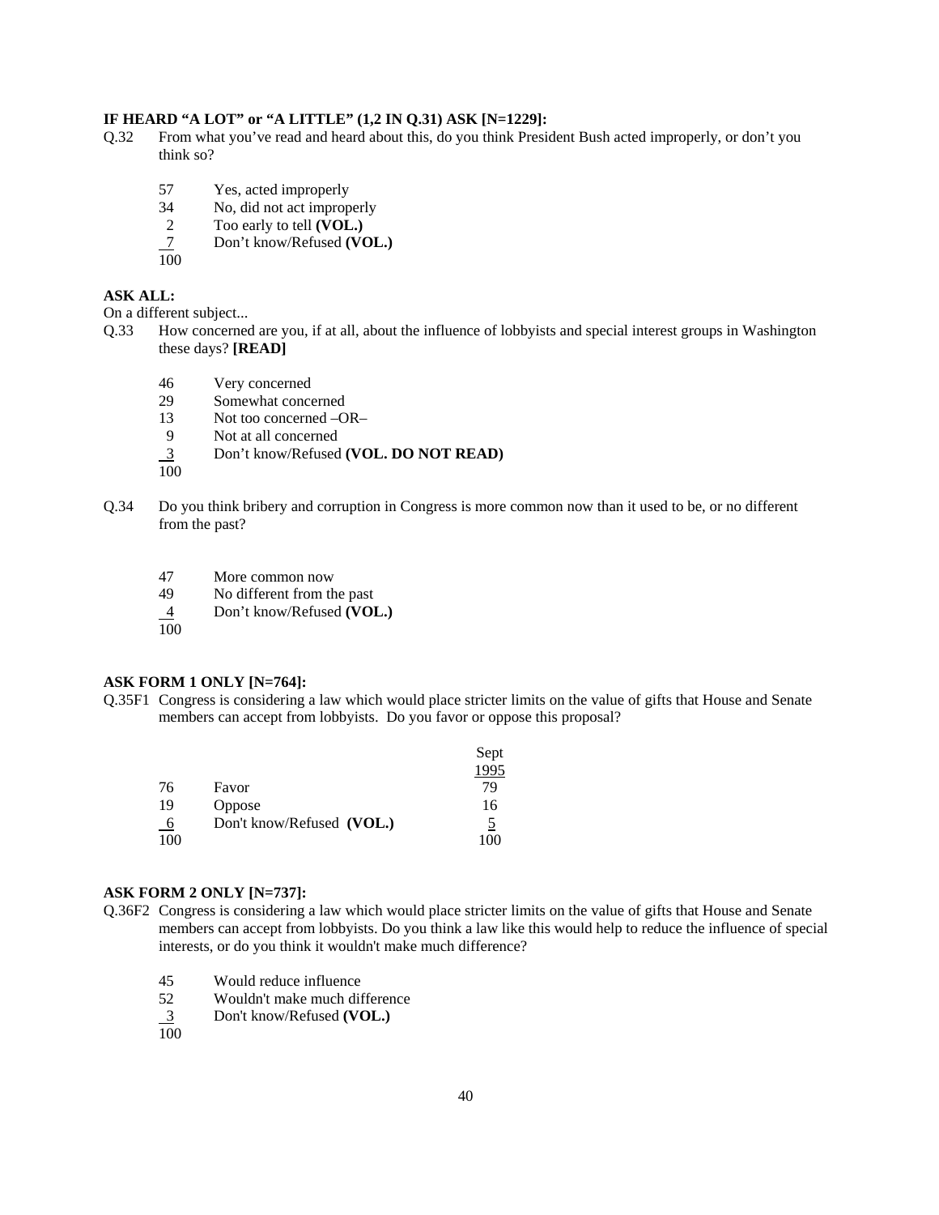**IF HEARD "A LOT" or "A LITTLE" (1,2 IN Q.31) ASK [N=1229]:**

Q.32 From what you've read and heard about this, do you think President Bush acted improperly, or don't you think so?

| | |
|---|---|
| 57 | Yes, acted improperly |
| 34 | No, did not act improperly |
| 2 | Too early to tell **(VOL.)** |
| 7 | Don't know/Refused **(VOL.)** |
| 100 | |

**ASK ALL:**

On a different subject...

Q.33 How concerned are you, if at all, about the influence of lobbyists and special interest groups in Washington these days? **[READ]**

| | |
|---|---|
| 46 | Very concerned |
| 29 | Somewhat concerned |
| 13 | Not too concerned –OR– |
| 9 | Not at all concerned |
| 3 | Don't know/Refused **(VOL. DO NOT READ)** |
| 100 | |

Q.34 Do you think bribery and corruption in Congress is more common now than it used to be, or no different from the past?

| | |
|---|---|
| 47 | More common now |
| 49 | No different from the past |
| 4 | Don't know/Refused **(VOL.)** |
| 100 | |

**ASK FORM 1 ONLY [N=764]:**

Q.35F1 Congress is considering a law which would place stricter limits on the value of gifts that House and Senate members can accept from lobbyists. Do you favor or oppose this proposal?

| | | Sept 1995 |
|---|---|---|
| 76 | Favor | 79 |
| 19 | Oppose | 16 |
| 6 | Don't know/Refused **(VOL.)** | 5 |
| 100 | | 100 |

**ASK FORM 2 ONLY [N=737]:**

Q.36F2 Congress is considering a law which would place stricter limits on the value of gifts that House and Senate members can accept from lobbyists. Do you think a law like this would help to reduce the influence of special interests, or do you think it wouldn't make much difference?

| | |
|---|---|
| 45 | Would reduce influence |
| 52 | Wouldn't make much difference |
| 3 | Don't know/Refused **(VOL.)** |
| 100 | |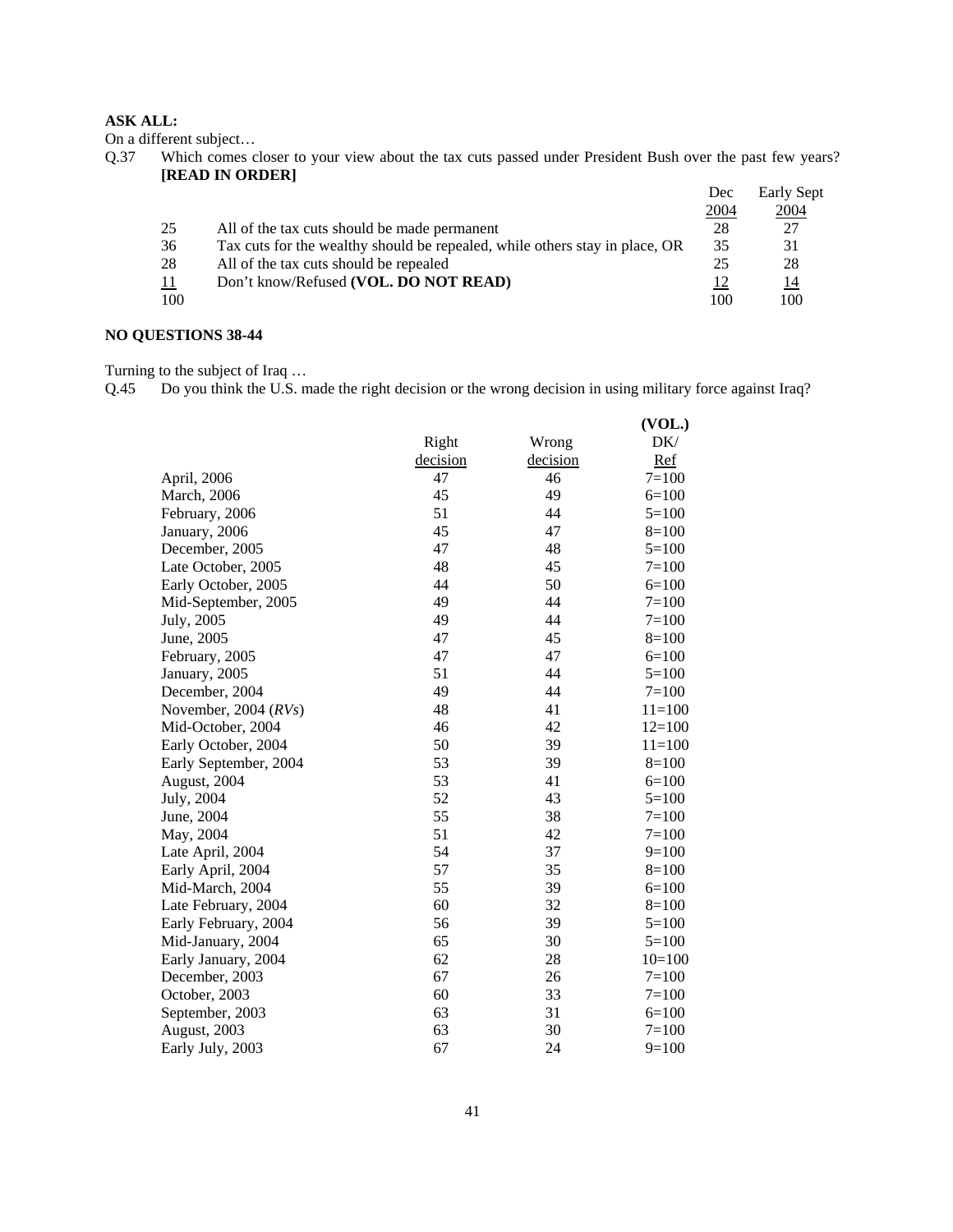**ASK ALL:**

On a different subject…

Q.37 Which comes closer to your view about the tax cuts passed under President Bush over the past few years? **[READ IN ORDER]**

| | | Dec 2004 | Early Sept 2004 |
|---|---|---|---|
| 25 | All of the tax cuts should be made permanent | 28 | 27 |
| 36 | Tax cuts for the wealthy should be repealed, while others stay in place, OR | 35 | 31 |
| 28 | All of the tax cuts should be repealed | 25 | 28 |
| 11 | Don't know/Refused **(VOL. DO NOT READ)** | 12 | 14 |
| 100 | | 100 | 100 |

**NO QUESTIONS 38-44**

Turning to the subject of Iraq …

Q.45 Do you think the U.S. made the right decision or the wrong decision in using military force against Iraq?

| | Right decision | Wrong decision | (VOL.) DK/ Ref |
|---|---|---|---|
| April, 2006 | 47 | 46 | 7=100 |
| March, 2006 | 45 | 49 | 6=100 |
| February, 2006 | 51 | 44 | 5=100 |
| January, 2006 | 45 | 47 | 8=100 |
| December, 2005 | 47 | 48 | 5=100 |
| Late October, 2005 | 48 | 45 | 7=100 |
| Early October, 2005 | 44 | 50 | 6=100 |
| Mid-September, 2005 | 49 | 44 | 7=100 |
| July, 2005 | 49 | 44 | 7=100 |
| June, 2005 | 47 | 45 | 8=100 |
| February, 2005 | 47 | 47 | 6=100 |
| January, 2005 | 51 | 44 | 5=100 |
| December, 2004 | 49 | 44 | 7=100 |
| November, 2004 (*RVs*) | 48 | 41 | 11=100 |
| Mid-October, 2004 | 46 | 42 | 12=100 |
| Early October, 2004 | 50 | 39 | 11=100 |
| Early September, 2004 | 53 | 39 | 8=100 |
| August, 2004 | 53 | 41 | 6=100 |
| July, 2004 | 52 | 43 | 5=100 |
| June, 2004 | 55 | 38 | 7=100 |
| May, 2004 | 51 | 42 | 7=100 |
| Late April, 2004 | 54 | 37 | 9=100 |
| Early April, 2004 | 57 | 35 | 8=100 |
| Mid-March, 2004 | 55 | 39 | 6=100 |
| Late February, 2004 | 60 | 32 | 8=100 |
| Early February, 2004 | 56 | 39 | 5=100 |
| Mid-January, 2004 | 65 | 30 | 5=100 |
| Early January, 2004 | 62 | 28 | 10=100 |
| December, 2003 | 67 | 26 | 7=100 |
| October, 2003 | 60 | 33 | 7=100 |
| September, 2003 | 63 | 31 | 6=100 |
| August, 2003 | 63 | 30 | 7=100 |
| Early July, 2003 | 67 | 24 | 9=100 |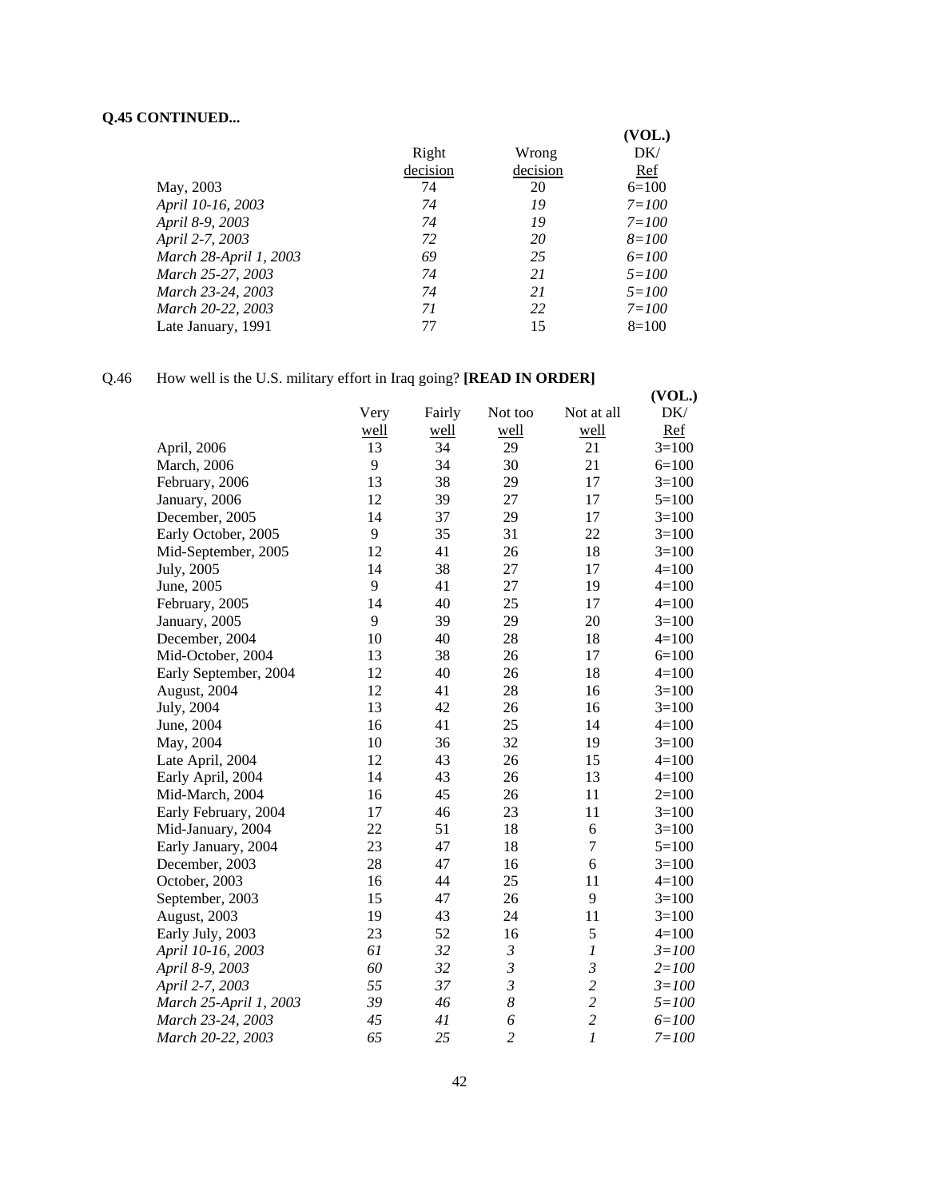**Q.45 CONTINUED...**

| | Right decision | Wrong decision | (VOL.) DK/ Ref |
|---|---|---|---|
| May, 2003 | 74 | 20 | 6=100 |
| *April 10-16, 2003* | *74* | *19* | *7=100* |
| *April 8-9, 2003* | *74* | *19* | *7=100* |
| *April 2-7, 2003* | *72* | *20* | *8=100* |
| *March 28-April 1, 2003* | *69* | *25* | *6=100* |
| *March 25-27, 2003* | *74* | *21* | *5=100* |
| *March 23-24, 2003* | *74* | *21* | *5=100* |
| *March 20-22, 2003* | *71* | *22* | *7=100* |
| Late January, 1991 | 77 | 15 | 8=100 |

Q.46 How well is the U.S. military effort in Iraq going? **[READ IN ORDER]**

| | Very well | Fairly well | Not too well | Not at all well | (VOL.) DK/ Ref |
|---|---|---|---|---|---|
| April, 2006 | 13 | 34 | 29 | 21 | 3=100 |
| March, 2006 | 9 | 34 | 30 | 21 | 6=100 |
| February, 2006 | 13 | 38 | 29 | 17 | 3=100 |
| January, 2006 | 12 | 39 | 27 | 17 | 5=100 |
| December, 2005 | 14 | 37 | 29 | 17 | 3=100 |
| Early October, 2005 | 9 | 35 | 31 | 22 | 3=100 |
| Mid-September, 2005 | 12 | 41 | 26 | 18 | 3=100 |
| July, 2005 | 14 | 38 | 27 | 17 | 4=100 |
| June, 2005 | 9 | 41 | 27 | 19 | 4=100 |
| February, 2005 | 14 | 40 | 25 | 17 | 4=100 |
| January, 2005 | 9 | 39 | 29 | 20 | 3=100 |
| December, 2004 | 10 | 40 | 28 | 18 | 4=100 |
| Mid-October, 2004 | 13 | 38 | 26 | 17 | 6=100 |
| Early September, 2004 | 12 | 40 | 26 | 18 | 4=100 |
| August, 2004 | 12 | 41 | 28 | 16 | 3=100 |
| July, 2004 | 13 | 42 | 26 | 16 | 3=100 |
| June, 2004 | 16 | 41 | 25 | 14 | 4=100 |
| May, 2004 | 10 | 36 | 32 | 19 | 3=100 |
| Late April, 2004 | 12 | 43 | 26 | 15 | 4=100 |
| Early April, 2004 | 14 | 43 | 26 | 13 | 4=100 |
| Mid-March, 2004 | 16 | 45 | 26 | 11 | 2=100 |
| Early February, 2004 | 17 | 46 | 23 | 11 | 3=100 |
| Mid-January, 2004 | 22 | 51 | 18 | 6 | 3=100 |
| Early January, 2004 | 23 | 47 | 18 | 7 | 5=100 |
| December, 2003 | 28 | 47 | 16 | 6 | 3=100 |
| October, 2003 | 16 | 44 | 25 | 11 | 4=100 |
| September, 2003 | 15 | 47 | 26 | 9 | 3=100 |
| August, 2003 | 19 | 43 | 24 | 11 | 3=100 |
| Early July, 2003 | 23 | 52 | 16 | 5 | 4=100 |
| *April 10-16, 2003* | *61* | *32* | *3* | *1* | *3=100* |
| *April 8-9, 2003* | *60* | *32* | *3* | *3* | *2=100* |
| *April 2-7, 2003* | *55* | *37* | *3* | *2* | *3=100* |
| *March 25-April 1, 2003* | *39* | *46* | *8* | *2* | *5=100* |
| *March 23-24, 2003* | *45* | *41* | *6* | *2* | *6=100* |
| *March 20-22, 2003* | *65* | *25* | *2* | *1* | *7=100* |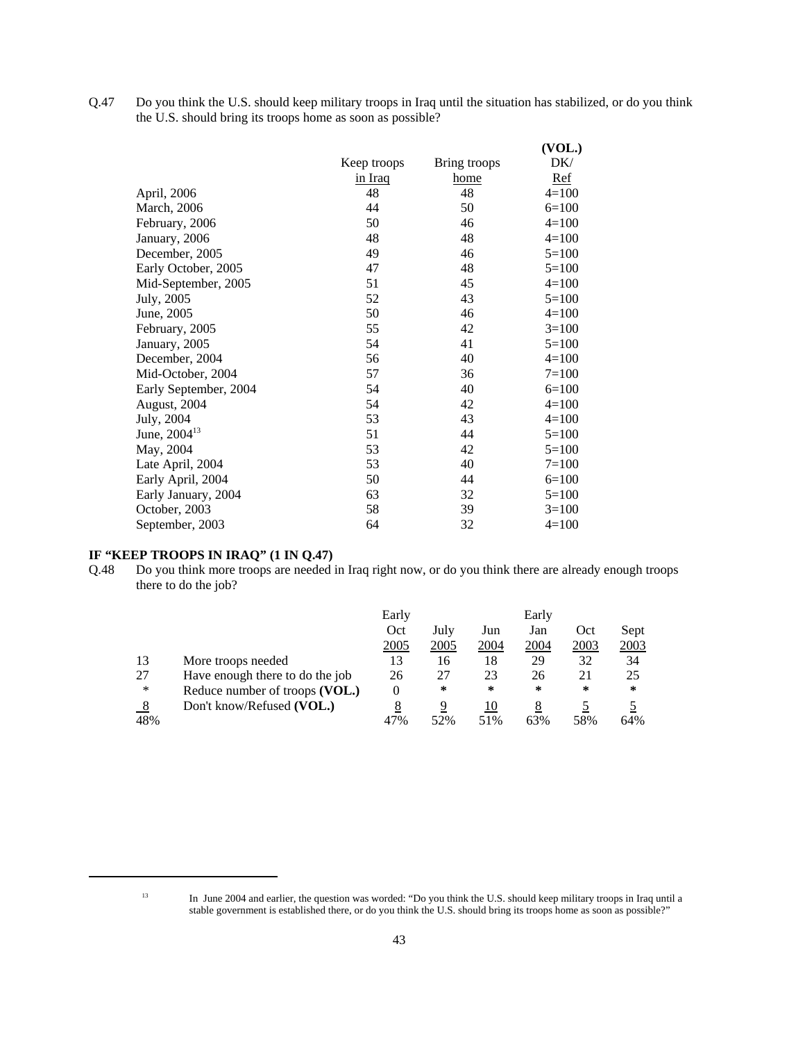Q.47 Do you think the U.S. should keep military troops in Iraq until the situation has stabilized, or do you think the U.S. should bring its troops home as soon as possible?

| | Keep troops in Iraq | Bring troops home | (VOL.) DK/ Ref |
|---|---|---|---|
| April, 2006 | 48 | 48 | 4=100 |
| March, 2006 | 44 | 50 | 6=100 |
| February, 2006 | 50 | 46 | 4=100 |
| January, 2006 | 48 | 48 | 4=100 |
| December, 2005 | 49 | 46 | 5=100 |
| Early October, 2005 | 47 | 48 | 5=100 |
| Mid-September, 2005 | 51 | 45 | 4=100 |
| July, 2005 | 52 | 43 | 5=100 |
| June, 2005 | 50 | 46 | 4=100 |
| February, 2005 | 55 | 42 | 3=100 |
| January, 2005 | 54 | 41 | 5=100 |
| December, 2004 | 56 | 40 | 4=100 |
| Mid-October, 2004 | 57 | 36 | 7=100 |
| Early September, 2004 | 54 | 40 | 6=100 |
| August, 2004 | 54 | 42 | 4=100 |
| July, 2004 | 53 | 43 | 4=100 |
| June, 2004[13] | 51 | 44 | 5=100 |
| May, 2004 | 53 | 42 | 5=100 |
| Late April, 2004 | 53 | 40 | 7=100 |
| Early April, 2004 | 50 | 44 | 6=100 |
| Early January, 2004 | 63 | 32 | 5=100 |
| October, 2003 | 58 | 39 | 3=100 |
| September, 2003 | 64 | 32 | 4=100 |

**IF "KEEP TROOPS IN IRAQ" (1 IN Q.47)**

Q.48 Do you think more troops are needed in Iraq right now, or do you think there are already enough troops there to do the job?

| | | Early Oct 2005 | July 2005 | Jun 2004 | Early Jan 2004 | Oct 2003 | Sept 2003 |
|---|---|---|---|---|---|---|---|
| 13 | More troops needed | 13 | 16 | 18 | 29 | 32 | 34 |
| 27 | Have enough there to do the job | 26 | 27 | 23 | 26 | 21 | 25 |
| * | Reduce number of troops **(VOL.)** | 0 | * | * | * | * | * |
| 8 | Don't know/Refused **(VOL.)** | 8 | 9 | 10 | 8 | 5 | 5 |
| 48% | | 47% | 52% | 51% | 63% | 58% | 64% |

[13] In June 2004 and earlier, the question was worded: "Do you think the U.S. should keep military troops in Iraq until a stable government is established there, or do you think the U.S. should bring its troops home as soon as possible?"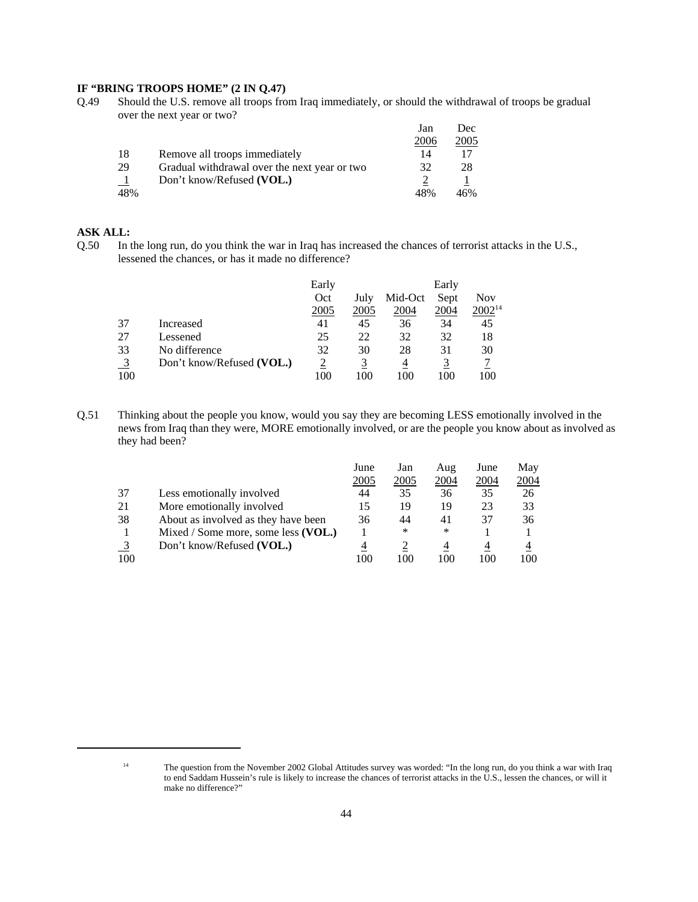**IF "BRING TROOPS HOME" (2 IN Q.47)**

Q.49 Should the U.S. remove all troops from Iraq immediately, or should the withdrawal of troops be gradual over the next year or two?

| | | Jan 2006 | Dec 2005 |
|---|---|---|---|
| 18 | Remove all troops immediately | 14 | 17 |
| 29 | Gradual withdrawal over the next year or two | 32 | 28 |
| 1 | Don't know/Refused **(VOL.)** | 2 | 1 |
| 48% | | 48% | 46% |

**ASK ALL:**

Q.50 In the long run, do you think the war in Iraq has increased the chances of terrorist attacks in the U.S., lessened the chances, or has it made no difference?

| | | Early Oct 2005 | July 2005 | Mid-Oct 2004 | Early Sept 2004 | Nov 2002[14] |
|---|---|---|---|---|---|---|
| 37 | Increased | 41 | 45 | 36 | 34 | 45 |
| 27 | Lessened | 25 | 22 | 32 | 32 | 18 |
| 33 | No difference | 32 | 30 | 28 | 31 | 30 |
| 3 | Don't know/Refused **(VOL.)** | 2 | 3 | 4 | 3 | 7 |
| 100 | | 100 | 100 | 100 | 100 | 100 |

Q.51 Thinking about the people you know, would you say they are becoming LESS emotionally involved in the news from Iraq than they were, MORE emotionally involved, or are the people you know about as involved as they had been?

| | | June 2005 | Jan 2005 | Aug 2004 | June 2004 | May 2004 |
|---|---|---|---|---|---|---|
| 37 | Less emotionally involved | 44 | 35 | 36 | 35 | 26 |
| 21 | More emotionally involved | 15 | 19 | 19 | 23 | 33 |
| 38 | About as involved as they have been | 36 | 44 | 41 | 37 | 36 |
| 1 | Mixed / Some more, some less **(VOL.)** | 1 | * | * | 1 | 1 |
| 3 | Don't know/Refused **(VOL.)** | 4 | 2 | 4 | 4 | 4 |
| 100 | | 100 | 100 | 100 | 100 | 100 |

[14] The question from the November 2002 Global Attitudes survey was worded: "In the long run, do you think a war with Iraq to end Saddam Hussein's rule is likely to increase the chances of terrorist attacks in the U.S., lessen the chances, or will it make no difference?"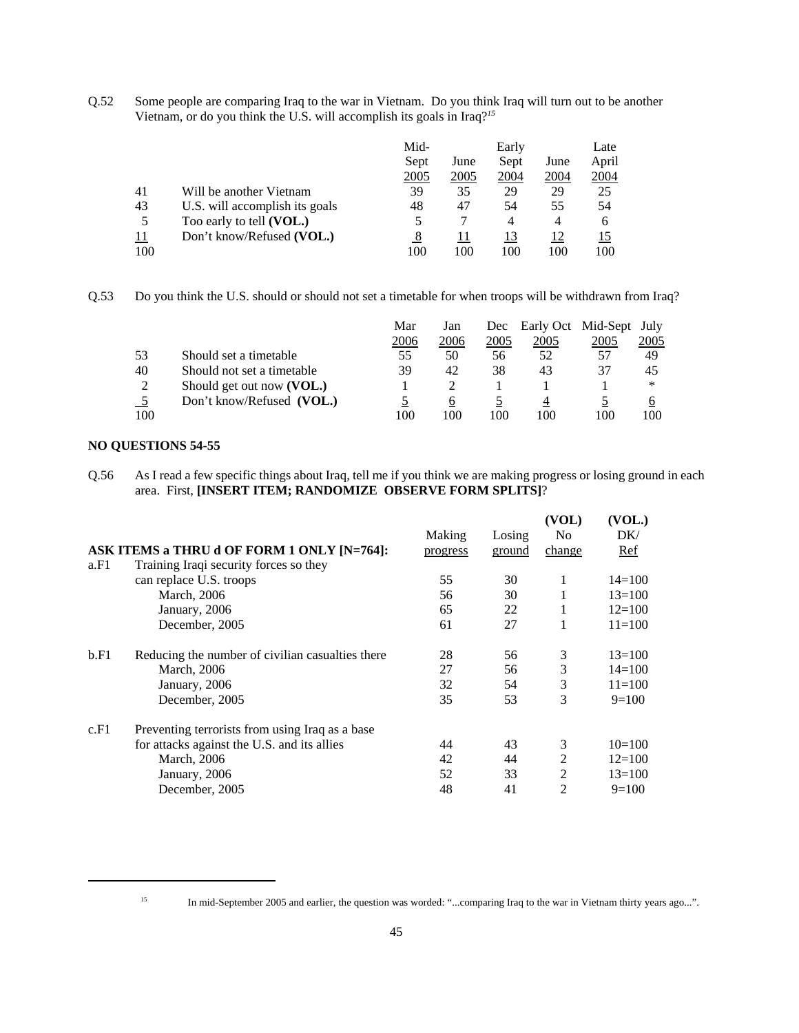Q.52 Some people are comparing Iraq to the war in Vietnam. Do you think Iraq will turn out to be another Vietnam, or do you think the U.S. will accomplish its goals in Iraq?[15]

| | | Mid-Sept 2005 | June 2005 | Early Sept 2004 | June 2004 | Late April 2004 |
|---|---|---|---|---|---|---|
| 41 | Will be another Vietnam | 39 | 35 | 29 | 29 | 25 |
| 43 | U.S. will accomplish its goals | 48 | 47 | 54 | 55 | 54 |
| 5 | Too early to tell **(VOL.)** | 5 | 7 | 4 | 4 | 6 |
| 11 | Don't know/Refused **(VOL.)** | 8 | 11 | 13 | 12 | 15 |
| 100 | | 100 | 100 | 100 | 100 | 100 |

Q.53 Do you think the U.S. should or should not set a timetable for when troops will be withdrawn from Iraq?

| | | Mar 2006 | Jan 2006 | Dec 2005 | Early Oct 2005 | Mid-Sept 2005 | July 2005 |
|---|---|---|---|---|---|---|---|
| 53 | Should set a timetable | 55 | 50 | 56 | 52 | 57 | 49 |
| 40 | Should not set a timetable | 39 | 42 | 38 | 43 | 37 | 45 |
| 2 | Should get out now **(VOL.)** | 1 | 2 | 1 | 1 | 1 | * |
| 5 | Don't know/Refused **(VOL.)** | 5 | 6 | 5 | 4 | 5 | 6 |
| 100 | | 100 | 100 | 100 | 100 | 100 | 100 |

**NO QUESTIONS 54-55**

Q.56 As I read a few specific things about Iraq, tell me if you think we are making progress or losing ground in each area. First, **[INSERT ITEM; RANDOMIZE OBSERVE FORM SPLITS]**?

| **ASK ITEMS a THRU d OF FORM 1 ONLY [N=764]:** | | Making progress | Losing ground | (VOL) No change | (VOL.) DK/ Ref |
|---|---|---|---|---|---|
| a.F1 | Training Iraqi security forces so they can replace U.S. troops | 55 | 30 | 1 | 14=100 |
| | March, 2006 | 56 | 30 | 1 | 13=100 |
| | January, 2006 | 65 | 22 | 1 | 12=100 |
| | December, 2005 | 61 | 27 | 1 | 11=100 |
| b.F1 | Reducing the number of civilian casualties there | 28 | 56 | 3 | 13=100 |
| | March, 2006 | 27 | 56 | 3 | 14=100 |
| | January, 2006 | 32 | 54 | 3 | 11=100 |
| | December, 2005 | 35 | 53 | 3 | 9=100 |
| c.F1 | Preventing terrorists from using Iraq as a base for attacks against the U.S. and its allies | 44 | 43 | 3 | 10=100 |
| | March, 2006 | 42 | 44 | 2 | 12=100 |
| | January, 2006 | 52 | 33 | 2 | 13=100 |
| | December, 2005 | 48 | 41 | 2 | 9=100 |

[15] In mid-September 2005 and earlier, the question was worded: "...comparing Iraq to the war in Vietnam thirty years ago...".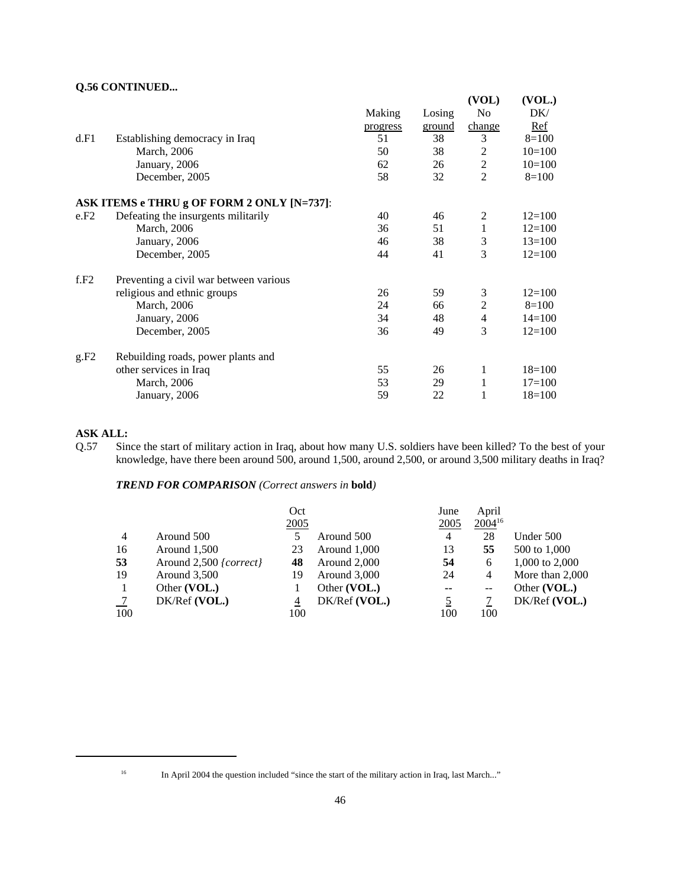**Q.56 CONTINUED...**

| | | Making progress | Losing ground | (VOL) No change | (VOL.) DK/ Ref |
|---|---|---|---|---|---|
| d.F1 | Establishing democracy in Iraq | 51 | 38 | 3 | 8=100 |
| | March, 2006 | 50 | 38 | 2 | 10=100 |
| | January, 2006 | 62 | 26 | 2 | 10=100 |
| | December, 2005 | 58 | 32 | 2 | 8=100 |
| **ASK ITEMS e THRU g OF FORM 2 ONLY [N=737]**: | | | | | |
| e.F2 | Defeating the insurgents militarily | 40 | 46 | 2 | 12=100 |
| | March, 2006 | 36 | 51 | 1 | 12=100 |
| | January, 2006 | 46 | 38 | 3 | 13=100 |
| | December, 2005 | 44 | 41 | 3 | 12=100 |
| f.F2 | Preventing a civil war between various religious and ethnic groups | 26 | 59 | 3 | 12=100 |
| | March, 2006 | 24 | 66 | 2 | 8=100 |
| | January, 2006 | 34 | 48 | 4 | 14=100 |
| | December, 2005 | 36 | 49 | 3 | 12=100 |
| g.F2 | Rebuilding roads, power plants and other services in Iraq | 55 | 26 | 1 | 18=100 |
| | March, 2006 | 53 | 29 | 1 | 17=100 |
| | January, 2006 | 59 | 22 | 1 | 18=100 |

**ASK ALL:**

Q.57 Since the start of military action in Iraq, about how many U.S. soldiers have been killed? To the best of your knowledge, have there been around 500, around 1,500, around 2,500, or around 3,500 military deaths in Iraq?

***TREND FOR COMPARISON*** *(Correct answers in* **bold***)*

| | | Oct 2005 | | June 2005 | April 2004[16] | |
|---|---|---|---|---|---|---|
| 4 | Around 500 | 5 | Around 500 | 4 | 28 | Under 500 |
| 16 | Around 1,500 | 23 | Around 1,000 | 13 | **55** | 500 to 1,000 |
| **53** | Around 2,500 *{correct}* | **48** | Around 2,000 | **54** | 6 | 1,000 to 2,000 |
| 19 | Around 3,500 | 19 | Around 3,000 | 24 | 4 | More than 2,000 |
| 1 | Other **(VOL.)** | 1 | Other **(VOL.)** | -- | -- | Other **(VOL.)** |
| 7 | DK/Ref **(VOL.)** | 4 | DK/Ref **(VOL.)** | 5 | 7 | DK/Ref **(VOL.)** |
| 100 | | 100 | | 100 | 100 | |

[16] In April 2004 the question included "since the start of the military action in Iraq, last March..."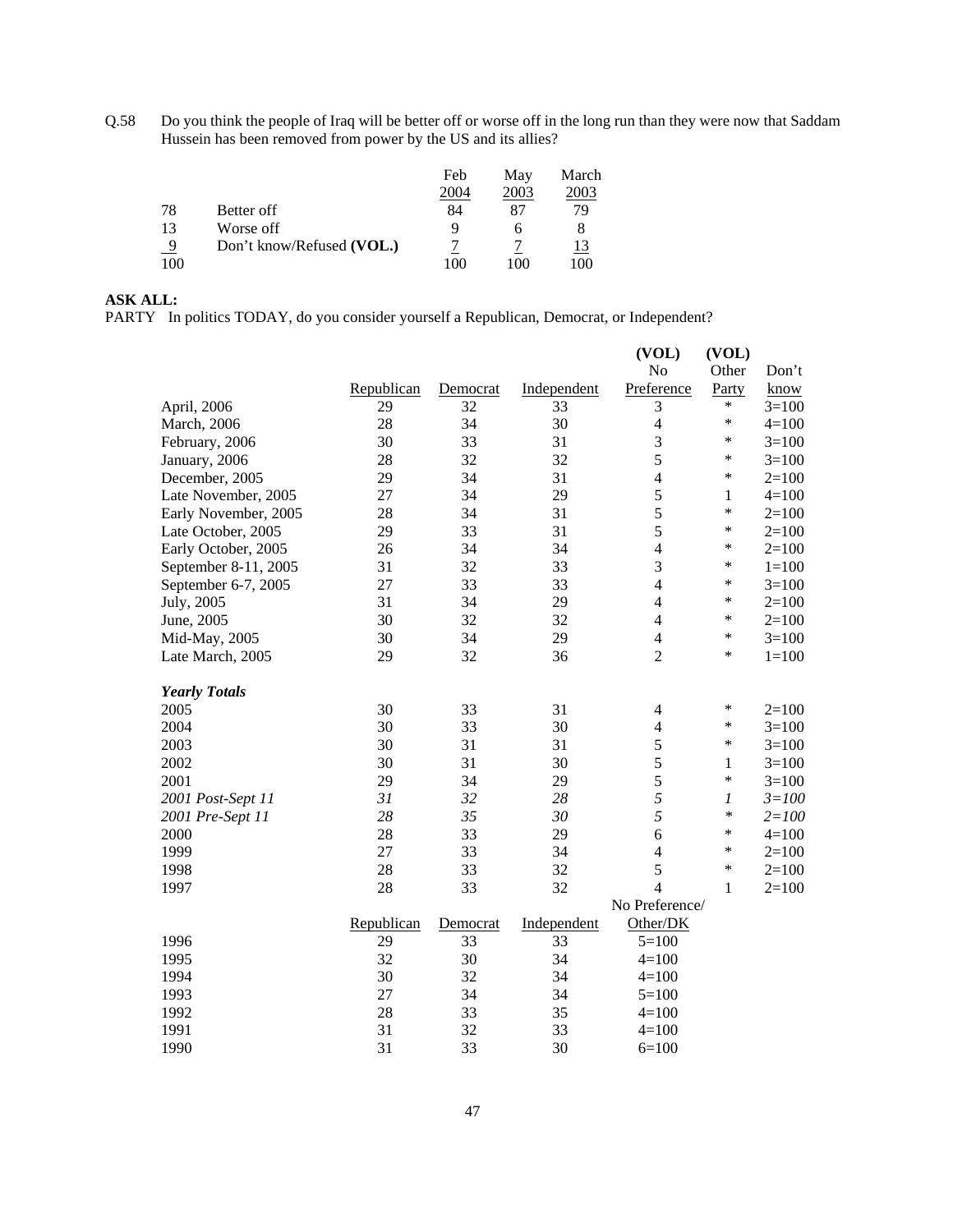Q.58 Do you think the people of Iraq will be better off or worse off in the long run than they were now that Saddam Hussein has been removed from power by the US and its allies?

| | | Feb 2004 | May 2003 | March 2003 |
|---|---|---|---|---|
| 78 | Better off | 84 | 87 | 79 |
| 13 | Worse off | 9 | 6 | 8 |
| 9 | Don't know/Refused **(VOL.)** | 7 | 7 | 13 |
| 100 | | 100 | 100 | 100 |

**ASK ALL:**

PARTY In politics TODAY, do you consider yourself a Republican, Democrat, or Independent?

| | Republican | Democrat | Independent | **(VOL)** No Preference | **(VOL)** Other Party | Don't know |
|---|---|---|---|---|---|---|
| April, 2006 | 29 | 32 | 33 | 3 | * | 3=100 |
| March, 2006 | 28 | 34 | 30 | 4 | * | 4=100 |
| February, 2006 | 30 | 33 | 31 | 3 | * | 3=100 |
| January, 2006 | 28 | 32 | 32 | 5 | * | 3=100 |
| December, 2005 | 29 | 34 | 31 | 4 | * | 2=100 |
| Late November, 2005 | 27 | 34 | 29 | 5 | 1 | 4=100 |
| Early November, 2005 | 28 | 34 | 31 | 5 | * | 2=100 |
| Late October, 2005 | 29 | 33 | 31 | 5 | * | 2=100 |
| Early October, 2005 | 26 | 34 | 34 | 4 | * | 2=100 |
| September 8-11, 2005 | 31 | 32 | 33 | 3 | * | 1=100 |
| September 6-7, 2005 | 27 | 33 | 33 | 4 | * | 3=100 |
| July, 2005 | 31 | 34 | 29 | 4 | * | 2=100 |
| June, 2005 | 30 | 32 | 32 | 4 | * | 2=100 |
| Mid-May, 2005 | 30 | 34 | 29 | 4 | * | 3=100 |
| Late March, 2005 | 29 | 32 | 36 | 2 | * | 1=100 |
| ***Yearly Totals*** | | | | | | |
| 2005 | 30 | 33 | 31 | 4 | * | 2=100 |
| 2004 | 30 | 33 | 30 | 4 | * | 3=100 |
| 2003 | 30 | 31 | 31 | 5 | * | 3=100 |
| 2002 | 30 | 31 | 30 | 5 | 1 | 3=100 |
| 2001 | 29 | 34 | 29 | 5 | * | 3=100 |
| *2001 Post-Sept 11* | *31* | *32* | *28* | *5* | *1* | *3=100* |
| *2001 Pre-Sept 11* | *28* | *35* | *30* | *5* | * | *2=100* |
| 2000 | 28 | 33 | 29 | 6 | * | 4=100 |
| 1999 | 27 | 33 | 34 | 4 | * | 2=100 |
| 1998 | 28 | 33 | 32 | 5 | * | 2=100 |
| 1997 | 28 | 33 | 32 | 4 | 1 | 2=100 |

| | Republican | Democrat | Independent | No Preference/ Other/DK |
|---|---|---|---|---|
| 1996 | 29 | 33 | 33 | 5=100 |
| 1995 | 32 | 30 | 34 | 4=100 |
| 1994 | 30 | 32 | 34 | 4=100 |
| 1993 | 27 | 34 | 34 | 5=100 |
| 1992 | 28 | 33 | 35 | 4=100 |
| 1991 | 31 | 32 | 33 | 4=100 |
| 1990 | 31 | 33 | 30 | 6=100 |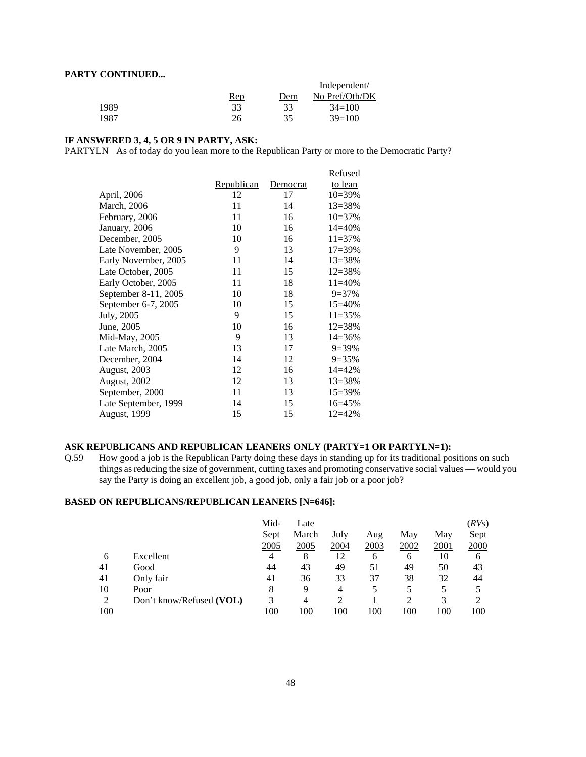**PARTY CONTINUED...**

| | Rep | Dem | Independent/ No Pref/Oth/DK |
|---|---|---|---|
| 1989 | 33 | 33 | 34=100 |
| 1987 | 26 | 35 | 39=100 |

**IF ANSWERED 3, 4, 5 OR 9 IN PARTY, ASK:**

PARTYLN As of today do you lean more to the Republican Party or more to the Democratic Party?

| | Republican | Democrat | Refused to lean |
|---|---|---|---|
| April, 2006 | 12 | 17 | 10=39% |
| March, 2006 | 11 | 14 | 13=38% |
| February, 2006 | 11 | 16 | 10=37% |
| January, 2006 | 10 | 16 | 14=40% |
| December, 2005 | 10 | 16 | 11=37% |
| Late November, 2005 | 9 | 13 | 17=39% |
| Early November, 2005 | 11 | 14 | 13=38% |
| Late October, 2005 | 11 | 15 | 12=38% |
| Early October, 2005 | 11 | 18 | 11=40% |
| September 8-11, 2005 | 10 | 18 | 9=37% |
| September 6-7, 2005 | 10 | 15 | 15=40% |
| July, 2005 | 9 | 15 | 11=35% |
| June, 2005 | 10 | 16 | 12=38% |
| Mid-May, 2005 | 9 | 13 | 14=36% |
| Late March, 2005 | 13 | 17 | 9=39% |
| December, 2004 | 14 | 12 | 9=35% |
| August, 2003 | 12 | 16 | 14=42% |
| August, 2002 | 12 | 13 | 13=38% |
| September, 2000 | 11 | 13 | 15=39% |
| Late September, 1999 | 14 | 15 | 16=45% |
| August, 1999 | 15 | 15 | 12=42% |

**ASK REPUBLICANS AND REPUBLICAN LEANERS ONLY (PARTY=1 OR PARTYLN=1):**

Q.59 How good a job is the Republican Party doing these days in standing up for its traditional positions on such things as reducing the size of government, cutting taxes and promoting conservative social values — would you say the Party is doing an excellent job, a good job, only a fair job or a poor job?

**BASED ON REPUBLICANS/REPUBLICAN LEANERS [N=646]:**

| | | Mid-Sept 2005 | Late March 2005 | July 2004 | Aug 2003 | May 2002 | May 2001 | (*RVs*) Sept 2000 |
|---|---|---|---|---|---|---|---|---|
| 6 | Excellent | 4 | 8 | 12 | 6 | 6 | 10 | 6 |
| 41 | Good | 44 | 43 | 49 | 51 | 49 | 50 | 43 |
| 41 | Only fair | 41 | 36 | 33 | 37 | 38 | 32 | 44 |
| 10 | Poor | 8 | 9 | 4 | 5 | 5 | 5 | 5 |
| 2 | Don't know/Refused **(VOL)** | 3 | 4 | 2 | 1 | 2 | 3 | 2 |
| 100 | | 100 | 100 | 100 | 100 | 100 | 100 | 100 |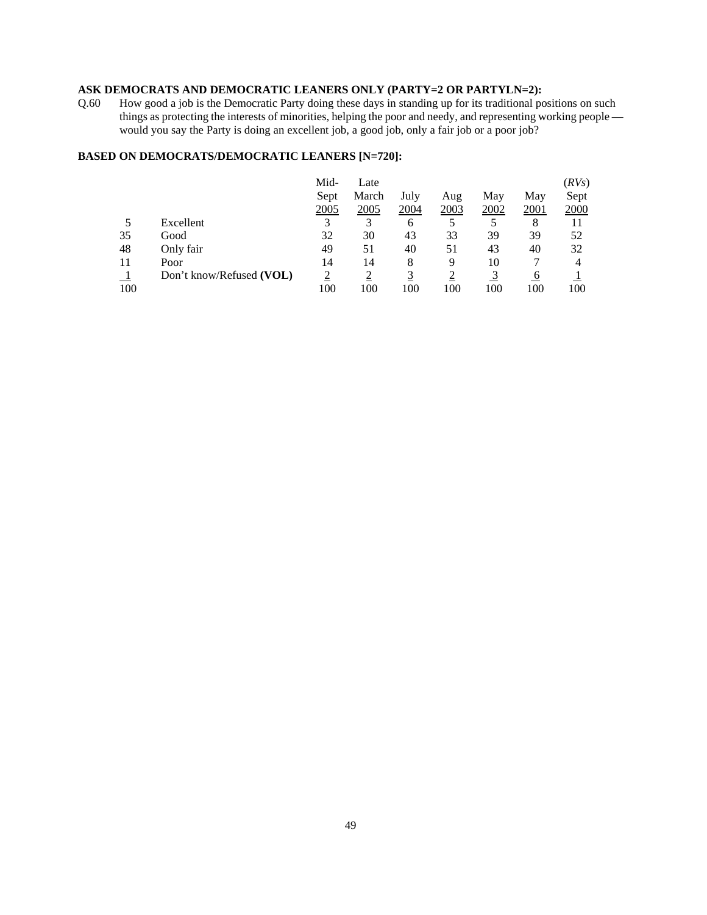**ASK DEMOCRATS AND DEMOCRATIC LEANERS ONLY (PARTY=2 OR PARTYLN=2):**

Q.60 How good a job is the Democratic Party doing these days in standing up for its traditional positions on such things as protecting the interests of minorities, helping the poor and needy, and representing working people — would you say the Party is doing an excellent job, a good job, only a fair job or a poor job?

**BASED ON DEMOCRATS/DEMOCRATIC LEANERS [N=720]:**

| | | Mid-Sept 2005 | Late March 2005 | July 2004 | Aug 2003 | May 2002 | May 2001 | (*RVs*) Sept 2000 |
|---|---|---|---|---|---|---|---|---|
| 5 | Excellent | 3 | 3 | 6 | 5 | 5 | 8 | 11 |
| 35 | Good | 32 | 30 | 43 | 33 | 39 | 39 | 52 |
| 48 | Only fair | 49 | 51 | 40 | 51 | 43 | 40 | 32 |
| 11 | Poor | 14 | 14 | 8 | 9 | 10 | 7 | 4 |
| 1 | Don't know/Refused **(VOL)** | 2 | 2 | 3 | 2 | 3 | 6 | 1 |
| 100 | | 100 | 100 | 100 | 100 | 100 | 100 | 100 |